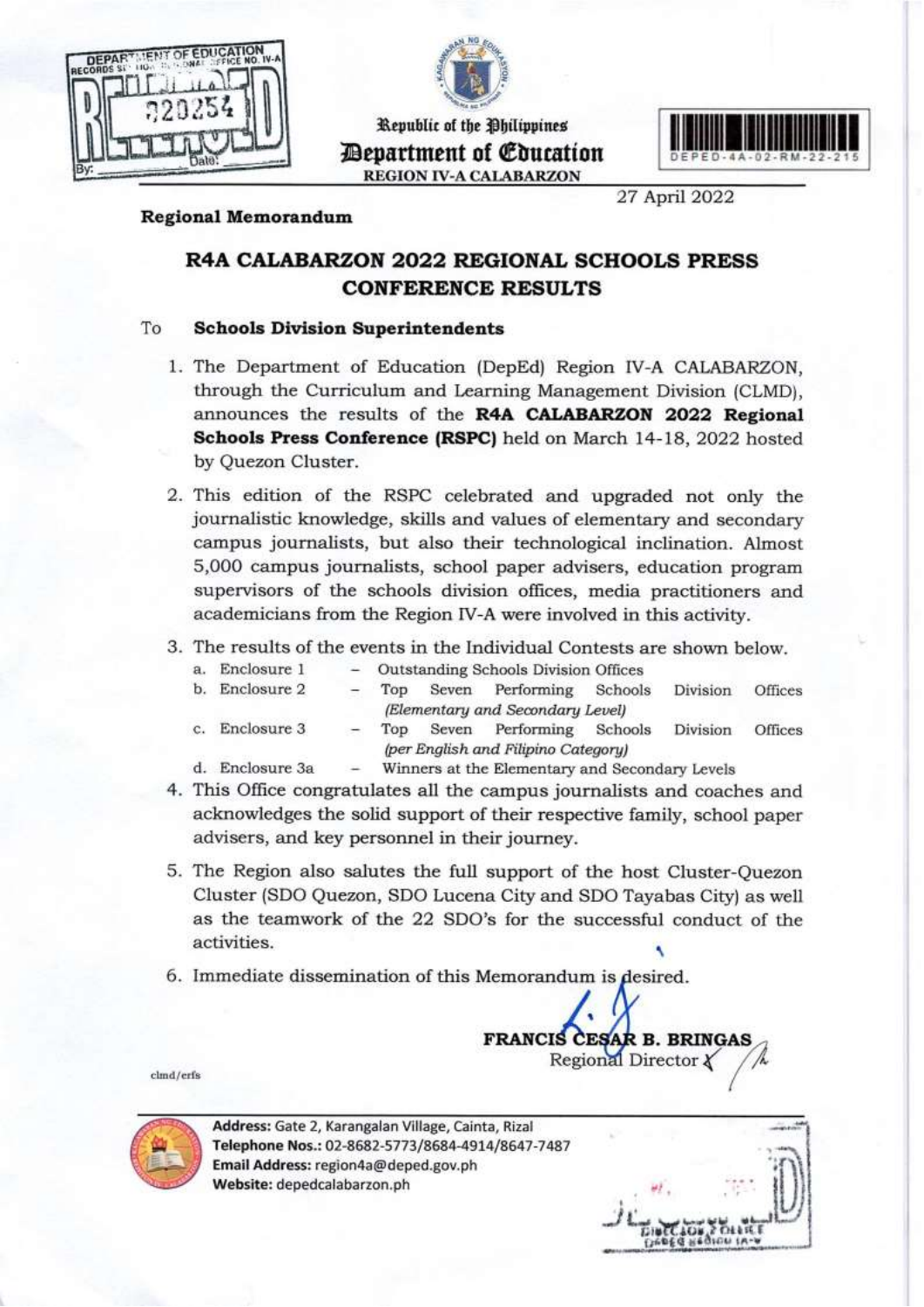Republic of the Philippines
**Department of Education**
REGION IV-A CALABARZON

DEPED-4A-02-RM-22-215

27 April 2022

**Regional Memorandum**

## R4A CALABARZON 2022 REGIONAL SCHOOLS PRESS CONFERENCE RESULTS

To **Schools Division Superintendents**

1. The Department of Education (DepEd) Region IV-A CALABARZON, through the Curriculum and Learning Management Division (CLMD), announces the results of the **R4A CALABARZON 2022 Regional Schools Press Conference (RSPC)** held on March 14-18, 2022 hosted by Quezon Cluster.

2. This edition of the RSPC celebrated and upgraded not only the journalistic knowledge, skills and values of elementary and secondary campus journalists, but also their technological inclination. Almost 5,000 campus journalists, school paper advisers, education program supervisors of the schools division offices, media practitioners and academicians from the Region IV-A were involved in this activity.

3. The results of the events in the Individual Contests are shown below.
   a. Enclosure 1 – Outstanding Schools Division Offices
   b. Enclosure 2 – Top Seven Performing Schools Division Offices *(Elementary and Secondary Level)*
   c. Enclosure 3 – Top Seven Performing Schools Division Offices *(per English and Filipino Category)*
   d. Enclosure 3a – Winners at the Elementary and Secondary Levels

4. This Office congratulates all the campus journalists and coaches and acknowledges the solid support of their respective family, school paper advisers, and key personnel in their journey.

5. The Region also salutes the full support of the host Cluster-Quezon Cluster (SDO Quezon, SDO Lucena City and SDO Tayabas City) as well as the teamwork of the 22 SDO's for the successful conduct of the activities.

6. Immediate dissemination of this Memorandum is desired.

**FRANCIS CESAR B. BRINGAS**
Regional Director

clmd/erfs

**Address:** Gate 2, Karangalan Village, Cainta, Rizal
**Telephone Nos.:** 02-8682-5773/8684-4914/8647-7487
**Email Address:** region4a@deped.gov.ph
**Website:** depedcalabarzon.ph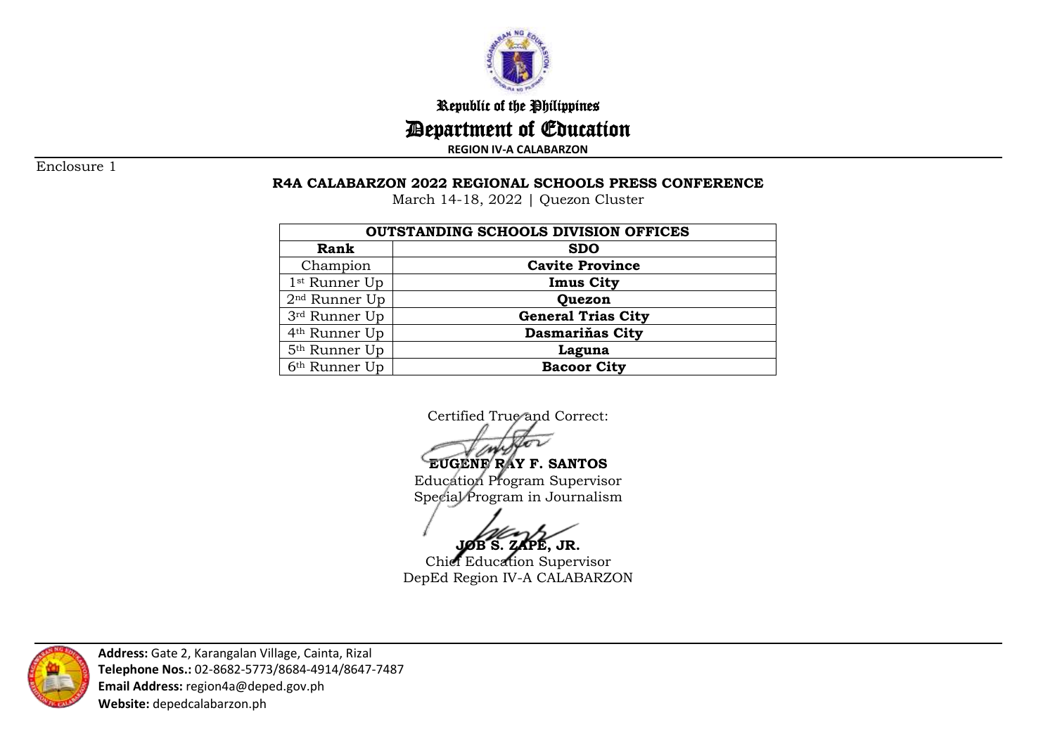Republic of the Philippines

Department of Education

**REGION IV-A CALABARZON**

Enclosure 1

**R4A CALABARZON 2022 REGIONAL SCHOOLS PRESS CONFERENCE**

March 14-18, 2022 | Quezon Cluster

| **OUTSTANDING SCHOOLS DIVISION OFFICES** | |
|---|---|
| **Rank** | **SDO** |
| Champion | **Cavite Province** |
| 1st Runner Up | **Imus City** |
| 2nd Runner Up | **Quezon** |
| 3rd Runner Up | **General Trias City** |
| 4th Runner Up | **Dasmariñas City** |
| 5th Runner Up | **Laguna** |
| 6th Runner Up | **Bacoor City** |

Certified True and Correct:

**EUGENE RAY F. SANTOS**
Education Program Supervisor
Special Program in Journalism

**JOB S. ZAPE, JR.**
Chief Education Supervisor
DepEd Region IV-A CALABARZON

**Address:** Gate 2, Karangalan Village, Cainta, Rizal
**Telephone Nos.:** 02-8682-5773/8684-4914/8647-7487
**Email Address:** region4a@deped.gov.ph
**Website:** depedcalabarzon.ph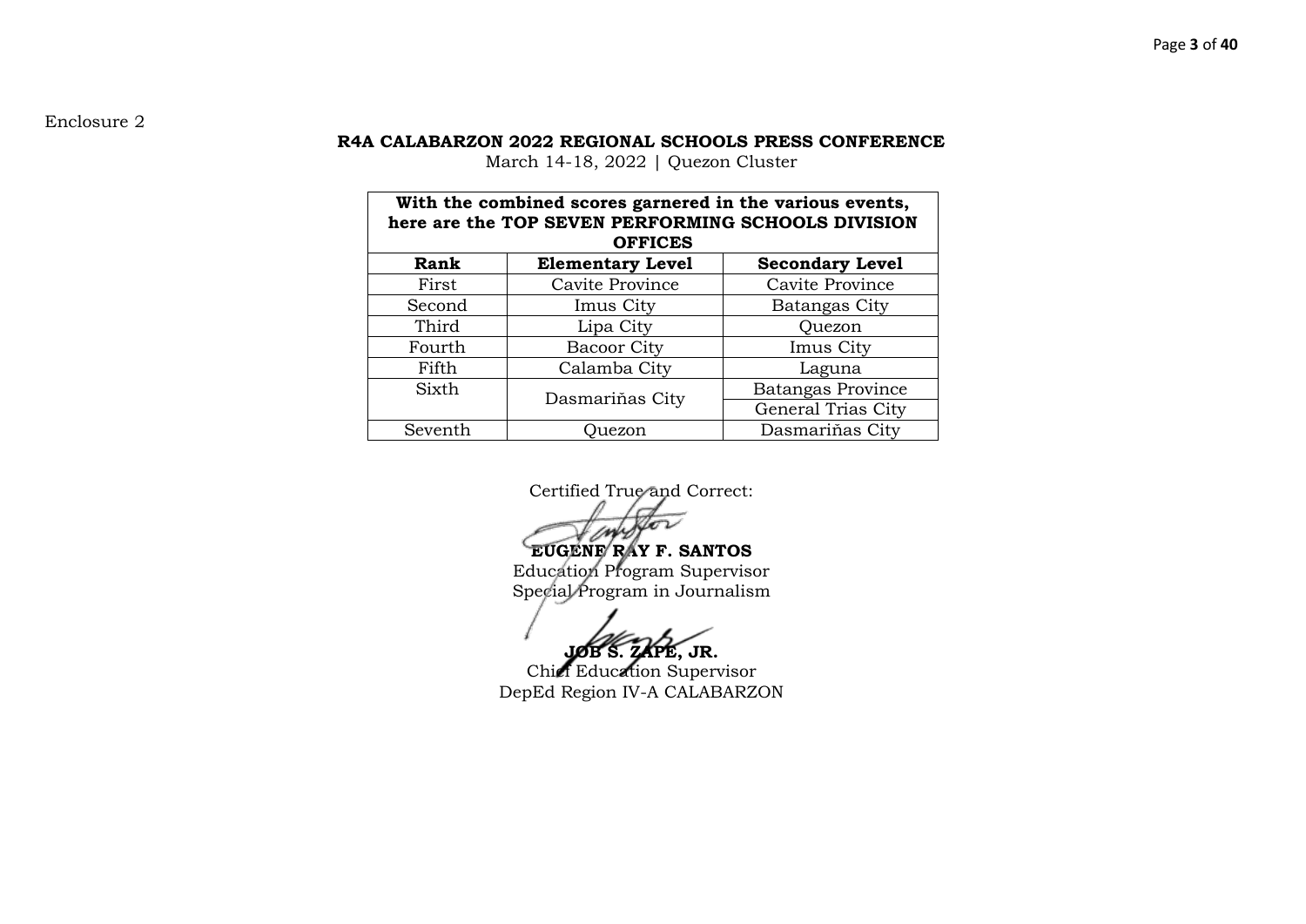Enclosure 2

**R4A CALABARZON 2022 REGIONAL SCHOOLS PRESS CONFERENCE**

March 14-18, 2022 | Quezon Cluster

| **With the combined scores garnered in the various events, here are the TOP SEVEN PERFORMING SCHOOLS DIVISION OFFICES** | | |
|---|---|---|
| **Rank** | **Elementary Level** | **Secondary Level** |
| First | Cavite Province | Cavite Province |
| Second | Imus City | Batangas City |
| Third | Lipa City | Quezon |
| Fourth | Bacoor City | Imus City |
| Fifth | Calamba City | Laguna |
| Sixth | Dasmariñas City | Batangas Province |
| | | General Trias City |
| Seventh | Quezon | Dasmariñas City |

Certified True and Correct:

**EUGENE RAY F. SANTOS**
Education Program Supervisor
Special Program in Journalism

**JOB S. ZAPE, JR.**
Chief Education Supervisor
DepEd Region IV-A CALABARZON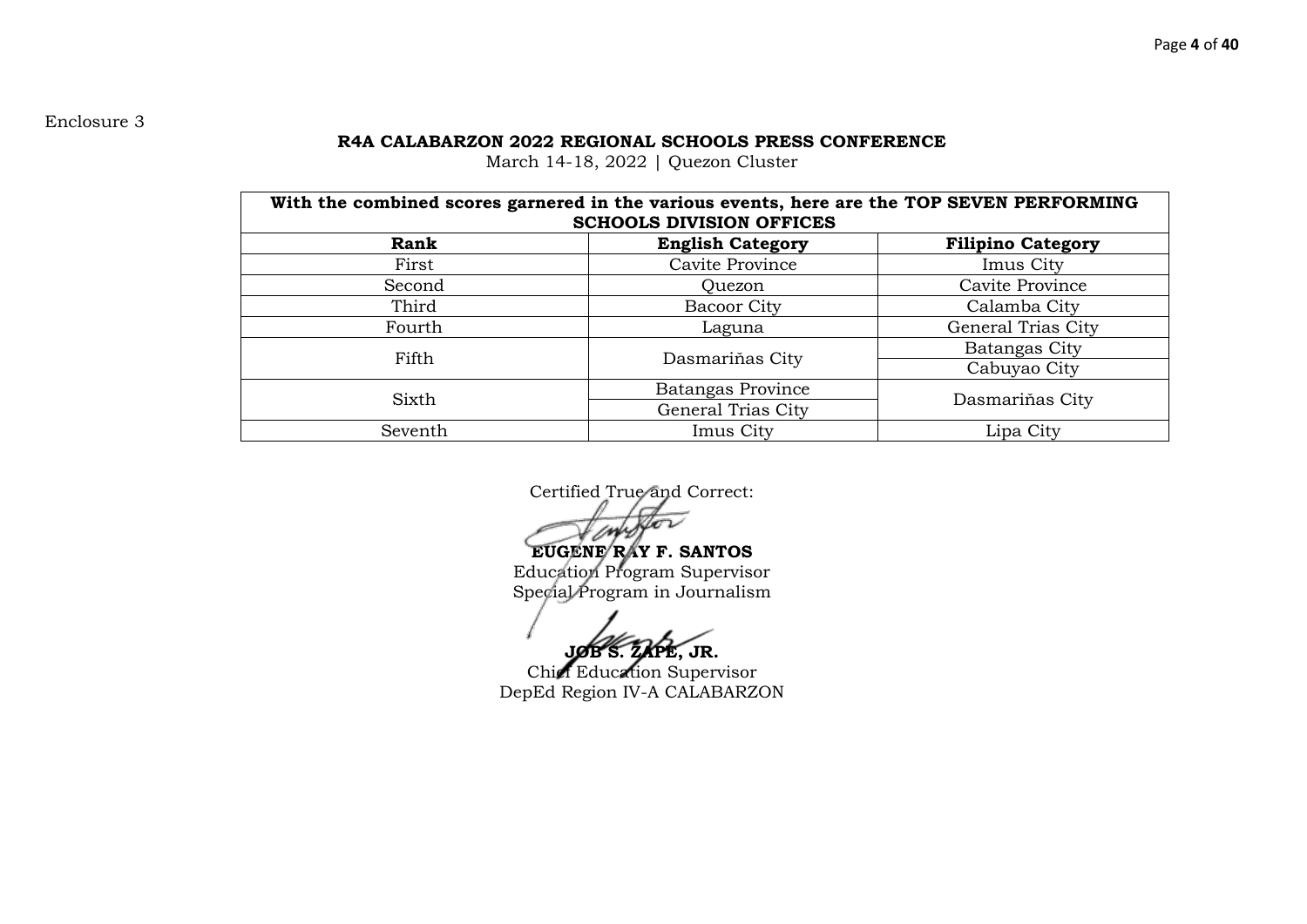Enclosure 3

**R4A CALABARZON 2022 REGIONAL SCHOOLS PRESS CONFERENCE**

March 14-18, 2022 | Quezon Cluster

| **With the combined scores garnered in the various events, here are the TOP SEVEN PERFORMING SCHOOLS DIVISION OFFICES** | | |
|---|---|---|
| **Rank** | **English Category** | **Filipino Category** |
| First | Cavite Province | Imus City |
| Second | Quezon | Cavite Province |
| Third | Bacoor City | Calamba City |
| Fourth | Laguna | General Trias City |
| Fifth | Dasmariňas City | Batangas City |
| | | Cabuyao City |
| Sixth | Batangas Province | Dasmariňas City |
| | General Trias City | |
| Seventh | Imus City | Lipa City |

Certified True and Correct:

**EUGENE RAY F. SANTOS**
Education Program Supervisor
Special Program in Journalism

**JOB S. ZAPE, JR.**
Chief Education Supervisor
DepEd Region IV-A CALABARZON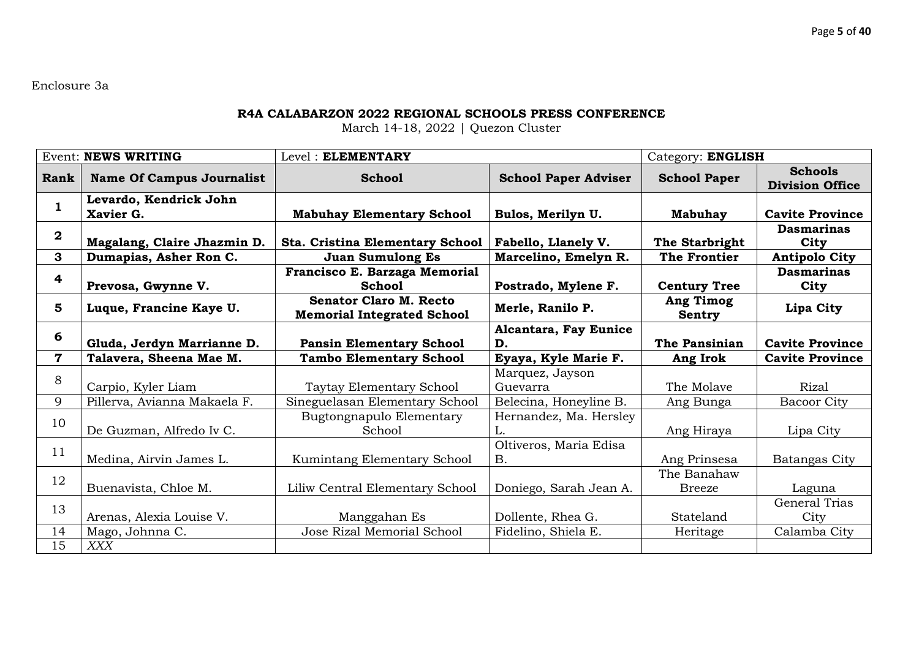Enclosure 3a

**R4A CALABARZON 2022 REGIONAL SCHOOLS PRESS CONFERENCE**

March 14-18, 2022 | Quezon Cluster

| Event: **NEWS WRITING** | | Level : **ELEMENTARY** | | Category: **ENGLISH** | |
|---|---|---|---|---|---|
| **Rank** | **Name Of Campus Journalist** | **School** | **School Paper Adviser** | **School Paper** | **Schools Division Office** |
| **1** | **Levardo, Kendrick John Xavier G.** | **Mabuhay Elementary School** | **Bulos, Merilyn U.** | **Mabuhay** | **Cavite Province** |
| **2** | **Magalang, Claire Jhazmin D.** | **Sta. Cristina Elementary School** | **Fabello, Llanely V.** | **The Starbright** | **Dasmarinas City** |
| **3** | **Dumapias, Asher Ron C.** | **Juan Sumulong Es** | **Marcelino, Emelyn R.** | **The Frontier** | **Antipolo City** |
| **4** | **Prevosa, Gwynne V.** | **Francisco E. Barzaga Memorial School** | **Postrado, Mylene F.** | **Century Tree** | **Dasmarinas City** |
| **5** | **Luque, Francine Kaye U.** | **Senator Claro M. Recto Memorial Integrated School** | **Merle, Ranilo P.** | **Ang Timog Sentry** | **Lipa City** |
| **6** | **Gluda, Jerdyn Marrianne D.** | **Pansin Elementary School** | **Alcantara, Fay Eunice D.** | **The Pansinian** | **Cavite Province** |
| **7** | **Talavera, Sheena Mae M.** | **Tambo Elementary School** | **Eyaya, Kyle Marie F.** | **Ang Irok** | **Cavite Province** |
| 8 | Carpio, Kyler Liam | Taytay Elementary School | Marquez, Jayson Guevarra | The Molave | Rizal |
| 9 | Pillerva, Avianna Makaela F. | Sineguelasan Elementary School | Belecina, Honeyline B. | Ang Bunga | Bacoor City |
| 10 | De Guzman, Alfredo Iv C. | Bugtongnapulo Elementary School | Hernandez, Ma. Hersley L. | Ang Hiraya | Lipa City |
| 11 | Medina, Airvin James L. | Kumintang Elementary School | Oltiveros, Maria Edisa B. | Ang Prinsesa | Batangas City |
| 12 | Buenavista, Chloe M. | Liliw Central Elementary School | Doniego, Sarah Jean A. | The Banahaw Breeze | Laguna |
| 13 | Arenas, Alexia Louise V. | Manggahan Es | Dollente, Rhea G. | Stateland | General Trias City |
| 14 | Mago, Johnna C. | Jose Rizal Memorial School | Fidelino, Shiela E. | Heritage | Calamba City |
| 15 | *XXX* | | | | |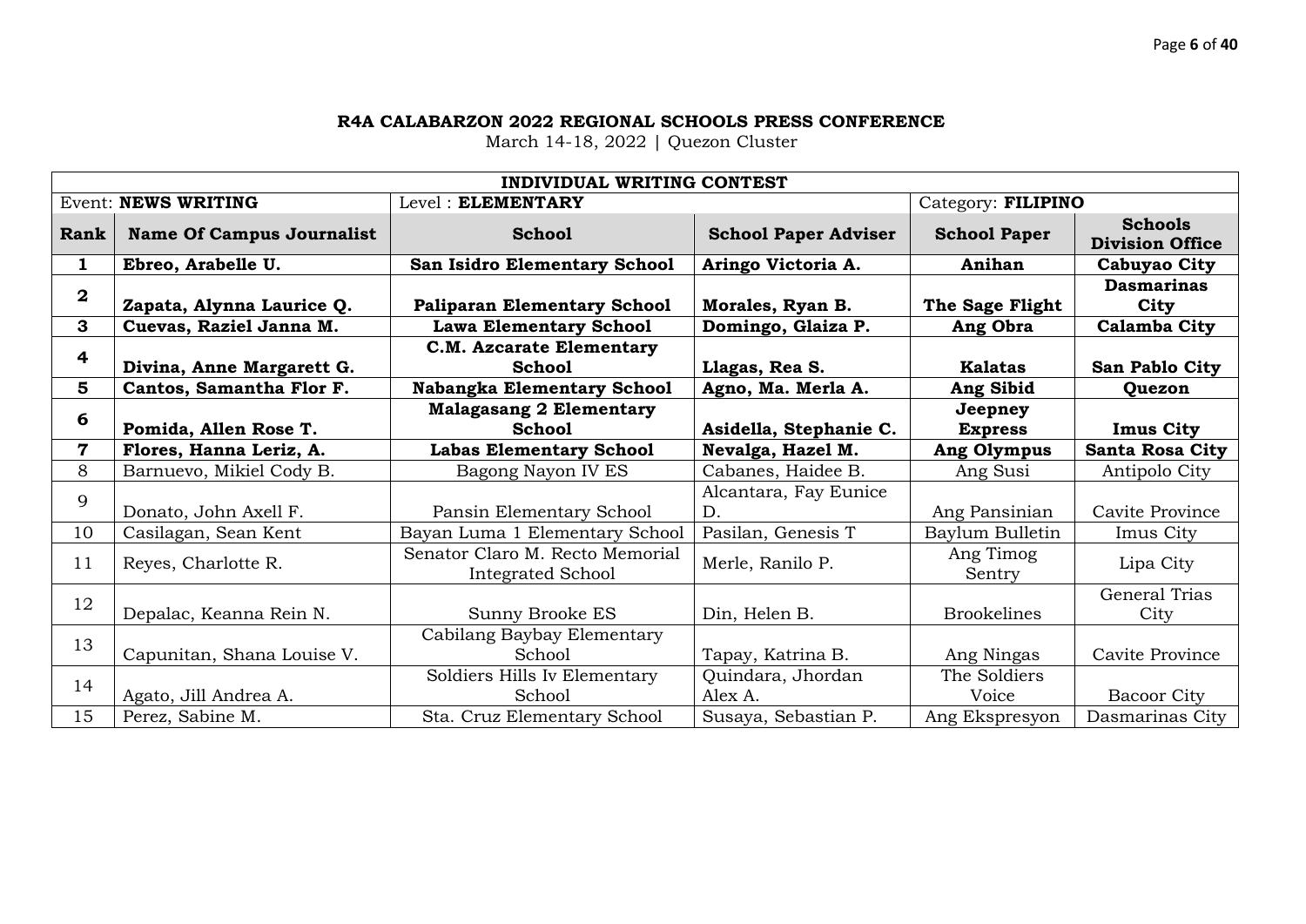**R4A CALABARZON 2022 REGIONAL SCHOOLS PRESS CONFERENCE**

March 14-18, 2022 | Quezon Cluster

| **INDIVIDUAL WRITING CONTEST** | | | | | |
|---|---|---|---|---|---|
| Event: **NEWS WRITING** | | Level : **ELEMENTARY** | | Category: **FILIPINO** | |
| **Rank** | **Name Of Campus Journalist** | **School** | **School Paper Adviser** | **School Paper** | **Schools Division Office** |
| **1** | **Ebreo, Arabelle U.** | **San Isidro Elementary School** | **Aringo Victoria A.** | **Anihan** | **Cabuyao City** |
| **2** | **Zapata, Alynna Laurice Q.** | **Paliparan Elementary School** | **Morales, Ryan B.** | **The Sage Flight** | **Dasmarinas City** |
| **3** | **Cuevas, Raziel Janna M.** | **Lawa Elementary School** | **Domingo, Glaiza P.** | **Ang Obra** | **Calamba City** |
| **4** | **Divina, Anne Margarett G.** | **C.M. Azcarate Elementary School** | **Llagas, Rea S.** | **Kalatas** | **San Pablo City** |
| **5** | **Cantos, Samantha Flor F.** | **Nabangka Elementary School** | **Agno, Ma. Merla A.** | **Ang Sibid** | **Quezon** |
| **6** | **Pomida, Allen Rose T.** | **Malagasang 2 Elementary School** | **Asidella, Stephanie C.** | **Jeepney Express** | **Imus City** |
| **7** | **Flores, Hanna Leriz, A.** | **Labas Elementary School** | **Nevalga, Hazel M.** | **Ang Olympus** | **Santa Rosa City** |
| 8 | Barnuevo, Mikiel Cody B. | Bagong Nayon IV ES | Cabanes, Haidee B. | Ang Susi | Antipolo City |
| 9 | Donato, John Axell F. | Pansin Elementary School | Alcantara, Fay Eunice D. | Ang Pansinian | Cavite Province |
| 10 | Casilagan, Sean Kent | Bayan Luma 1 Elementary School | Pasilan, Genesis T | Baylum Bulletin | Imus City |
| 11 | Reyes, Charlotte R. | Senator Claro M. Recto Memorial Integrated School | Merle, Ranilo P. | Ang Timog Sentry | Lipa City |
| 12 | Depalac, Keanna Rein N. | Sunny Brooke ES | Din, Helen B. | Brookelines | General Trias City |
| 13 | Capunitan, Shana Louise V. | Cabilang Baybay Elementary School | Tapay, Katrina B. | Ang Ningas | Cavite Province |
| 14 | Agato, Jill Andrea A. | Soldiers Hills Iv Elementary School | Quindara, Jhordan Alex A. | The Soldiers Voice | Bacoor City |
| 15 | Perez, Sabine M. | Sta. Cruz Elementary School | Susaya, Sebastian P. | Ang Ekspresyon | Dasmarinas City |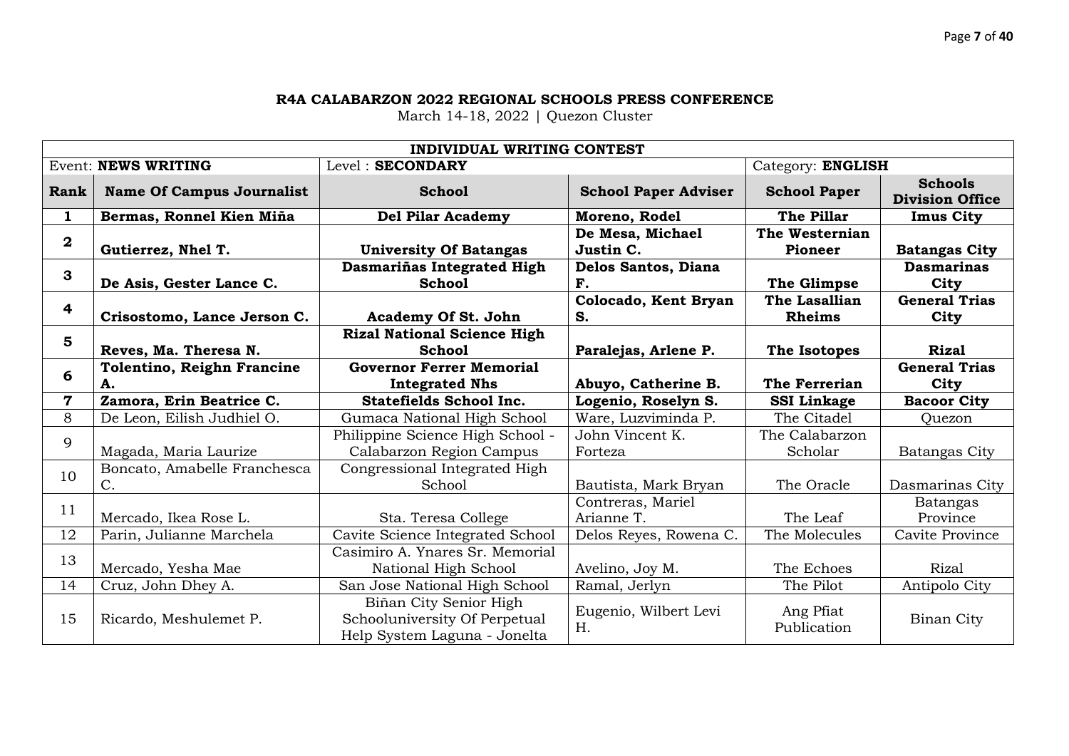**R4A CALABARZON 2022 REGIONAL SCHOOLS PRESS CONFERENCE**

March 14-18, 2022 | Quezon Cluster

| INDIVIDUAL WRITING CONTEST | | | | | |
|---|---|---|---|---|---|
| Event: **NEWS WRITING** | | Level : **SECONDARY** | | Category: **ENGLISH** | |
| **Rank** | **Name Of Campus Journalist** | **School** | **School Paper Adviser** | **School Paper** | **Schools Division Office** |
| **1** | **Bermas, Ronnel Kien Miña** | **Del Pilar Academy** | **Moreno, Rodel** | **The Pillar** | **Imus City** |
| **2** | **Gutierrez, Nhel T.** | **University Of Batangas** | **De Mesa, Michael Justin C.** | **The Westernian Pioneer** | **Batangas City** |
| **3** | **De Asis, Gester Lance C.** | **Dasmariñas Integrated High School** | **Delos Santos, Diana F.** | **The Glimpse** | **Dasmarinas City** |
| **4** | **Crisostomo, Lance Jerson C.** | **Academy Of St. John** | **Colocado, Kent Bryan S.** | **The Lasallian Rheims** | **General Trias City** |
| **5** | **Reves, Ma. Theresa N.** | **Rizal National Science High School** | **Paralejas, Arlene P.** | **The Isotopes** | **Rizal** |
| **6** | **Tolentino, Reighn Francine A.** | **Governor Ferrer Memorial Integrated Nhs** | **Abuyo, Catherine B.** | **The Ferrerian** | **General Trias City** |
| **7** | **Zamora, Erin Beatrice C.** | **Statefields School Inc.** | **Logenio, Roselyn S.** | **SSI Linkage** | **Bacoor City** |
| 8 | De Leon, Eilish Judhiel O. | Gumaca National High School | Ware, Luzviminda P. | The Citadel | Quezon |
| 9 | Magada, Maria Laurize | Philippine Science High School - Calabarzon Region Campus | John Vincent K. Forteza | The Calabarzon Scholar | Batangas City |
| 10 | Boncato, Amabelle Franchesca C. | Congressional Integrated High School | Bautista, Mark Bryan | The Oracle | Dasmarinas City |
| 11 | Mercado, Ikea Rose L. | Sta. Teresa College | Contreras, Mariel Arianne T. | The Leaf | Batangas Province |
| 12 | Parin, Julianne Marchela | Cavite Science Integrated School | Delos Reyes, Rowena C. | The Molecules | Cavite Province |
| 13 | Mercado, Yesha Mae | Casimiro A. Ynares Sr. Memorial National High School | Avelino, Joy M. | The Echoes | Rizal |
| 14 | Cruz, John Dhey A. | San Jose National High School | Ramal, Jerlyn | The Pilot | Antipolo City |
| 15 | Ricardo, Meshulemet P. | Biñan City Senior High Schooluniversity Of Perpetual Help System Laguna - Jonelta | Eugenio, Wilbert Levi H. | Ang Pfiat Publication | Binan City |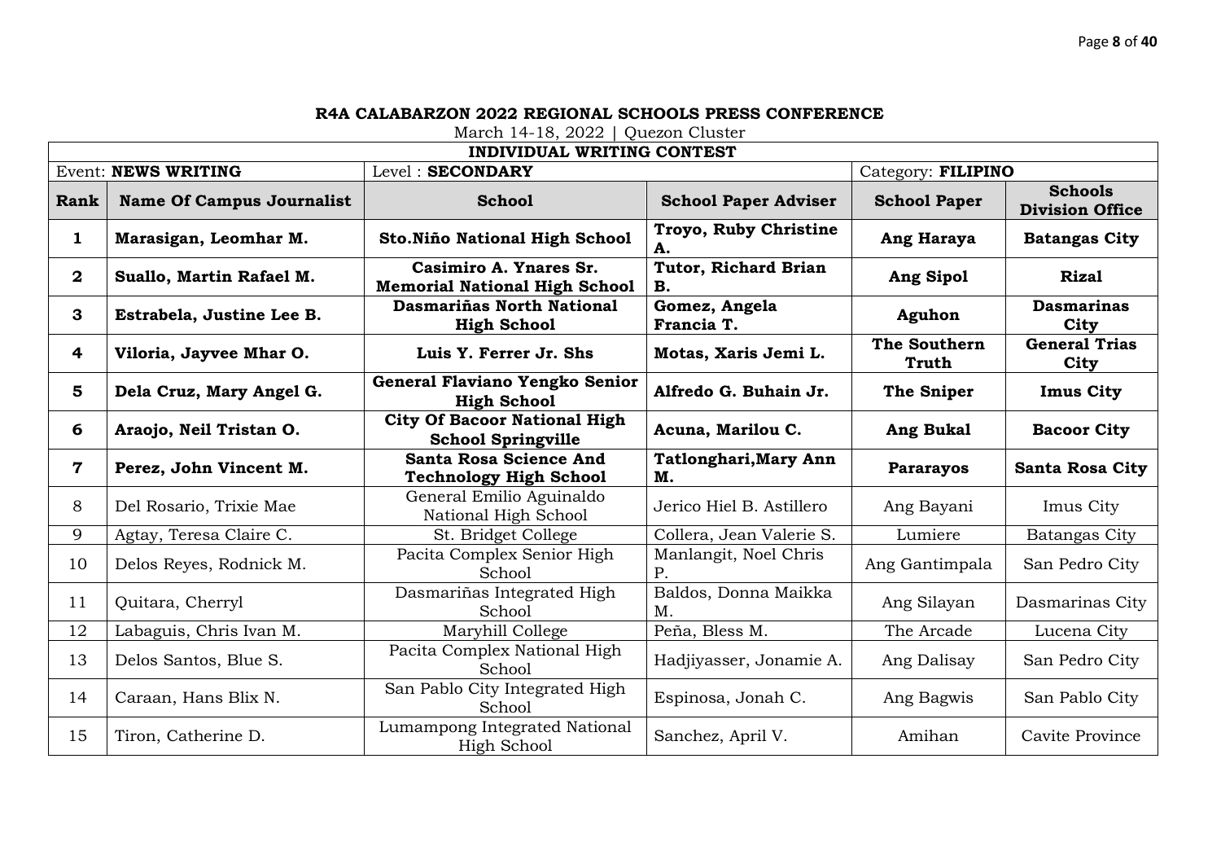**R4A CALABARZON 2022 REGIONAL SCHOOLS PRESS CONFERENCE**

March 14-18, 2022 | Quezon Cluster

**INDIVIDUAL WRITING CONTEST**

Event: **NEWS WRITING** | Level : **SECONDARY** | Category: **FILIPINO**

| Rank | Name Of Campus Journalist | School | School Paper Adviser | School Paper | Schools Division Office |
|---|---|---|---|---|---|
| **1** | **Marasigan, Leomhar M.** | **Sto.Niño National High School** | **Troyo, Ruby Christine A.** | **Ang Haraya** | **Batangas City** |
| **2** | **Suallo, Martin Rafael M.** | **Casimiro A. Ynares Sr. Memorial National High School** | **Tutor, Richard Brian B.** | **Ang Sipol** | **Rizal** |
| **3** | **Estrabela, Justine Lee B.** | **Dasmariñas North National High School** | **Gomez, Angela Francia T.** | **Aguhon** | **Dasmarinas City** |
| **4** | **Viloria, Jayvee Mhar O.** | **Luis Y. Ferrer Jr. Shs** | **Motas, Xaris Jemi L.** | **The Southern Truth** | **General Trias City** |
| **5** | **Dela Cruz, Mary Angel G.** | **General Flaviano Yengko Senior High School** | **Alfredo G. Buhain Jr.** | **The Sniper** | **Imus City** |
| **6** | **Araojo, Neil Tristan O.** | **City Of Bacoor National High School Springville** | **Acuna, Marilou C.** | **Ang Bukal** | **Bacoor City** |
| **7** | **Perez, John Vincent M.** | **Santa Rosa Science And Technology High School** | **Tatlonghari,Mary Ann M.** | **Pararayos** | **Santa Rosa City** |
| 8 | Del Rosario, Trixie Mae | General Emilio Aguinaldo National High School | Jerico Hiel B. Astillero | Ang Bayani | Imus City |
| 9 | Agtay, Teresa Claire C. | St. Bridget College | Collera, Jean Valerie S. | Lumiere | Batangas City |
| 10 | Delos Reyes, Rodnick M. | Pacita Complex Senior High School | Manlangit, Noel Chris P. | Ang Gantimpala | San Pedro City |
| 11 | Quitara, Cherryl | Dasmariñas Integrated High School | Baldos, Donna Maikka M. | Ang Silayan | Dasmarinas City |
| 12 | Labaguis, Chris Ivan M. | Maryhill College | Peña, Bless M. | The Arcade | Lucena City |
| 13 | Delos Santos, Blue S. | Pacita Complex National High School | Hadjiyasser, Jonamie A. | Ang Dalisay | San Pedro City |
| 14 | Caraan, Hans Blix N. | San Pablo City Integrated High School | Espinosa, Jonah C. | Ang Bagwis | San Pablo City |
| 15 | Tiron, Catherine D. | Lumampong Integrated National High School | Sanchez, April V. | Amihan | Cavite Province |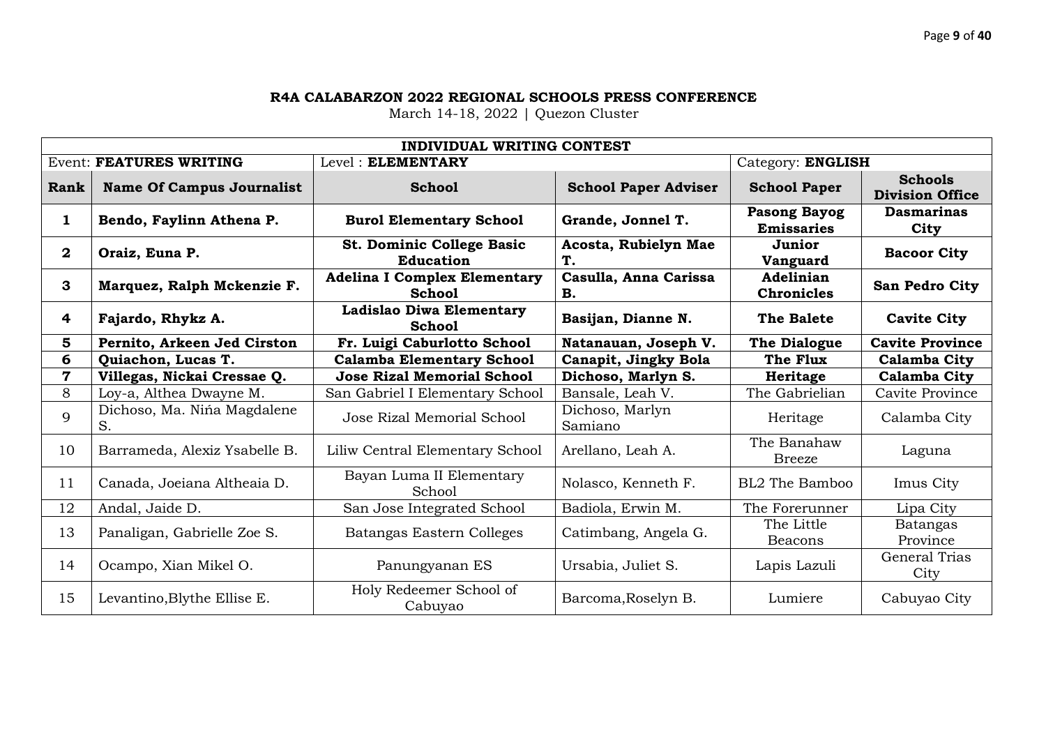**R4A CALABARZON 2022 REGIONAL SCHOOLS PRESS CONFERENCE**

March 14-18, 2022 | Quezon Cluster

| **INDIVIDUAL WRITING CONTEST** | | | | | |
|---|---|---|---|---|---|
| Event: **FEATURES WRITING** | | Level : **ELEMENTARY** | | Category: **ENGLISH** | |
| **Rank** | **Name Of Campus Journalist** | **School** | **School Paper Adviser** | **School Paper** | **Schools Division Office** |
| **1** | **Bendo, Faylinn Athena P.** | **Burol Elementary School** | **Grande, Jonnel T.** | **Pasong Bayog Emissaries** | **Dasmarinas City** |
| **2** | **Oraiz, Euna P.** | **St. Dominic College Basic Education** | **Acosta, Rubielyn Mae T.** | **Junior Vanguard** | **Bacoor City** |
| **3** | **Marquez, Ralph Mckenzie F.** | **Adelina I Complex Elementary School** | **Casulla, Anna Carissa B.** | **Adelinian Chronicles** | **San Pedro City** |
| **4** | **Fajardo, Rhykz A.** | **Ladislao Diwa Elementary School** | **Basijan, Dianne N.** | **The Balete** | **Cavite City** |
| **5** | **Pernito, Arkeen Jed Cirston** | **Fr. Luigi Caburlotto School** | **Natanauan, Joseph V.** | **The Dialogue** | **Cavite Province** |
| **6** | **Quiachon, Lucas T.** | **Calamba Elementary School** | **Canapit, Jingky Bola** | **The Flux** | **Calamba City** |
| **7** | **Villegas, Nickai Cressae Q.** | **Jose Rizal Memorial School** | **Dichoso, Marlyn S.** | **Heritage** | **Calamba City** |
| 8 | Loy-a, Althea Dwayne M. | San Gabriel I Elementary School | Bansale, Leah V. | The Gabrielian | Cavite Province |
| 9 | Dichoso, Ma. Niña Magdalene S. | Jose Rizal Memorial School | Dichoso, Marlyn Samiano | Heritage | Calamba City |
| 10 | Barrameda, Alexiz Ysabelle B. | Liliw Central Elementary School | Arellano, Leah A. | The Banahaw Breeze | Laguna |
| 11 | Canada, Joeiana Altheaia D. | Bayan Luma II Elementary School | Nolasco, Kenneth F. | BL2 The Bamboo | Imus City |
| 12 | Andal, Jaide D. | San Jose Integrated School | Badiola, Erwin M. | The Forerunner | Lipa City |
| 13 | Panaligan, Gabrielle Zoe S. | Batangas Eastern Colleges | Catimbang, Angela G. | The Little Beacons | Batangas Province |
| 14 | Ocampo, Xian Mikel O. | Panungyanan ES | Ursabia, Juliet S. | Lapis Lazuli | General Trias City |
| 15 | Levantino,Blythe Ellise E. | Holy Redeemer School of Cabuyao | Barcoma,Roselyn B. | Lumiere | Cabuyao City |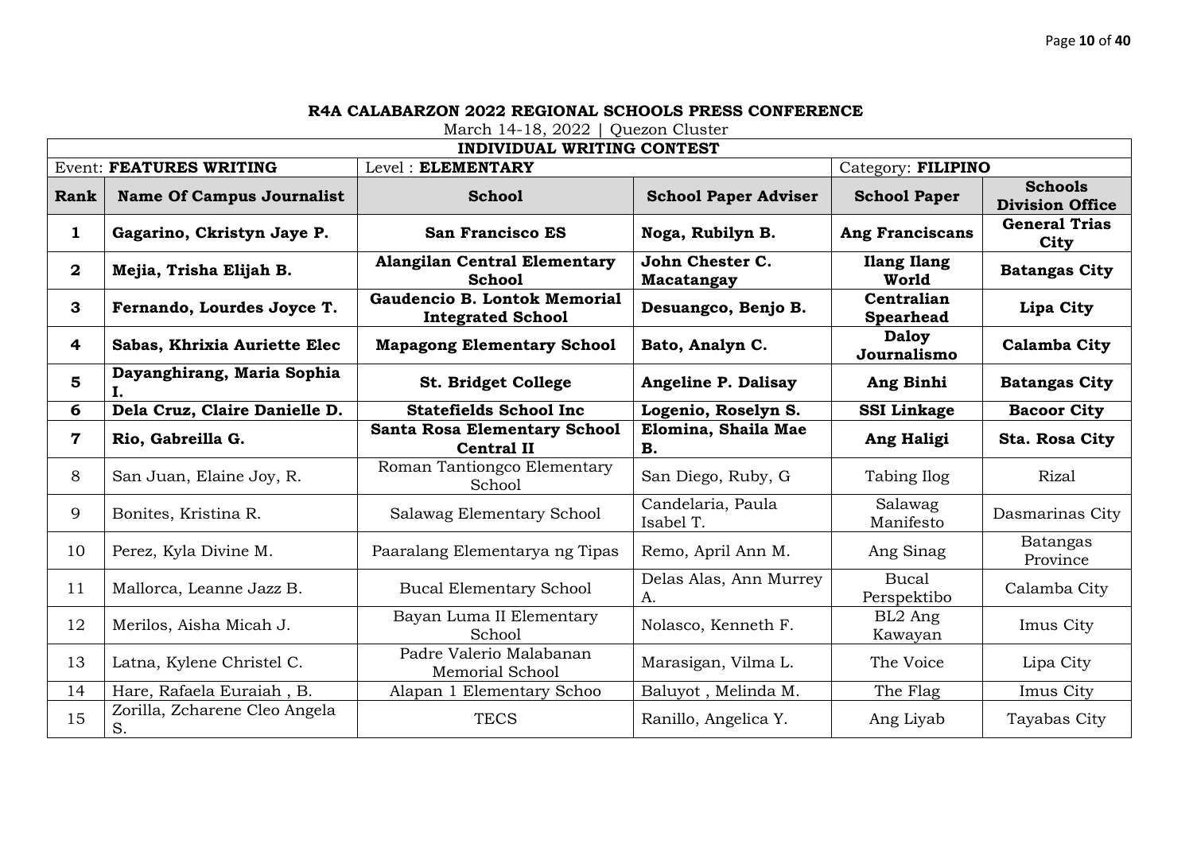**R4A CALABARZON 2022 REGIONAL SCHOOLS PRESS CONFERENCE**

March 14-18, 2022 | Quezon Cluster

**INDIVIDUAL WRITING CONTEST**

| Event: **FEATURES WRITING** | | Level : **ELEMENTARY** | | Category: **FILIPINO** | |
|---|---|---|---|---|---|
| **Rank** | **Name Of Campus Journalist** | **School** | **School Paper Adviser** | **School Paper** | **Schools Division Office** |
| **1** | **Gagarino, Ckristyn Jaye P.** | **San Francisco ES** | **Noga, Rubilyn B.** | **Ang Franciscans** | **General Trias City** |
| **2** | **Mejia, Trisha Elijah B.** | **Alangilan Central Elementary School** | **John Chester C. Macatangay** | **Ilang Ilang World** | **Batangas City** |
| **3** | **Fernando, Lourdes Joyce T.** | **Gaudencio B. Lontok Memorial Integrated School** | **Desuangco, Benjo B.** | **Centralian Spearhead** | **Lipa City** |
| **4** | **Sabas, Khrixia Auriette Elec** | **Mapagong Elementary School** | **Bato, Analyn C.** | **Daloy Journalismo** | **Calamba City** |
| **5** | **Dayanghirang, Maria Sophia I.** | **St. Bridget College** | **Angeline P. Dalisay** | **Ang Binhi** | **Batangas City** |
| **6** | **Dela Cruz, Claire Danielle D.** | **Statefields School Inc** | **Logenio, Roselyn S.** | **SSI Linkage** | **Bacoor City** |
| **7** | **Rio, Gabreilla G.** | **Santa Rosa Elementary School Central II** | **Elomina, Shaila Mae B.** | **Ang Haligi** | **Sta. Rosa City** |
| 8 | San Juan, Elaine Joy, R. | Roman Tantiongco Elementary School | San Diego, Ruby, G | Tabing Ilog | Rizal |
| 9 | Bonites, Kristina R. | Salawag Elementary School | Candelaria, Paula Isabel T. | Salawag Manifesto | Dasmarinas City |
| 10 | Perez, Kyla Divine M. | Paaralang Elementarya ng Tipas | Remo, April Ann M. | Ang Sinag | Batangas Province |
| 11 | Mallorca, Leanne Jazz B. | Bucal Elementary School | Delas Alas, Ann Murrey A. | Bucal Perspektibo | Calamba City |
| 12 | Merilos, Aisha Micah J. | Bayan Luma II Elementary School | Nolasco, Kenneth F. | BL2 Ang Kawayan | Imus City |
| 13 | Latna, Kylene Christel C. | Padre Valerio Malabanan Memorial School | Marasigan, Vilma L. | The Voice | Lipa City |
| 14 | Hare, Rafaela Euraiah , B. | Alapan 1 Elementary Schoo | Baluyot , Melinda M. | The Flag | Imus City |
| 15 | Zorilla, Zcharene Cleo Angela S. | TECS | Ranillo, Angelica Y. | Ang Liyab | Tayabas City |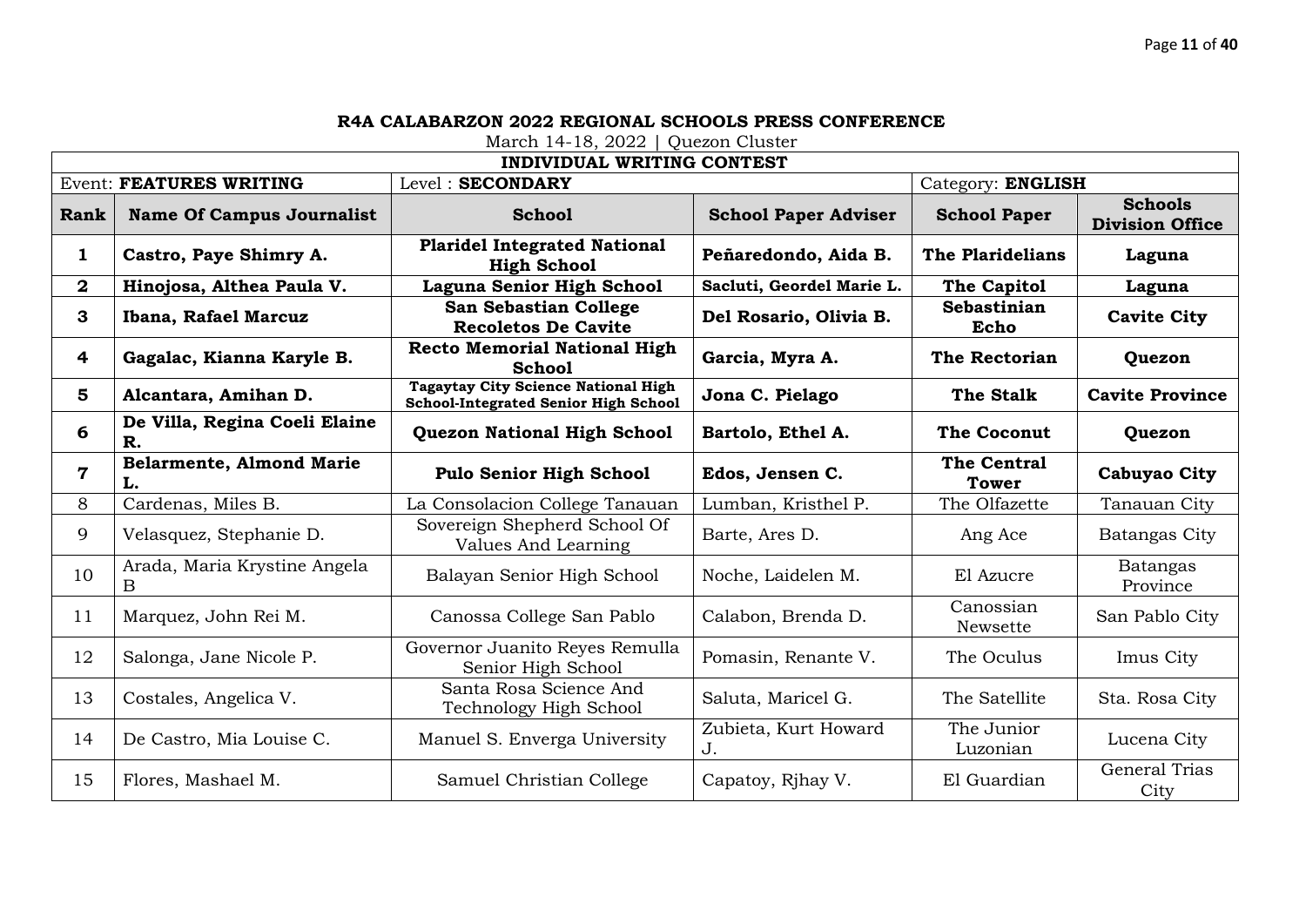**R4A CALABARZON 2022 REGIONAL SCHOOLS PRESS CONFERENCE**

March 14-18, 2022 | Quezon Cluster

| **INDIVIDUAL WRITING CONTEST** | | | | | |
|---|---|---|---|---|---|
| Event: **FEATURES WRITING** | | Level : **SECONDARY** | | Category: **ENGLISH** | |
| **Rank** | **Name Of Campus Journalist** | **School** | **School Paper Adviser** | **School Paper** | **Schools Division Office** |
| **1** | **Castro, Paye Shimry A.** | **Plaridel Integrated National High School** | **Peñaredondo, Aida B.** | **The Plaridelians** | **Laguna** |
| **2** | **Hinojosa, Althea Paula V.** | **Laguna Senior High School** | **Sacluti, Geordel Marie L.** | **The Capitol** | **Laguna** |
| **3** | **Ibana, Rafael Marcuz** | **San Sebastian College Recoletos De Cavite** | **Del Rosario, Olivia B.** | **Sebastinian Echo** | **Cavite City** |
| **4** | **Gagalac, Kianna Karyle B.** | **Recto Memorial National High School** | **Garcia, Myra A.** | **The Rectorian** | **Quezon** |
| **5** | **Alcantara, Amihan D.** | **Tagaytay City Science National High School-Integrated Senior High School** | **Jona C. Pielago** | **The Stalk** | **Cavite Province** |
| **6** | **De Villa, Regina Coeli Elaine R.** | **Quezon National High School** | **Bartolo, Ethel A.** | **The Coconut** | **Quezon** |
| **7** | **Belarmente, Almond Marie L.** | **Pulo Senior High School** | **Edos, Jensen C.** | **The Central Tower** | **Cabuyao City** |
| 8 | Cardenas, Miles B. | La Consolacion College Tanauan | Lumban, Kristhel P. | The Olfazette | Tanauan City |
| 9 | Velasquez, Stephanie D. | Sovereign Shepherd School Of Values And Learning | Barte, Ares D. | Ang Ace | Batangas City |
| 10 | Arada, Maria Krystine Angela B | Balayan Senior High School | Noche, Laidelen M. | El Azucre | Batangas Province |
| 11 | Marquez, John Rei M. | Canossa College San Pablo | Calabon, Brenda D. | Canossian Newsette | San Pablo City |
| 12 | Salonga, Jane Nicole P. | Governor Juanito Reyes Remulla Senior High School | Pomasin, Renante V. | The Oculus | Imus City |
| 13 | Costales, Angelica V. | Santa Rosa Science And Technology High School | Saluta, Maricel G. | The Satellite | Sta. Rosa City |
| 14 | De Castro, Mia Louise C. | Manuel S. Enverga University | Zubieta, Kurt Howard J. | The Junior Luzonian | Lucena City |
| 15 | Flores, Mashael M. | Samuel Christian College | Capatoy, Rjhay V. | El Guardian | General Trias City |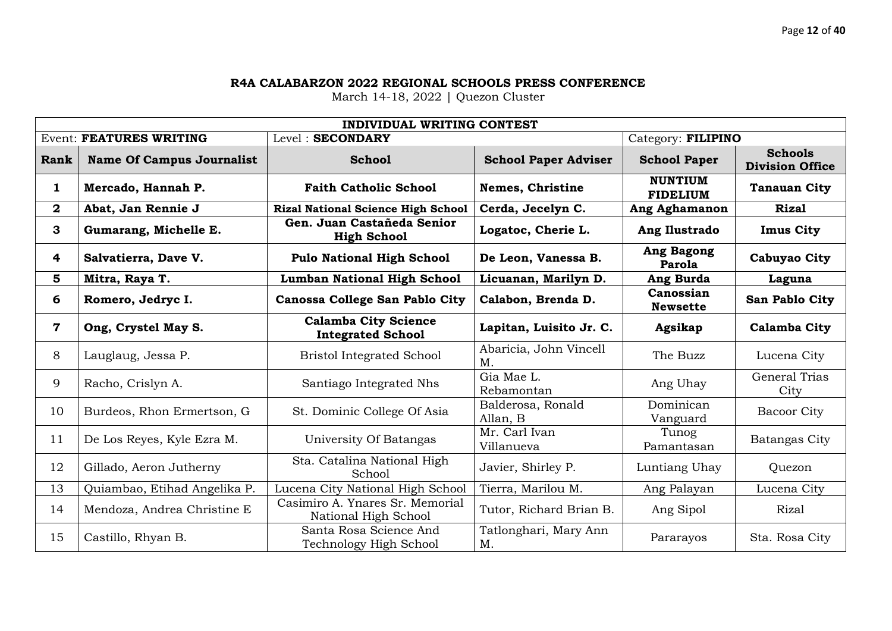**R4A CALABARZON 2022 REGIONAL SCHOOLS PRESS CONFERENCE**

March 14-18, 2022 | Quezon Cluster

| **INDIVIDUAL WRITING CONTEST** | | | | | |
|---|---|---|---|---|---|
| Event: **FEATURES WRITING** | | Level : **SECONDARY** | | Category: **FILIPINO** | |
| **Rank** | **Name Of Campus Journalist** | **School** | **School Paper Adviser** | **School Paper** | **Schools Division Office** |
| **1** | **Mercado, Hannah P.** | **Faith Catholic School** | **Nemes, Christine** | **NUNTIUM FIDELIUM** | **Tanauan City** |
| **2** | **Abat, Jan Rennie J** | **Rizal National Science High School** | **Cerda, Jecelyn C.** | **Ang Aghamanon** | **Rizal** |
| **3** | **Gumarang, Michelle E.** | **Gen. Juan Castañeda Senior High School** | **Logatoc, Cherie L.** | **Ang Ilustrado** | **Imus City** |
| **4** | **Salvatierra, Dave V.** | **Pulo National High School** | **De Leon, Vanessa B.** | **Ang Bagong Parola** | **Cabuyao City** |
| **5** | **Mitra, Raya T.** | **Lumban National High School** | **Licuanan, Marilyn D.** | **Ang Burda** | **Laguna** |
| **6** | **Romero, Jedryc I.** | **Canossa College San Pablo City** | **Calabon, Brenda D.** | **Canossian Newsette** | **San Pablo City** |
| **7** | **Ong, Crystel May S.** | **Calamba City Science Integrated School** | **Lapitan, Luisito Jr. C.** | **Agsikap** | **Calamba City** |
| 8 | Lauglaug, Jessa P. | Bristol Integrated School | Abaricia, John Vincell M. | The Buzz | Lucena City |
| 9 | Racho, Crislyn A. | Santiago Integrated Nhs | Gia Mae L. Rebamontan | Ang Uhay | General Trias City |
| 10 | Burdeos, Rhon Ermertson, G | St. Dominic College Of Asia | Balderosa, Ronald Allan, B | Dominican Vanguard | Bacoor City |
| 11 | De Los Reyes, Kyle Ezra M. | University Of Batangas | Mr. Carl Ivan Villanueva | Tunog Pamantasan | Batangas City |
| 12 | Gillado, Aeron Jutherny | Sta. Catalina National High School | Javier, Shirley P. | Luntiang Uhay | Quezon |
| 13 | Quiambao, Etihad Angelika P. | Lucena City National High School | Tierra, Marilou M. | Ang Palayan | Lucena City |
| 14 | Mendoza, Andrea Christine E | Casimiro A. Ynares Sr. Memorial National High School | Tutor, Richard Brian B. | Ang Sipol | Rizal |
| 15 | Castillo, Rhyan B. | Santa Rosa Science And Technology High School | Tatlonghari, Mary Ann M. | Pararayos | Sta. Rosa City |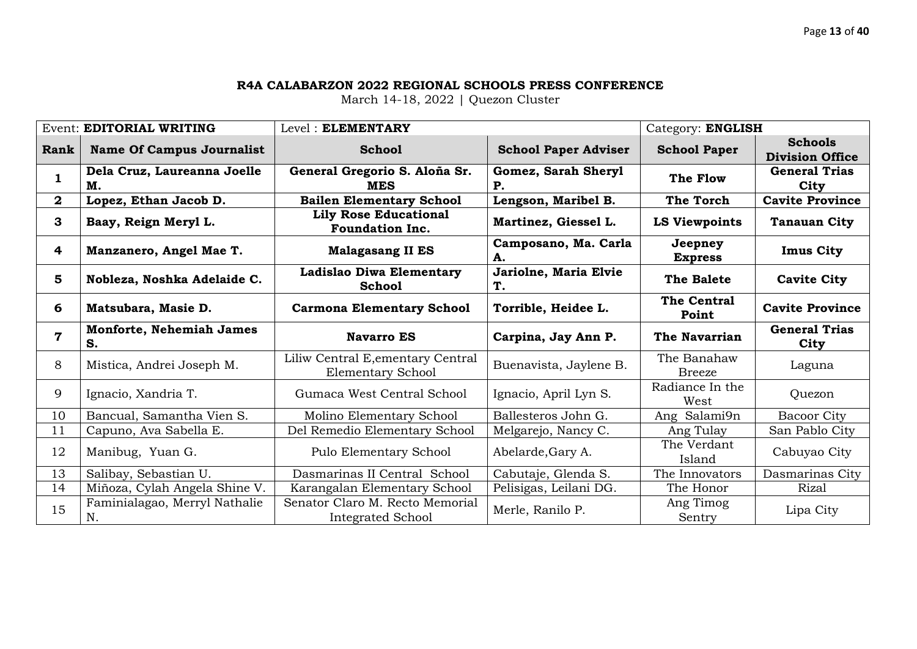**R4A CALABARZON 2022 REGIONAL SCHOOLS PRESS CONFERENCE**

March 14-18, 2022 | Quezon Cluster

| Event: **EDITORIAL WRITING** | | Level : **ELEMENTARY** | | Category: **ENGLISH** | |
|---|---|---|---|---|---|
| **Rank** | **Name Of Campus Journalist** | **School** | **School Paper Adviser** | **School Paper** | **Schools Division Office** |
| **1** | **Dela Cruz, Laureanna Joelle M.** | **General Gregorio S. Aloña Sr. MES** | **Gomez, Sarah Sheryl P.** | **The Flow** | **General Trias City** |
| **2** | **Lopez, Ethan Jacob D.** | **Bailen Elementary School** | **Lengson, Maribel B.** | **The Torch** | **Cavite Province** |
| **3** | **Baay, Reign Meryl L.** | **Lily Rose Educational Foundation Inc.** | **Martinez, Giessel L.** | **LS Viewpoints** | **Tanauan City** |
| **4** | **Manzanero, Angel Mae T.** | **Malagasang II ES** | **Camposano, Ma. Carla A.** | **Jeepney Express** | **Imus City** |
| **5** | **Nobleza, Noshka Adelaide C.** | **Ladislao Diwa Elementary School** | **Jariolne, Maria Elvie T.** | **The Balete** | **Cavite City** |
| **6** | **Matsubara, Masie D.** | **Carmona Elementary School** | **Torrible, Heidee L.** | **The Central Point** | **Cavite Province** |
| **7** | **Monforte, Nehemiah James S.** | **Navarro ES** | **Carpina, Jay Ann P.** | **The Navarrian** | **General Trias City** |
| 8 | Mistica, Andrei Joseph M. | Liliw Central E,ementary Central Elementary School | Buenavista, Jaylene B. | The Banahaw Breeze | Laguna |
| 9 | Ignacio, Xandria T. | Gumaca West Central School | Ignacio, April Lyn S. | Radiance In the West | Quezon |
| 10 | Bancual, Samantha Vien S. | Molino Elementary School | Ballesteros John G. | Ang Salami9n | Bacoor City |
| 11 | Capuno, Ava Sabella E. | Del Remedio Elementary School | Melgarejo, Nancy C. | Ang Tulay | San Pablo City |
| 12 | Manibug, Yuan G. | Pulo Elementary School | Abelarde,Gary A. | The Verdant Island | Cabuyao City |
| 13 | Salibay, Sebastian U. | Dasmarinas II Central School | Cabutaje, Glenda S. | The Innovators | Dasmarinas City |
| 14 | Miñoza, Cylah Angela Shine V. | Karangalan Elementary School | Pelisigas, Leilani DG. | The Honor | Rizal |
| 15 | Faminialagao, Merryl Nathalie N. | Senator Claro M. Recto Memorial Integrated School | Merle, Ranilo P. | Ang Timog Sentry | Lipa City |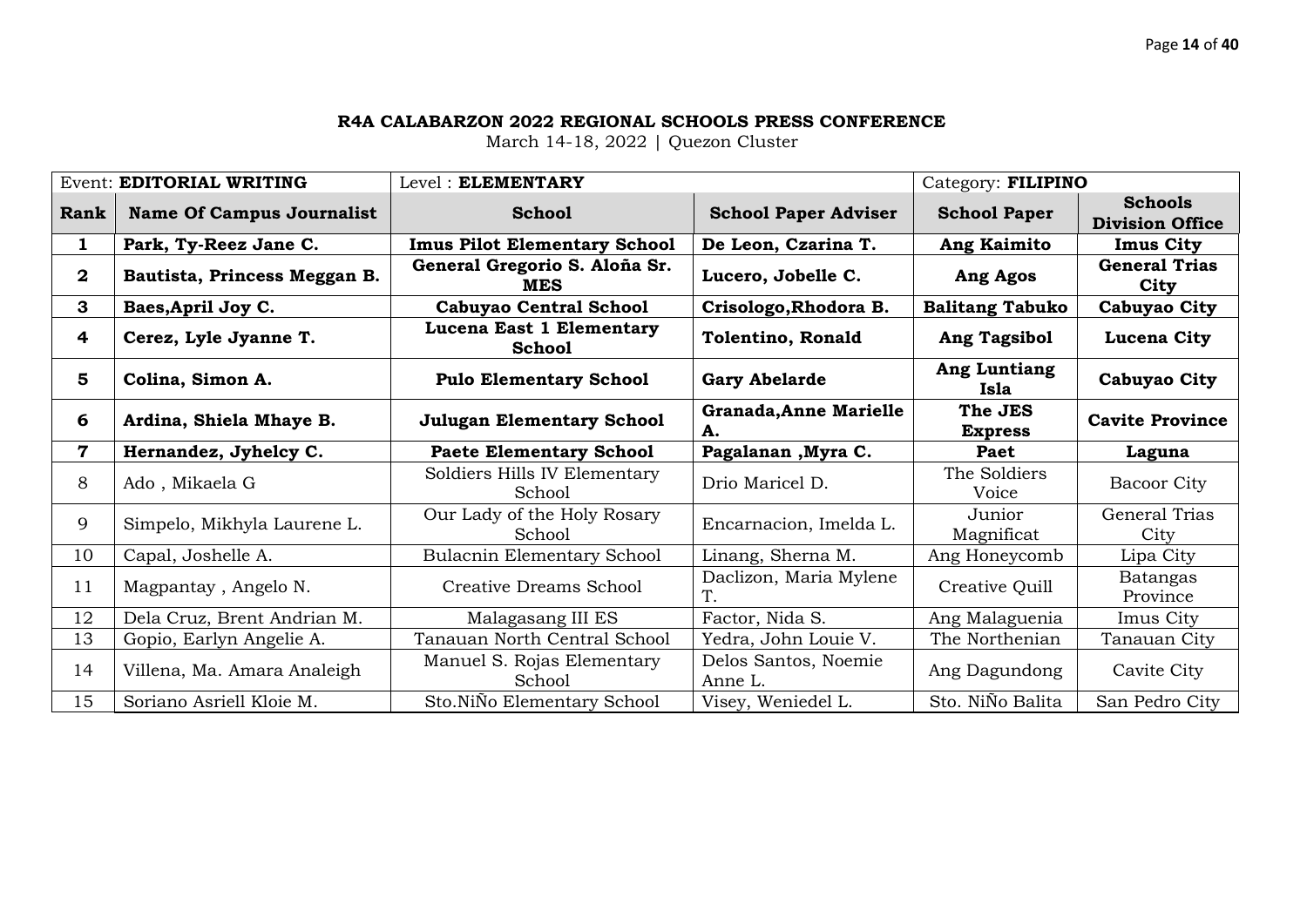**R4A CALABARZON 2022 REGIONAL SCHOOLS PRESS CONFERENCE**

March 14-18, 2022 | Quezon Cluster

| Event: **EDITORIAL WRITING** | | Level : **ELEMENTARY** | | Category: **FILIPINO** | |
|---|---|---|---|---|---|
| **Rank** | **Name Of Campus Journalist** | **School** | **School Paper Adviser** | **School Paper** | **Schools Division Office** |
| **1** | **Park, Ty-Reez Jane C.** | **Imus Pilot Elementary School** | **De Leon, Czarina T.** | **Ang Kaimito** | **Imus City** |
| **2** | **Bautista, Princess Meggan B.** | **General Gregorio S. Aloña Sr. MES** | **Lucero, Jobelle C.** | **Ang Agos** | **General Trias City** |
| **3** | **Baes,April Joy C.** | **Cabuyao Central School** | **Crisologo,Rhodora B.** | **Balitang Tabuko** | **Cabuyao City** |
| **4** | **Cerez, Lyle Jyanne T.** | **Lucena East 1 Elementary School** | **Tolentino, Ronald** | **Ang Tagsibol** | **Lucena City** |
| **5** | **Colina, Simon A.** | **Pulo Elementary School** | **Gary Abelarde** | **Ang Luntiang Isla** | **Cabuyao City** |
| **6** | **Ardina, Shiela Mhaye B.** | **Julugan Elementary School** | **Granada,Anne Marielle A.** | **The JES Express** | **Cavite Province** |
| **7** | **Hernandez, Jyhelcy C.** | **Paete Elementary School** | **Pagalanan ,Myra C.** | **Paet** | **Laguna** |
| 8 | Ado , Mikaela G | Soldiers Hills IV Elementary School | Drio Maricel D. | The Soldiers Voice | Bacoor City |
| 9 | Simpelo, Mikhyla Laurene L. | Our Lady of the Holy Rosary School | Encarnacion, Imelda L. | Junior Magnificat | General Trias City |
| 10 | Capal, Joshelle A. | Bulacnin Elementary School | Linang, Sherna M. | Ang Honeycomb | Lipa City |
| 11 | Magpantay , Angelo N. | Creative Dreams School | Daclizon, Maria Mylene T. | Creative Quill | Batangas Province |
| 12 | Dela Cruz, Brent Andrian M. | Malagasang III ES | Factor, Nida S. | Ang Malaguenia | Imus City |
| 13 | Gopio, Earlyn Angelie A. | Tanauan North Central School | Yedra, John Louie V. | The Northenian | Tanauan City |
| 14 | Villena, Ma. Amara Analeigh | Manuel S. Rojas Elementary School | Delos Santos, Noemie Anne L. | Ang Dagundong | Cavite City |
| 15 | Soriano Asriell Kloie M. | Sto.NiÑo Elementary School | Visey, Weniedel L. | Sto. NiÑo Balita | San Pedro City |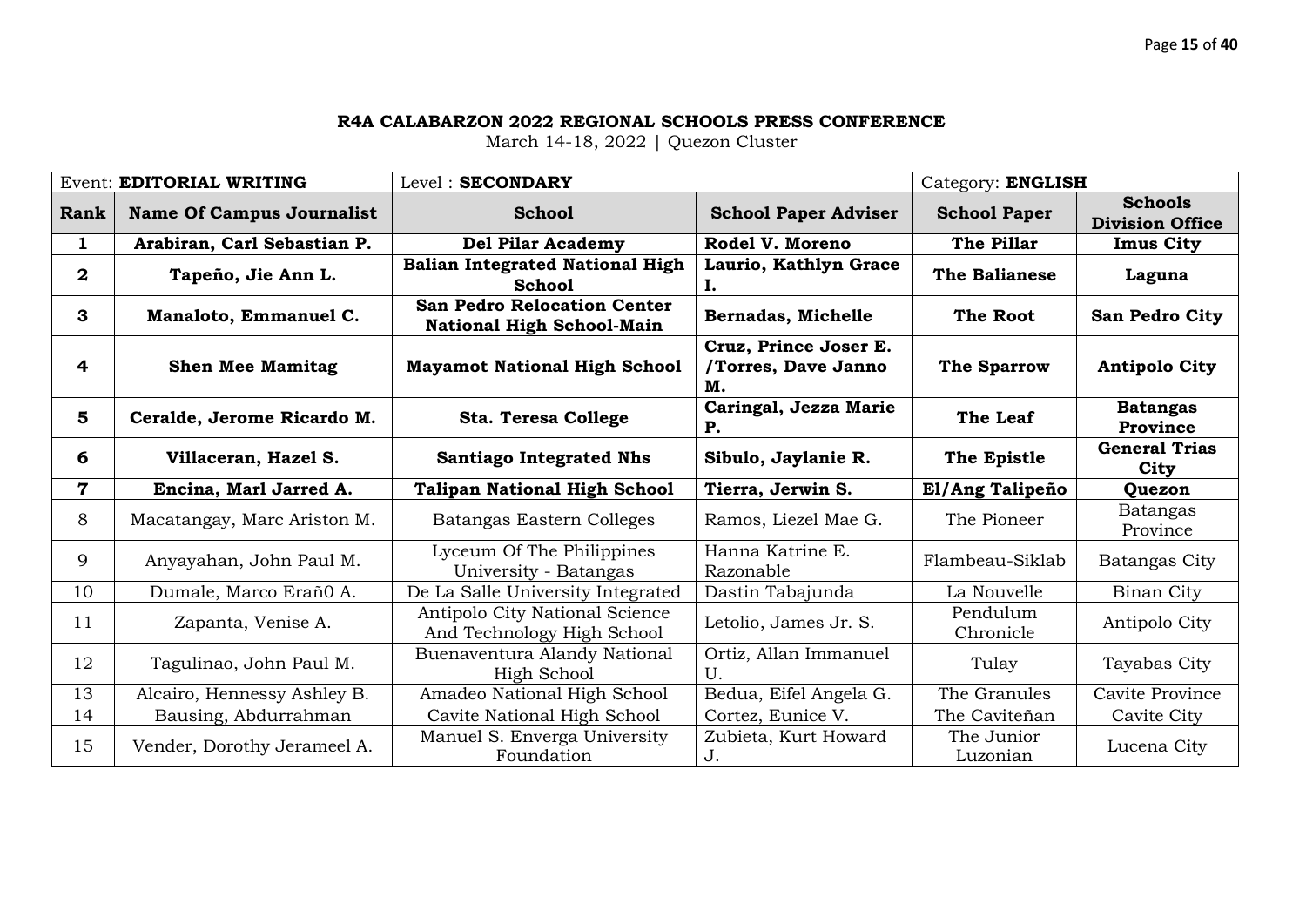**R4A CALABARZON 2022 REGIONAL SCHOOLS PRESS CONFERENCE**

March 14-18, 2022 | Quezon Cluster

| Event: **EDITORIAL WRITING** | | Level : **SECONDARY** | | Category: **ENGLISH** | |
|---|---|---|---|---|---|
| **Rank** | **Name Of Campus Journalist** | **School** | **School Paper Adviser** | **School Paper** | **Schools Division Office** |
| **1** | **Arabiran, Carl Sebastian P.** | **Del Pilar Academy** | **Rodel V. Moreno** | **The Pillar** | **Imus City** |
| **2** | **Tapeño, Jie Ann L.** | **Balian Integrated National High School** | **Laurio, Kathlyn Grace I.** | **The Balianese** | **Laguna** |
| **3** | **Manaloto, Emmanuel C.** | **San Pedro Relocation Center National High School-Main** | **Bernadas, Michelle** | **The Root** | **San Pedro City** |
| **4** | **Shen Mee Mamitag** | **Mayamot National High School** | **Cruz, Prince Joser E. /Torres, Dave Janno M.** | **The Sparrow** | **Antipolo City** |
| **5** | **Ceralde, Jerome Ricardo M.** | **Sta. Teresa College** | **Caringal, Jezza Marie P.** | **The Leaf** | **Batangas Province** |
| **6** | **Villaceran, Hazel S.** | **Santiago Integrated Nhs** | **Sibulo, Jaylanie R.** | **The Epistle** | **General Trias City** |
| **7** | **Encina, Marl Jarred A.** | **Talipan National High School** | **Tierra, Jerwin S.** | **El/Ang Talipeño** | **Quezon** |
| 8 | Macatangay, Marc Ariston M. | Batangas Eastern Colleges | Ramos, Liezel Mae G. | The Pioneer | Batangas Province |
| 9 | Anyayahan, John Paul M. | Lyceum Of The Philippines University - Batangas | Hanna Katrine E. Razonable | Flambeau-Siklab | Batangas City |
| 10 | Dumale, Marco Erañ0 A. | De La Salle University Integrated | Dastin Tabajunda | La Nouvelle | Binan City |
| 11 | Zapanta, Venise A. | Antipolo City National Science And Technology High School | Letolio, James Jr. S. | Pendulum Chronicle | Antipolo City |
| 12 | Tagulinao, John Paul M. | Buenaventura Alandy National High School | Ortiz, Allan Immanuel U. | Tulay | Tayabas City |
| 13 | Alcairo, Hennessy Ashley B. | Amadeo National High School | Bedua, Eifel Angela G. | The Granules | Cavite Province |
| 14 | Bausing, Abdurrahman | Cavite National High School | Cortez, Eunice V. | The Caviteñan | Cavite City |
| 15 | Vender, Dorothy Jerameel A. | Manuel S. Enverga University Foundation | Zubieta, Kurt Howard J. | The Junior Luzonian | Lucena City |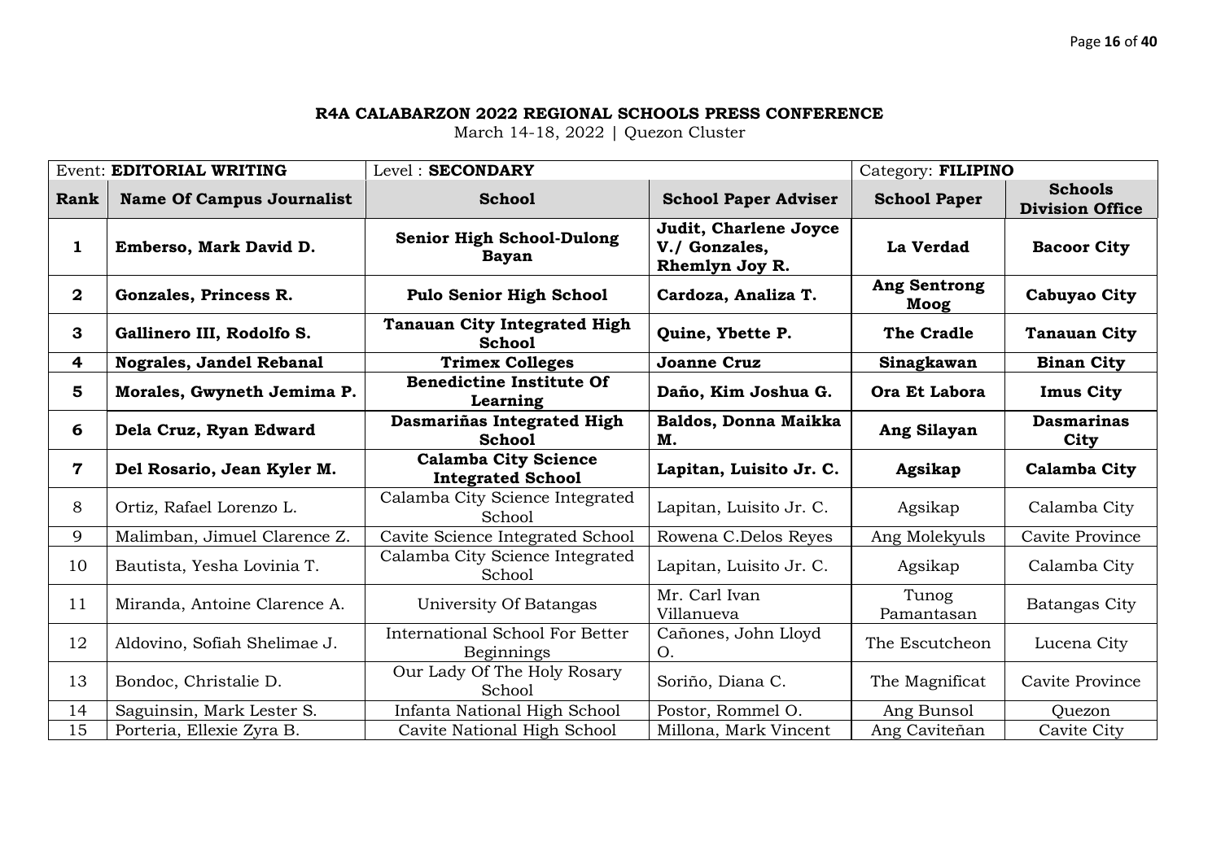**R4A CALABARZON 2022 REGIONAL SCHOOLS PRESS CONFERENCE**

March 14-18, 2022 | Quezon Cluster

| Event: **EDITORIAL WRITING** | | Level : **SECONDARY** | | Category: **FILIPINO** | |
|---|---|---|---|---|---|
| **Rank** | **Name Of Campus Journalist** | **School** | **School Paper Adviser** | **School Paper** | **Schools Division Office** |
| **1** | **Emberso, Mark David D.** | **Senior High School-Dulong Bayan** | **Judit, Charlene Joyce V./ Gonzales, Rhemlyn Joy R.** | **La Verdad** | **Bacoor City** |
| **2** | **Gonzales, Princess R.** | **Pulo Senior High School** | **Cardoza, Analiza T.** | **Ang Sentrong Moog** | **Cabuyao City** |
| **3** | **Gallinero III, Rodolfo S.** | **Tanauan City Integrated High School** | **Quine, Ybette P.** | **The Cradle** | **Tanauan City** |
| **4** | **Nograles, Jandel Rebanal** | **Trimex Colleges** | **Joanne Cruz** | **Sinagkawan** | **Binan City** |
| **5** | **Morales, Gwyneth Jemima P.** | **Benedictine Institute Of Learning** | **Daño, Kim Joshua G.** | **Ora Et Labora** | **Imus City** |
| **6** | **Dela Cruz, Ryan Edward** | **Dasmariñas Integrated High School** | **Baldos, Donna Maikka M.** | **Ang Silayan** | **Dasmarinas City** |
| **7** | **Del Rosario, Jean Kyler M.** | **Calamba City Science Integrated School** | **Lapitan, Luisito Jr. C.** | **Agsikap** | **Calamba City** |
| 8 | Ortiz, Rafael Lorenzo L. | Calamba City Science Integrated School | Lapitan, Luisito Jr. C. | Agsikap | Calamba City |
| 9 | Malimban, Jimuel Clarence Z. | Cavite Science Integrated School | Rowena C.Delos Reyes | Ang Molekyuls | Cavite Province |
| 10 | Bautista, Yesha Lovinia T. | Calamba City Science Integrated School | Lapitan, Luisito Jr. C. | Agsikap | Calamba City |
| 11 | Miranda, Antoine Clarence A. | University Of Batangas | Mr. Carl Ivan Villanueva | Tunog Pamantasan | Batangas City |
| 12 | Aldovino, Sofiah Shelimae J. | International School For Better Beginnings | Cañones, John Lloyd O. | The Escutcheon | Lucena City |
| 13 | Bondoc, Christalie D. | Our Lady Of The Holy Rosary School | Soriño, Diana C. | The Magnificat | Cavite Province |
| 14 | Saguinsin, Mark Lester S. | Infanta National High School | Postor, Rommel O. | Ang Bunsol | Quezon |
| 15 | Porteria, Ellexie Zyra B. | Cavite National High School | Millona, Mark Vincent | Ang Caviteñan | Cavite City |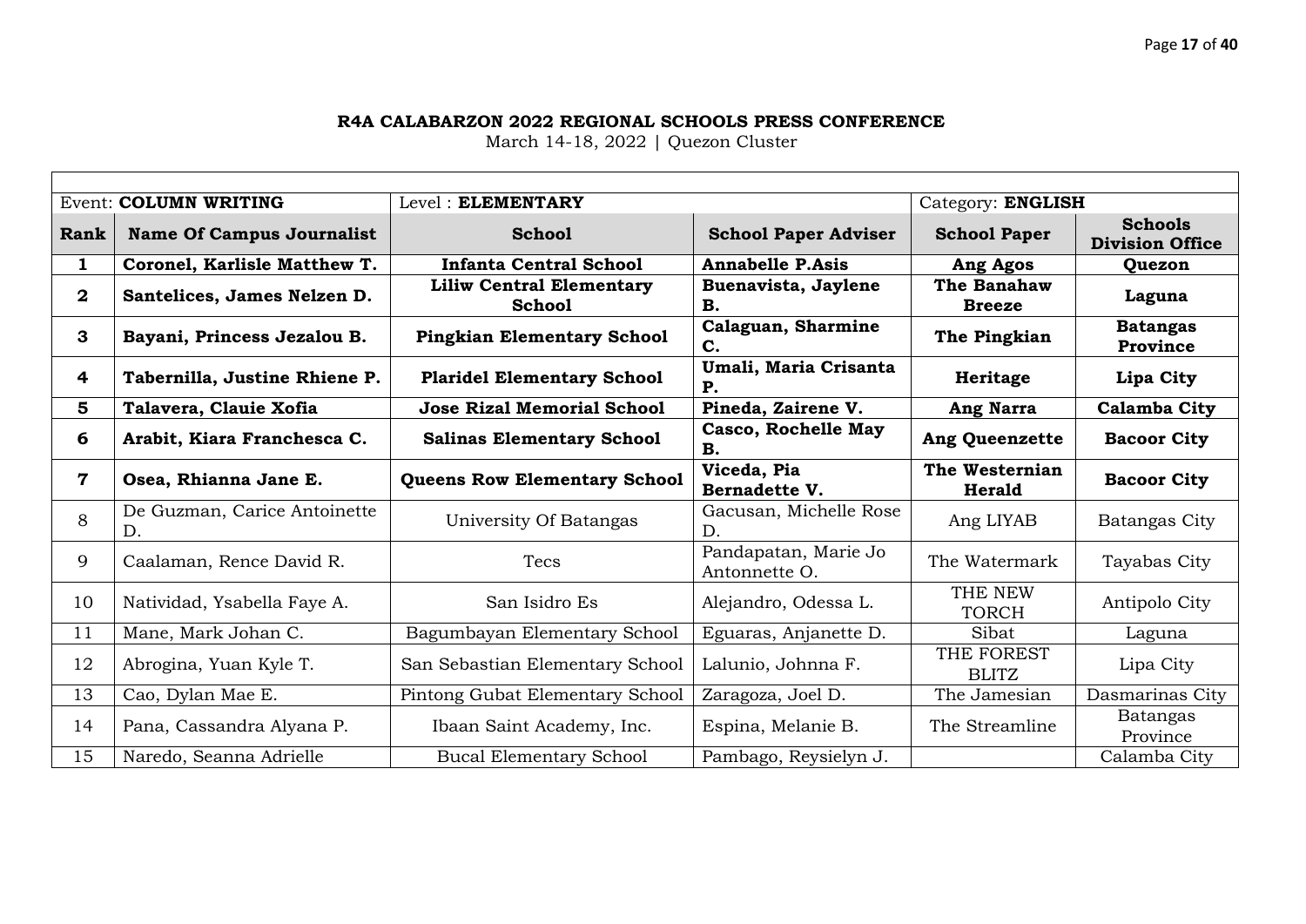**R4A CALABARZON 2022 REGIONAL SCHOOLS PRESS CONFERENCE**

March 14-18, 2022 | Quezon Cluster

| Event: **COLUMN WRITING** | | Level : **ELEMENTARY** | | Category: **ENGLISH** | |
|---|---|---|---|---|---|
| **Rank** | **Name Of Campus Journalist** | **School** | **School Paper Adviser** | **School Paper** | **Schools Division Office** |
| **1** | **Coronel, Karlisle Matthew T.** | **Infanta Central School** | **Annabelle P.Asis** | **Ang Agos** | **Quezon** |
| **2** | **Santelices, James Nelzen D.** | **Liliw Central Elementary School** | **Buenavista, Jaylene B.** | **The Banahaw Breeze** | **Laguna** |
| **3** | **Bayani, Princess Jezalou B.** | **Pingkian Elementary School** | **Calaguan, Sharmine C.** | **The Pingkian** | **Batangas Province** |
| **4** | **Tabernilla, Justine Rhiene P.** | **Plaridel Elementary School** | **Umali, Maria Crisanta P.** | **Heritage** | **Lipa City** |
| **5** | **Talavera, Clauie Xofia** | **Jose Rizal Memorial School** | **Pineda, Zairene V.** | **Ang Narra** | **Calamba City** |
| **6** | **Arabit, Kiara Franchesca C.** | **Salinas Elementary School** | **Casco, Rochelle May B.** | **Ang Queenzette** | **Bacoor City** |
| **7** | **Osea, Rhianna Jane E.** | **Queens Row Elementary School** | **Viceda, Pia Bernadette V.** | **The Westernian Herald** | **Bacoor City** |
| 8 | De Guzman, Carice Antoinette D. | University Of Batangas | Gacusan, Michelle Rose D. | Ang LIYAB | Batangas City |
| 9 | Caalaman, Rence David R. | Tecs | Pandapatan, Marie Jo Antonnette O. | The Watermark | Tayabas City |
| 10 | Natividad, Ysabella Faye A. | San Isidro Es | Alejandro, Odessa L. | THE NEW TORCH | Antipolo City |
| 11 | Mane, Mark Johan C. | Bagumbayan Elementary School | Eguaras, Anjanette D. | Sibat | Laguna |
| 12 | Abrogina, Yuan Kyle T. | San Sebastian Elementary School | Lalunio, Johnna F. | THE FOREST BLITZ | Lipa City |
| 13 | Cao, Dylan Mae E. | Pintong Gubat Elementary School | Zaragoza, Joel D. | The Jamesian | Dasmarinas City |
| 14 | Pana, Cassandra Alyana P. | Ibaan Saint Academy, Inc. | Espina, Melanie B. | The Streamline | Batangas Province |
| 15 | Naredo, Seanna Adrielle | Bucal Elementary School | Pambago, Reysielyn J. | | Calamba City |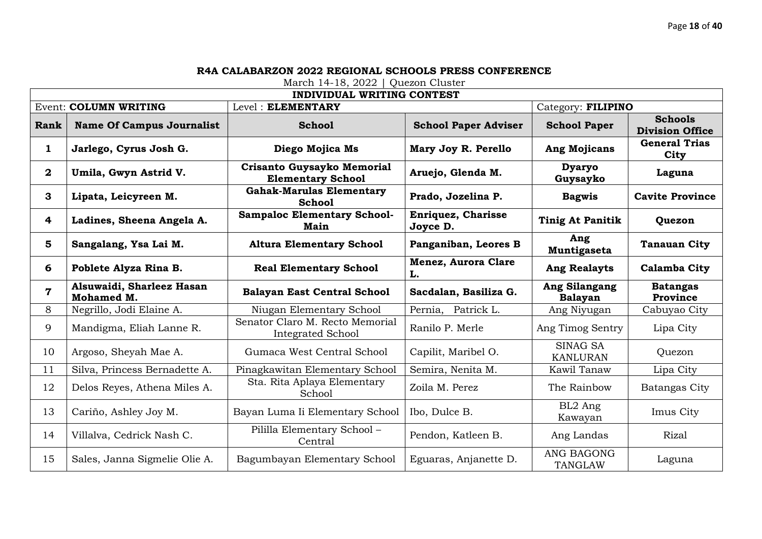**R4A CALABARZON 2022 REGIONAL SCHOOLS PRESS CONFERENCE**

March 14-18, 2022 | Quezon Cluster

**INDIVIDUAL WRITING CONTEST**

| Event: **COLUMN WRITING** | | Level : **ELEMENTARY** | | Category: **FILIPINO** | |
|---|---|---|---|---|---|
| **Rank** | **Name Of Campus Journalist** | **School** | **School Paper Adviser** | **School Paper** | **Schools Division Office** |
| **1** | **Jarlego, Cyrus Josh G.** | **Diego Mojica Ms** | **Mary Joy R. Perello** | **Ang Mojicans** | **General Trias City** |
| **2** | **Umila, Gwyn Astrid V.** | **Crisanto Guysayko Memorial Elementary School** | **Aruejo, Glenda M.** | **Dyaryo Guysayko** | **Laguna** |
| **3** | **Lipata, Leicyreen M.** | **Gahak-Marulas Elementary School** | **Prado, Jozelina P.** | **Bagwis** | **Cavite Province** |
| **4** | **Ladines, Sheena Angela A.** | **Sampaloc Elementary School-Main** | **Enriquez, Charisse Joyce D.** | **Tinig At Panitik** | **Quezon** |
| **5** | **Sangalang, Ysa Lai M.** | **Altura Elementary School** | **Panganiban, Leores B** | **Ang Muntigaseta** | **Tanauan City** |
| **6** | **Poblete Alyza Rina B.** | **Real Elementary School** | **Menez, Aurora Clare L.** | **Ang Realayts** | **Calamba City** |
| **7** | **Alsuwaidi, Sharleez Hasan Mohamed M.** | **Balayan East Central School** | **Sacdalan, Basiliza G.** | **Ang Silangang Balayan** | **Batangas Province** |
| 8 | Negrillo, Jodi Elaine A. | Niugan Elementary School | Pernia, Patrick L. | Ang Niyugan | Cabuyao City |
| 9 | Mandigma, Eliah Lanne R. | Senator Claro M. Recto Memorial Integrated School | Ranilo P. Merle | Ang Timog Sentry | Lipa City |
| 10 | Argoso, Sheyah Mae A. | Gumaca West Central School | Capilit, Maribel O. | SINAG SA KANLURAN | Quezon |
| 11 | Silva, Princess Bernadette A. | Pinagkawitan Elementary School | Semira, Nenita M. | Kawil Tanaw | Lipa City |
| 12 | Delos Reyes, Athena Miles A. | Sta. Rita Aplaya Elementary School | Zoila M. Perez | The Rainbow | Batangas City |
| 13 | Cariño, Ashley Joy M. | Bayan Luma Ii Elementary School | Ibo, Dulce B. | BL2 Ang Kawayan | Imus City |
| 14 | Villalva, Cedrick Nash C. | Pililla Elementary School – Central | Pendon, Katleen B. | Ang Landas | Rizal |
| 15 | Sales, Janna Sigmelie Olie A. | Bagumbayan Elementary School | Eguaras, Anjanette D. | ANG BAGONG TANGLAW | Laguna |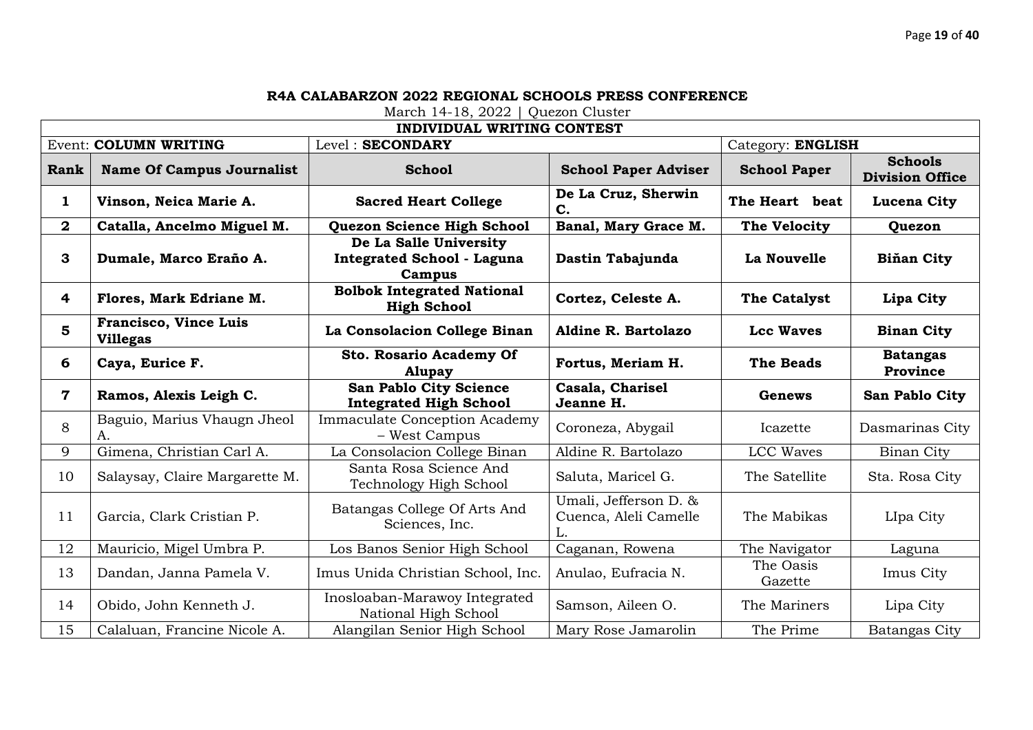**R4A CALABARZON 2022 REGIONAL SCHOOLS PRESS CONFERENCE**

March 14-18, 2022 | Quezon Cluster

**INDIVIDUAL WRITING CONTEST**

| Event: **COLUMN WRITING** | | Level : **SECONDARY** | | Category: **ENGLISH** | |
|---|---|---|---|---|---|
| **Rank** | **Name Of Campus Journalist** | **School** | **School Paper Adviser** | **School Paper** | **Schools Division Office** |
| **1** | **Vinson, Neica Marie A.** | **Sacred Heart College** | **De La Cruz, Sherwin C.** | **The Heart beat** | **Lucena City** |
| **2** | **Catalla, Ancelmo Miguel M.** | **Quezon Science High School** | **Banal, Mary Grace M.** | **The Velocity** | **Quezon** |
| **3** | **Dumale, Marco Eraño A.** | **De La Salle University Integrated School - Laguna Campus** | **Dastin Tabajunda** | **La Nouvelle** | **Biňan City** |
| **4** | **Flores, Mark Edriane M.** | **Bolbok Integrated National High School** | **Cortez, Celeste A.** | **The Catalyst** | **Lipa City** |
| **5** | **Francisco, Vince Luis Villegas** | **La Consolacion College Binan** | **Aldine R. Bartolazo** | **Lcc Waves** | **Binan City** |
| **6** | **Caya, Eurice F.** | **Sto. Rosario Academy Of Alupay** | **Fortus, Meriam H.** | **The Beads** | **Batangas Province** |
| **7** | **Ramos, Alexis Leigh C.** | **San Pablo City Science Integrated High School** | **Casala, Charisel Jeanne H.** | **Genews** | **San Pablo City** |
| 8 | Baguio, Marius Vhaugn Jheol A. | Immaculate Conception Academy – West Campus | Coroneza, Abygail | Icazette | Dasmarinas City |
| 9 | Gimena, Christian Carl A. | La Consolacion College Binan | Aldine R. Bartolazo | LCC Waves | Binan City |
| 10 | Salaysay, Claire Margarette M. | Santa Rosa Science And Technology High School | Saluta, Maricel G. | The Satellite | Sta. Rosa City |
| 11 | Garcia, Clark Cristian P. | Batangas College Of Arts And Sciences, Inc. | Umali, Jefferson D. & Cuenca, Aleli Camelle L. | The Mabikas | LIpa City |
| 12 | Mauricio, Migel Umbra P. | Los Banos Senior High School | Caganan, Rowena | The Navigator | Laguna |
| 13 | Dandan, Janna Pamela V. | Imus Unida Christian School, Inc. | Anulao, Eufracia N. | The Oasis Gazette | Imus City |
| 14 | Obido, John Kenneth J. | Inosloaban-Marawoy Integrated National High School | Samson, Aileen O. | The Mariners | Lipa City |
| 15 | Calaluan, Francine Nicole A. | Alangilan Senior High School | Mary Rose Jamarolin | The Prime | Batangas City |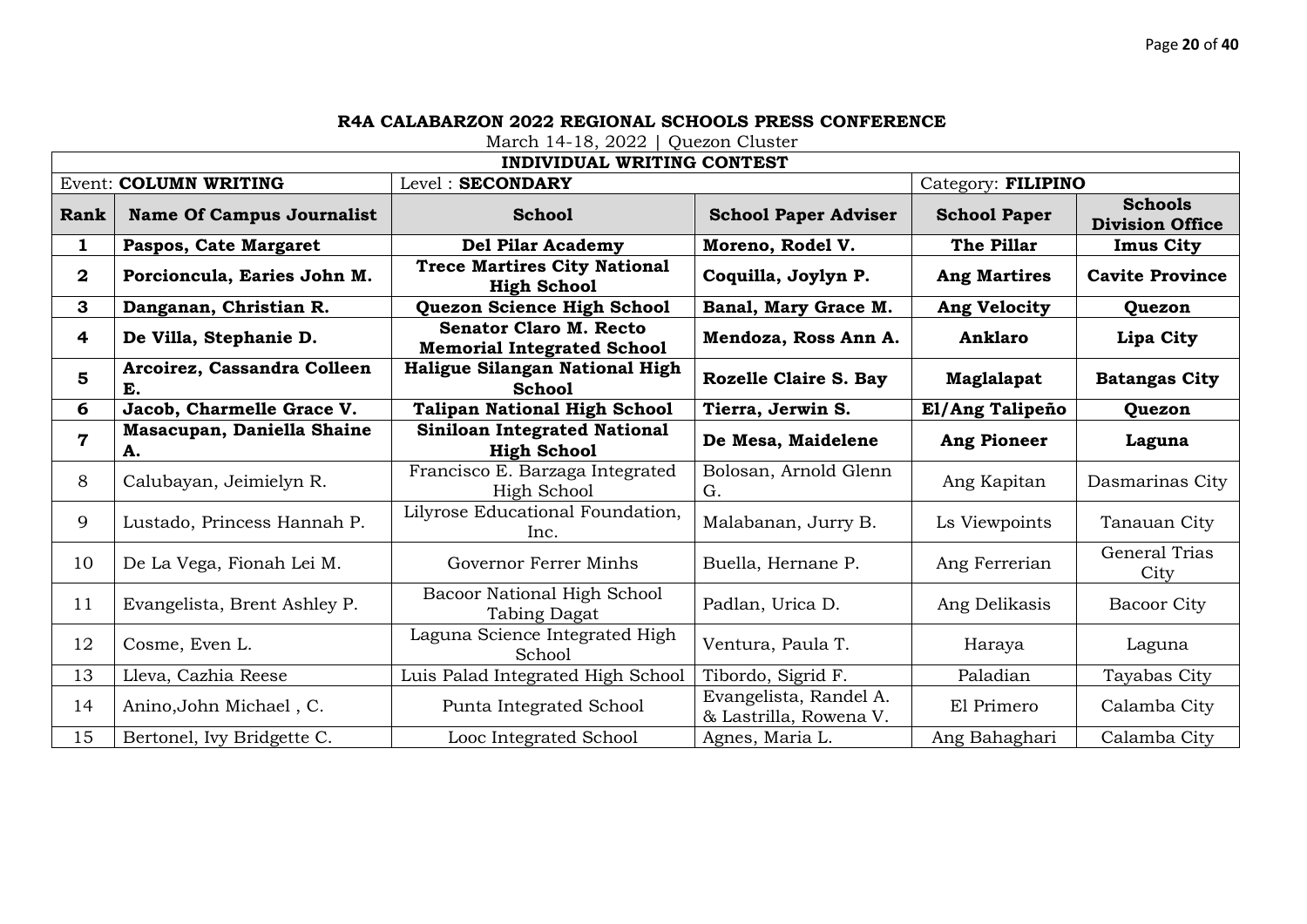**R4A CALABARZON 2022 REGIONAL SCHOOLS PRESS CONFERENCE**

March 14-18, 2022 | Quezon Cluster

| INDIVIDUAL WRITING CONTEST | | | | | |
|---|---|---|---|---|---|
| Event: **COLUMN WRITING** | Level : **SECONDARY** | | | Category: **FILIPINO** | |
| **Rank** | **Name Of Campus Journalist** | **School** | **School Paper Adviser** | **School Paper** | **Schools Division Office** |
| **1** | **Paspos, Cate Margaret** | **Del Pilar Academy** | **Moreno, Rodel V.** | **The Pillar** | **Imus City** |
| **2** | **Porcioncula, Earies John M.** | **Trece Martires City National High School** | **Coquilla, Joylyn P.** | **Ang Martires** | **Cavite Province** |
| **3** | **Danganan, Christian R.** | **Quezon Science High School** | **Banal, Mary Grace M.** | **Ang Velocity** | **Quezon** |
| **4** | **De Villa, Stephanie D.** | **Senator Claro M. Recto Memorial Integrated School** | **Mendoza, Ross Ann A.** | **Anklaro** | **Lipa City** |
| **5** | **Arcoirez, Cassandra Colleen E.** | **Haligue Silangan National High School** | **Rozelle Claire S. Bay** | **Maglalapat** | **Batangas City** |
| **6** | **Jacob, Charmelle Grace V.** | **Talipan National High School** | **Tierra, Jerwin S.** | **El/Ang Talipeño** | **Quezon** |
| **7** | **Masacupan, Daniella Shaine A.** | **Siniloan Integrated National High School** | **De Mesa, Maidelene** | **Ang Pioneer** | **Laguna** |
| 8 | Calubayan, Jeimielyn R. | Francisco E. Barzaga Integrated High School | Bolosan, Arnold Glenn G. | Ang Kapitan | Dasmarinas City |
| 9 | Lustado, Princess Hannah P. | Lilyrose Educational Foundation, Inc. | Malabanan, Jurry B. | Ls Viewpoints | Tanauan City |
| 10 | De La Vega, Fionah Lei M. | Governor Ferrer Minhs | Buella, Hernane P. | Ang Ferrerian | General Trias City |
| 11 | Evangelista, Brent Ashley P. | Bacoor National High School Tabing Dagat | Padlan, Urica D. | Ang Delikasis | Bacoor City |
| 12 | Cosme, Even L. | Laguna Science Integrated High School | Ventura, Paula T. | Haraya | Laguna |
| 13 | Lleva, Cazhia Reese | Luis Palad Integrated High School | Tibordo, Sigrid F. | Paladian | Tayabas City |
| 14 | Anino,John Michael , C. | Punta Integrated School | Evangelista, Randel A. & Lastrilla, Rowena V. | El Primero | Calamba City |
| 15 | Bertonel, Ivy Bridgette C. | Looc Integrated School | Agnes, Maria L. | Ang Bahaghari | Calamba City |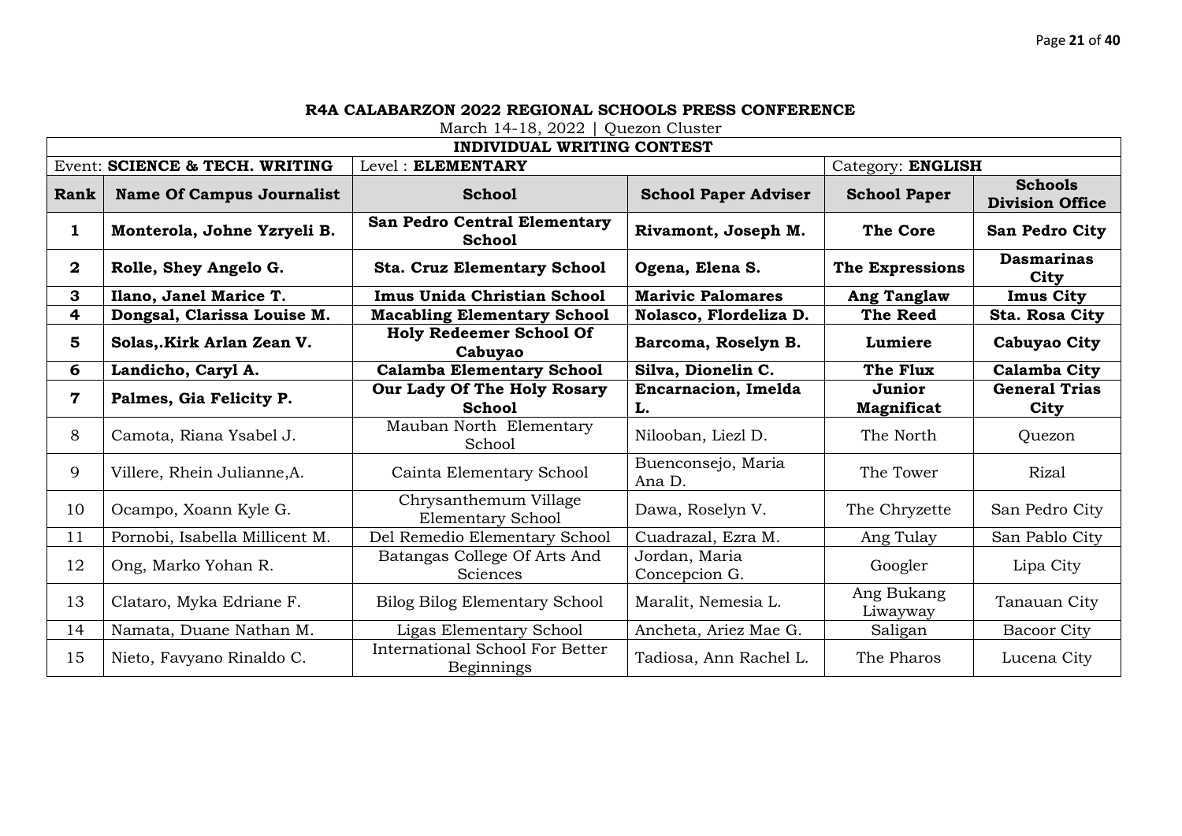**R4A CALABARZON 2022 REGIONAL SCHOOLS PRESS CONFERENCE**

March 14-18, 2022 | Quezon Cluster

**INDIVIDUAL WRITING CONTEST**

| Event: **SCIENCE & TECH. WRITING** | | Level : **ELEMENTARY** | | Category: **ENGLISH** | |
|---|---|---|---|---|---|
| **Rank** | **Name Of Campus Journalist** | **School** | **School Paper Adviser** | **School Paper** | **Schools Division Office** |
| **1** | **Monterola, Johne Yzryeli B.** | **San Pedro Central Elementary School** | **Rivamont, Joseph M.** | **The Core** | **San Pedro City** |
| **2** | **Rolle, Shey Angelo G.** | **Sta. Cruz Elementary School** | **Ogena, Elena S.** | **The Expressions** | **Dasmarinas City** |
| **3** | **Ilano, Janel Marice T.** | **Imus Unida Christian School** | **Marivic Palomares** | **Ang Tanglaw** | **Imus City** |
| **4** | **Dongsal, Clarissa Louise M.** | **Macabling Elementary School** | **Nolasco, Flordeliza D.** | **The Reed** | **Sta. Rosa City** |
| **5** | **Solas,.Kirk Arlan Zean V.** | **Holy Redeemer School Of Cabuyao** | **Barcoma, Roselyn B.** | **Lumiere** | **Cabuyao City** |
| **6** | **Landicho, Caryl A.** | **Calamba Elementary School** | **Silva, Dionelin C.** | **The Flux** | **Calamba City** |
| **7** | **Palmes, Gia Felicity P.** | **Our Lady Of The Holy Rosary School** | **Encarnacion, Imelda L.** | **Junior Magnificat** | **General Trias City** |
| 8 | Camota, Riana Ysabel J. | Mauban North Elementary School | Nilooban, Liezl D. | The North | Quezon |
| 9 | Villere, Rhein Julianne,A. | Cainta Elementary School | Buenconsejo, Maria Ana D. | The Tower | Rizal |
| 10 | Ocampo, Xoann Kyle G. | Chrysanthemum Village Elementary School | Dawa, Roselyn V. | The Chryzette | San Pedro City |
| 11 | Pornobi, Isabella Millicent M. | Del Remedio Elementary School | Cuadrazal, Ezra M. | Ang Tulay | San Pablo City |
| 12 | Ong, Marko Yohan R. | Batangas College Of Arts And Sciences | Jordan, Maria Concepcion G. | Googler | Lipa City |
| 13 | Clataro, Myka Edriane F. | Bilog Bilog Elementary School | Maralit, Nemesia L. | Ang Bukang Liwayway | Tanauan City |
| 14 | Namata, Duane Nathan M. | Ligas Elementary School | Ancheta, Ariez Mae G. | Saligan | Bacoor City |
| 15 | Nieto, Favyano Rinaldo C. | International School For Better Beginnings | Tadiosa, Ann Rachel L. | The Pharos | Lucena City |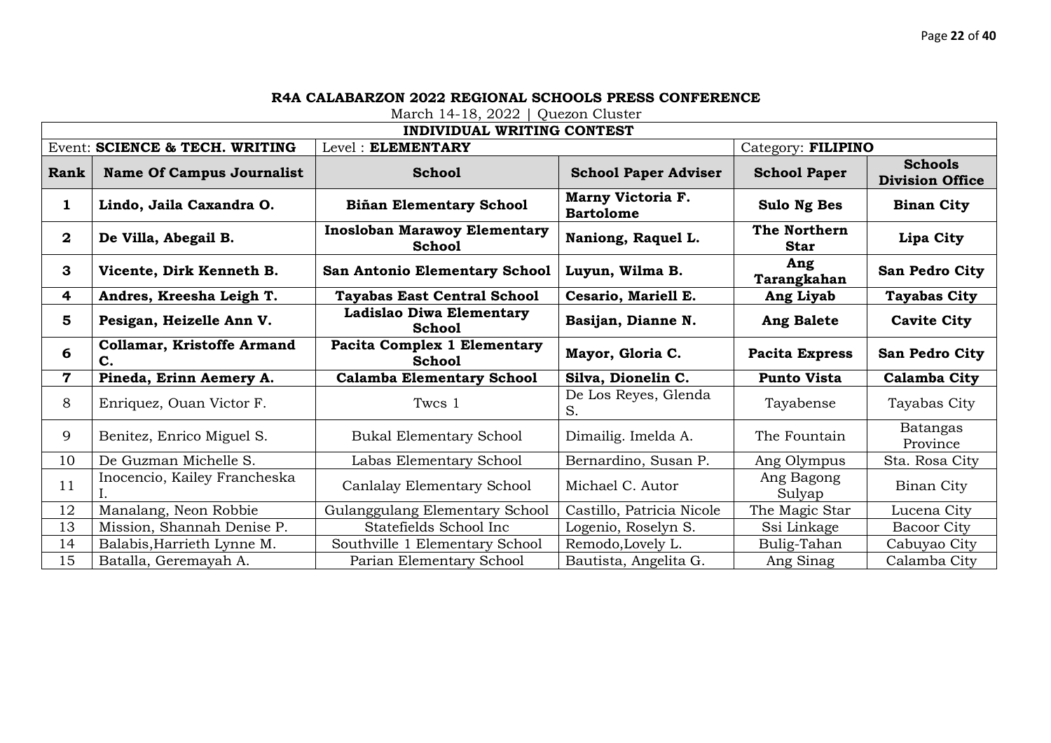**R4A CALABARZON 2022 REGIONAL SCHOOLS PRESS CONFERENCE**

March 14-18, 2022 | Quezon Cluster

**INDIVIDUAL WRITING CONTEST**

| Event: **SCIENCE & TECH. WRITING** | | Level : **ELEMENTARY** | | Category: **FILIPINO** | |
|---|---|---|---|---|---|
| **Rank** | **Name Of Campus Journalist** | **School** | **School Paper Adviser** | **School Paper** | **Schools Division Office** |
| **1** | **Lindo, Jaila Caxandra O.** | **Biñan Elementary School** | **Marny Victoria F. Bartolome** | **Sulo Ng Bes** | **Binan City** |
| **2** | **De Villa, Abegail B.** | **Inosloban Marawoy Elementary School** | **Naniong, Raquel L.** | **The Northern Star** | **Lipa City** |
| **3** | **Vicente, Dirk Kenneth B.** | **San Antonio Elementary School** | **Luyun, Wilma B.** | **Ang Tarangkahan** | **San Pedro City** |
| **4** | **Andres, Kreesha Leigh T.** | **Tayabas East Central School** | **Cesario, Mariell E.** | **Ang Liyab** | **Tayabas City** |
| **5** | **Pesigan, Heizelle Ann V.** | **Ladislao Diwa Elementary School** | **Basijan, Dianne N.** | **Ang Balete** | **Cavite City** |
| **6** | **Collamar, Kristoffe Armand C.** | **Pacita Complex 1 Elementary School** | **Mayor, Gloria C.** | **Pacita Express** | **San Pedro City** |
| **7** | **Pineda, Erinn Aemery A.** | **Calamba Elementary School** | **Silva, Dionelin C.** | **Punto Vista** | **Calamba City** |
| 8 | Enriquez, Ouan Victor F. | Twcs 1 | De Los Reyes, Glenda S. | Tayabense | Tayabas City |
| 9 | Benitez, Enrico Miguel S. | Bukal Elementary School | Dimailig. Imelda A. | The Fountain | Batangas Province |
| 10 | De Guzman Michelle S. | Labas Elementary School | Bernardino, Susan P. | Ang Olympus | Sta. Rosa City |
| 11 | Inocencio, Kailey Francheska I. | Canlalay Elementary School | Michael C. Autor | Ang Bagong Sulyap | Binan City |
| 12 | Manalang, Neon Robbie | Gulanggulang Elementary School | Castillo, Patricia Nicole | The Magic Star | Lucena City |
| 13 | Mission, Shannah Denise P. | Statefields School Inc | Logenio, Roselyn S. | Ssi Linkage | Bacoor City |
| 14 | Balabis,Harrieth Lynne M. | Southville 1 Elementary School | Remodo,Lovely L. | Bulig-Tahan | Cabuyao City |
| 15 | Batalla, Geremayah A. | Parian Elementary School | Bautista, Angelita G. | Ang Sinag | Calamba City |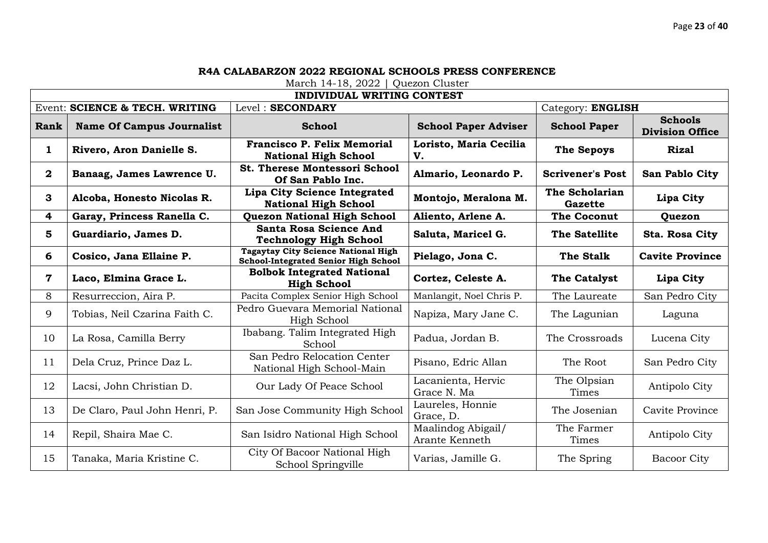**R4A CALABARZON 2022 REGIONAL SCHOOLS PRESS CONFERENCE**

March 14-18, 2022 | Quezon Cluster

| INDIVIDUAL WRITING CONTEST | | | | | |
|---|---|---|---|---|---|
| Event: **SCIENCE & TECH. WRITING** | | Level : **SECONDARY** | | Category: **ENGLISH** | |
| **Rank** | **Name Of Campus Journalist** | **School** | **School Paper Adviser** | **School Paper** | **Schools Division Office** |
| **1** | **Rivero, Aron Danielle S.** | **Francisco P. Felix Memorial National High School** | **Loristo, Maria Cecilia V.** | **The Sepoys** | **Rizal** |
| **2** | **Banaag, James Lawrence U.** | **St. Therese Montessori School Of San Pablo Inc.** | **Almario, Leonardo P.** | **Scrivener's Post** | **San Pablo City** |
| **3** | **Alcoba, Honesto Nicolas R.** | **Lipa City Science Integrated National High School** | **Montojo, Meralona M.** | **The Scholarian Gazette** | **Lipa City** |
| **4** | **Garay, Princess Ranella C.** | **Quezon National High School** | **Aliento, Arlene A.** | **The Coconut** | **Quezon** |
| **5** | **Guardiario, James D.** | **Santa Rosa Science And Technology High School** | **Saluta, Maricel G.** | **The Satellite** | **Sta. Rosa City** |
| **6** | **Cosico, Jana Ellaine P.** | **Tagaytay City Science National High School-Integrated Senior High School** | **Pielago, Jona C.** | **The Stalk** | **Cavite Province** |
| **7** | **Laco, Elmina Grace L.** | **Bolbok Integrated National High School** | **Cortez, Celeste A.** | **The Catalyst** | **Lipa City** |
| 8 | Resurreccion, Aira P. | Pacita Complex Senior High School | Manlangit, Noel Chris P. | The Laureate | San Pedro City |
| 9 | Tobias, Neil Czarina Faith C. | Pedro Guevara Memorial National High School | Napiza, Mary Jane C. | The Lagunian | Laguna |
| 10 | La Rosa, Camilla Berry | Ibabang. Talim Integrated High School | Padua, Jordan B. | The Crossroads | Lucena City |
| 11 | Dela Cruz, Prince Daz L. | San Pedro Relocation Center National High School-Main | Pisano, Edric Allan | The Root | San Pedro City |
| 12 | Lacsi, John Christian D. | Our Lady Of Peace School | Lacanienta, Hervic Grace N. Ma | The Olpsian Times | Antipolo City |
| 13 | De Claro, Paul John Henri, P. | San Jose Community High School | Laureles, Honnie Grace, D. | The Josenian | Cavite Province |
| 14 | Repil, Shaira Mae C. | San Isidro National High School | Maalindog Abigail/ Arante Kenneth | The Farmer Times | Antipolo City |
| 15 | Tanaka, Maria Kristine C. | City Of Bacoor National High School Springville | Varias, Jamille G. | The Spring | Bacoor City |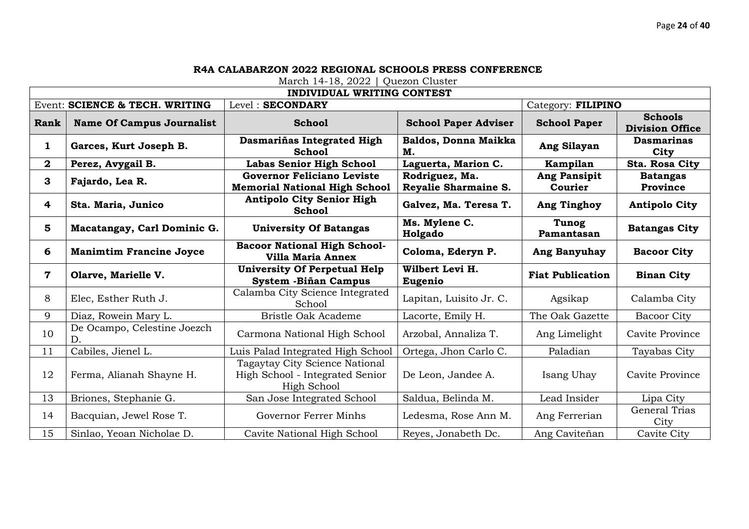**R4A CALABARZON 2022 REGIONAL SCHOOLS PRESS CONFERENCE**

March 14-18, 2022 | Quezon Cluster

| **INDIVIDUAL WRITING CONTEST** | | | | | |
|---|---|---|---|---|---|
| Event: **SCIENCE & TECH. WRITING** | | Level : **SECONDARY** | | Category: **FILIPINO** | |
| **Rank** | **Name Of Campus Journalist** | **School** | **School Paper Adviser** | **School Paper** | **Schools Division Office** |
| **1** | **Garces, Kurt Joseph B.** | **Dasmariñas Integrated High School** | **Baldos, Donna Maikka M.** | **Ang Silayan** | **Dasmarinas City** |
| **2** | **Perez, Avygail B.** | **Labas Senior High School** | **Laguerta, Marion C.** | **Kampilan** | **Sta. Rosa City** |
| **3** | **Fajardo, Lea R.** | **Governor Feliciano Leviste Memorial National High School** | **Rodriguez, Ma. Reyalie Sharmaine S.** | **Ang Pansipit Courier** | **Batangas Province** |
| **4** | **Sta. Maria, Junico** | **Antipolo City Senior High School** | **Galvez, Ma. Teresa T.** | **Ang Tinghoy** | **Antipolo City** |
| **5** | **Macatangay, Carl Dominic G.** | **University Of Batangas** | **Ms. Mylene C. Holgado** | **Tunog Pamantasan** | **Batangas City** |
| **6** | **Manimtim Francine Joyce** | **Bacoor National High School-Villa Maria Annex** | **Coloma, Ederyn P.** | **Ang Banyuhay** | **Bacoor City** |
| **7** | **Olarve, Marielle V.** | **University Of Perpetual Help System -Biñan Campus** | **Wilbert Levi H. Eugenio** | **Fiat Publication** | **Binan City** |
| 8 | Elec, Esther Ruth J. | Calamba City Science Integrated School | Lapitan, Luisito Jr. C. | Agsikap | Calamba City |
| 9 | Diaz, Rowein Mary L. | Bristle Oak Academe | Lacorte, Emily H. | The Oak Gazette | Bacoor City |
| 10 | De Ocampo, Celestine Joezch D. | Carmona National High School | Arzobal, Annaliza T. | Ang Limelight | Cavite Province |
| 11 | Cabiles, Jienel L. | Luis Palad Integrated High School | Ortega, Jhon Carlo C. | Paladian | Tayabas City |
| 12 | Ferma, Alianah Shayne H. | Tagaytay City Science National High School - Integrated Senior High School | De Leon, Jandee A. | Isang Uhay | Cavite Province |
| 13 | Briones, Stephanie G. | San Jose Integrated School | Saldua, Belinda M. | Lead Insider | Lipa City |
| 14 | Bacquian, Jewel Rose T. | Governor Ferrer Minhs | Ledesma, Rose Ann M. | Ang Ferrerian | General Trias City |
| 15 | Sinlao, Yeoan Nicholae D. | Cavite National High School | Reyes, Jonabeth Dc. | Ang Caviteñan | Cavite City |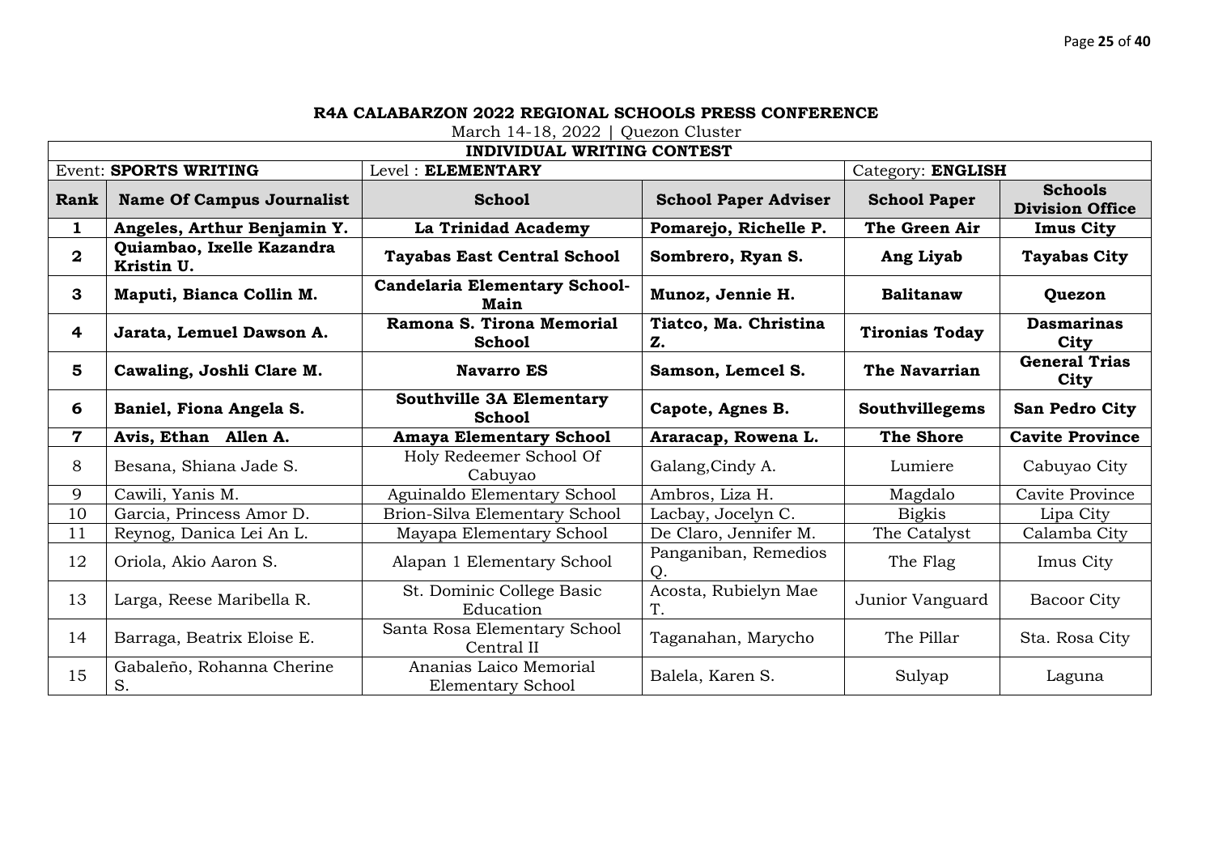**R4A CALABARZON 2022 REGIONAL SCHOOLS PRESS CONFERENCE**

March 14-18, 2022 | Quezon Cluster

**INDIVIDUAL WRITING CONTEST**

| Event: **SPORTS WRITING** | | Level : **ELEMENTARY** | | Category: **ENGLISH** | |
|---|---|---|---|---|---|
| **Rank** | **Name Of Campus Journalist** | **School** | **School Paper Adviser** | **School Paper** | **Schools Division Office** |
| **1** | **Angeles, Arthur Benjamin Y.** | **La Trinidad Academy** | **Pomarejo, Richelle P.** | **The Green Air** | **Imus City** |
| **2** | **Quiambao, Ixelle Kazandra Kristin U.** | **Tayabas East Central School** | **Sombrero, Ryan S.** | **Ang Liyab** | **Tayabas City** |
| **3** | **Maputi, Bianca Collin M.** | **Candelaria Elementary School-Main** | **Munoz, Jennie H.** | **Balitanaw** | **Quezon** |
| **4** | **Jarata, Lemuel Dawson A.** | **Ramona S. Tirona Memorial School** | **Tiatco, Ma. Christina Z.** | **Tironias Today** | **Dasmarinas City** |
| **5** | **Cawaling, Joshli Clare M.** | **Navarro ES** | **Samson, Lemcel S.** | **The Navarrian** | **General Trias City** |
| **6** | **Baniel, Fiona Angela S.** | **Southville 3A Elementary School** | **Capote, Agnes B.** | **Southvillegems** | **San Pedro City** |
| **7** | **Avis, Ethan Allen A.** | **Amaya Elementary School** | **Araracap, Rowena L.** | **The Shore** | **Cavite Province** |
| 8 | Besana, Shiana Jade S. | Holy Redeemer School Of Cabuyao | Galang,Cindy A. | Lumiere | Cabuyao City |
| 9 | Cawili, Yanis M. | Aguinaldo Elementary School | Ambros, Liza H. | Magdalo | Cavite Province |
| 10 | Garcia, Princess Amor D. | Brion-Silva Elementary School | Lacbay, Jocelyn C. | Bigkis | Lipa City |
| 11 | Reynog, Danica Lei An L. | Mayapa Elementary School | De Claro, Jennifer M. | The Catalyst | Calamba City |
| 12 | Oriola, Akio Aaron S. | Alapan 1 Elementary School | Panganiban, Remedios Q. | The Flag | Imus City |
| 13 | Larga, Reese Maribella R. | St. Dominic College Basic Education | Acosta, Rubielyn Mae T. | Junior Vanguard | Bacoor City |
| 14 | Barraga, Beatrix Eloise E. | Santa Rosa Elementary School Central II | Taganahan, Marycho | The Pillar | Sta. Rosa City |
| 15 | Gabaleño, Rohanna Cherine S. | Ananias Laico Memorial Elementary School | Balela, Karen S. | Sulyap | Laguna |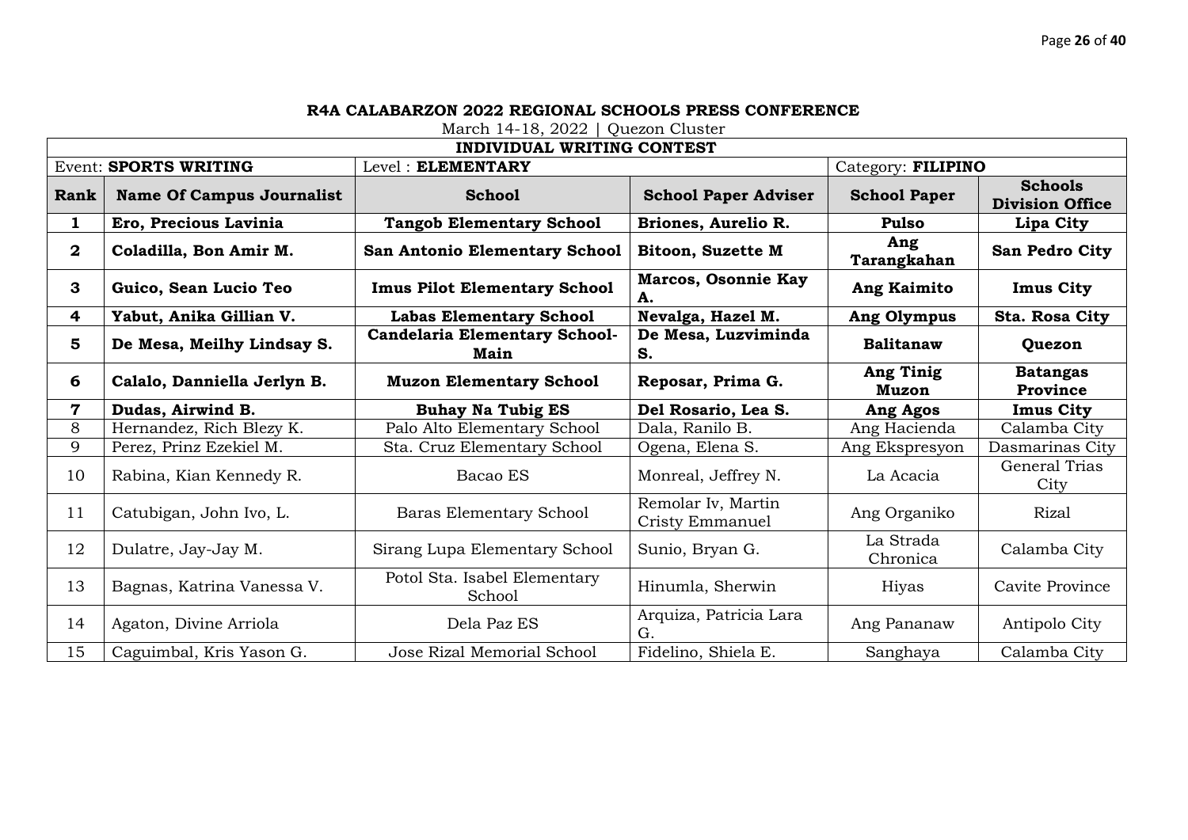**R4A CALABARZON 2022 REGIONAL SCHOOLS PRESS CONFERENCE**

March 14-18, 2022 | Quezon Cluster

**INDIVIDUAL WRITING CONTEST**

| Event: **SPORTS WRITING** | | Level : **ELEMENTARY** | | Category: **FILIPINO** | |
|---|---|---|---|---|---|
| **Rank** | **Name Of Campus Journalist** | **School** | **School Paper Adviser** | **School Paper** | **Schools Division Office** |
| **1** | **Ero, Precious Lavinia** | **Tangob Elementary School** | **Briones, Aurelio R.** | **Pulso** | **Lipa City** |
| **2** | **Coladilla, Bon Amir M.** | **San Antonio Elementary School** | **Bitoon, Suzette M** | **Ang Tarangkahan** | **San Pedro City** |
| **3** | **Guico, Sean Lucio Teo** | **Imus Pilot Elementary School** | **Marcos, Osonnie Kay A.** | **Ang Kaimito** | **Imus City** |
| **4** | **Yabut, Anika Gillian V.** | **Labas Elementary School** | **Nevalga, Hazel M.** | **Ang Olympus** | **Sta. Rosa City** |
| **5** | **De Mesa, Meilhy Lindsay S.** | **Candelaria Elementary School-Main** | **De Mesa, Luzviminda S.** | **Balitanaw** | **Quezon** |
| **6** | **Calalo, Danniella Jerlyn B.** | **Muzon Elementary School** | **Reposar, Prima G.** | **Ang Tinig Muzon** | **Batangas Province** |
| **7** | **Dudas, Airwind B.** | **Buhay Na Tubig ES** | **Del Rosario, Lea S.** | **Ang Agos** | **Imus City** |
| 8 | Hernandez, Rich Blezy K. | Palo Alto Elementary School | Dala, Ranilo B. | Ang Hacienda | Calamba City |
| 9 | Perez, Prinz Ezekiel M. | Sta. Cruz Elementary School | Ogena, Elena S. | Ang Ekspresyon | Dasmarinas City |
| 10 | Rabina, Kian Kennedy R. | Bacao ES | Monreal, Jeffrey N. | La Acacia | General Trias City |
| 11 | Catubigan, John Ivo, L. | Baras Elementary School | Remolar Iv, Martin Cristy Emmanuel | Ang Organiko | Rizal |
| 12 | Dulatre, Jay-Jay M. | Sirang Lupa Elementary School | Sunio, Bryan G. | La Strada Chronica | Calamba City |
| 13 | Bagnas, Katrina Vanessa V. | Potol Sta. Isabel Elementary School | Hinumla, Sherwin | Hiyas | Cavite Province |
| 14 | Agaton, Divine Arriola | Dela Paz ES | Arquiza, Patricia Lara G. | Ang Pananaw | Antipolo City |
| 15 | Caguimbal, Kris Yason G. | Jose Rizal Memorial School | Fidelino, Shiela E. | Sanghaya | Calamba City |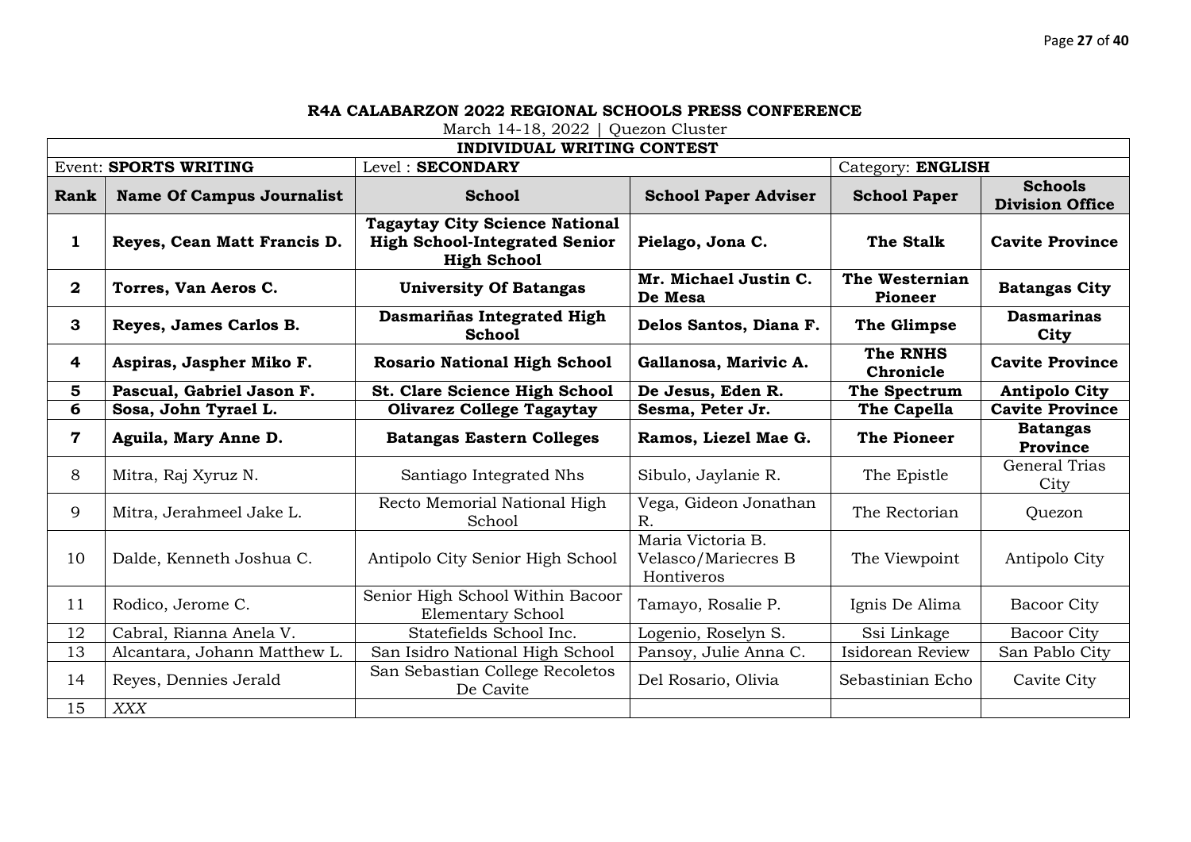**R4A CALABARZON 2022 REGIONAL SCHOOLS PRESS CONFERENCE**

March 14-18, 2022 | Quezon Cluster

**INDIVIDUAL WRITING CONTEST**

| Event: **SPORTS WRITING** | | Level : **SECONDARY** | | Category: **ENGLISH** | |
|---|---|---|---|---|---|
| **Rank** | **Name Of Campus Journalist** | **School** | **School Paper Adviser** | **School Paper** | **Schools Division Office** |
| **1** | **Reyes, Cean Matt Francis D.** | **Tagaytay City Science National High School-Integrated Senior High School** | **Pielago, Jona C.** | **The Stalk** | **Cavite Province** |
| **2** | **Torres, Van Aeros C.** | **University Of Batangas** | **Mr. Michael Justin C. De Mesa** | **The Westernian Pioneer** | **Batangas City** |
| **3** | **Reyes, James Carlos B.** | **Dasmariñas Integrated High School** | **Delos Santos, Diana F.** | **The Glimpse** | **Dasmarinas City** |
| **4** | **Aspiras, Jaspher Miko F.** | **Rosario National High School** | **Gallanosa, Marivic A.** | **The RNHS Chronicle** | **Cavite Province** |
| **5** | **Pascual, Gabriel Jason F.** | **St. Clare Science High School** | **De Jesus, Eden R.** | **The Spectrum** | **Antipolo City** |
| **6** | **Sosa, John Tyrael L.** | **Olivarez College Tagaytay** | **Sesma, Peter Jr.** | **The Capella** | **Cavite Province** |
| **7** | **Aguila, Mary Anne D.** | **Batangas Eastern Colleges** | **Ramos, Liezel Mae G.** | **The Pioneer** | **Batangas Province** |
| 8 | Mitra, Raj Xyruz N. | Santiago Integrated Nhs | Sibulo, Jaylanie R. | The Epistle | General Trias City |
| 9 | Mitra, Jerahmeel Jake L. | Recto Memorial National High School | Vega, Gideon Jonathan R. | The Rectorian | Quezon |
| 10 | Dalde, Kenneth Joshua C. | Antipolo City Senior High School | Maria Victoria B. Velasco/Mariecres B Hontiveros | The Viewpoint | Antipolo City |
| 11 | Rodico, Jerome C. | Senior High School Within Bacoor Elementary School | Tamayo, Rosalie P. | Ignis De Alima | Bacoor City |
| 12 | Cabral, Rianna Anela V. | Statefields School Inc. | Logenio, Roselyn S. | Ssi Linkage | Bacoor City |
| 13 | Alcantara, Johann Matthew L. | San Isidro National High School | Pansoy, Julie Anna C. | Isidorean Review | San Pablo City |
| 14 | Reyes, Dennies Jerald | San Sebastian College Recoletos De Cavite | Del Rosario, Olivia | Sebastinian Echo | Cavite City |
| 15 | *XXX* | | | | |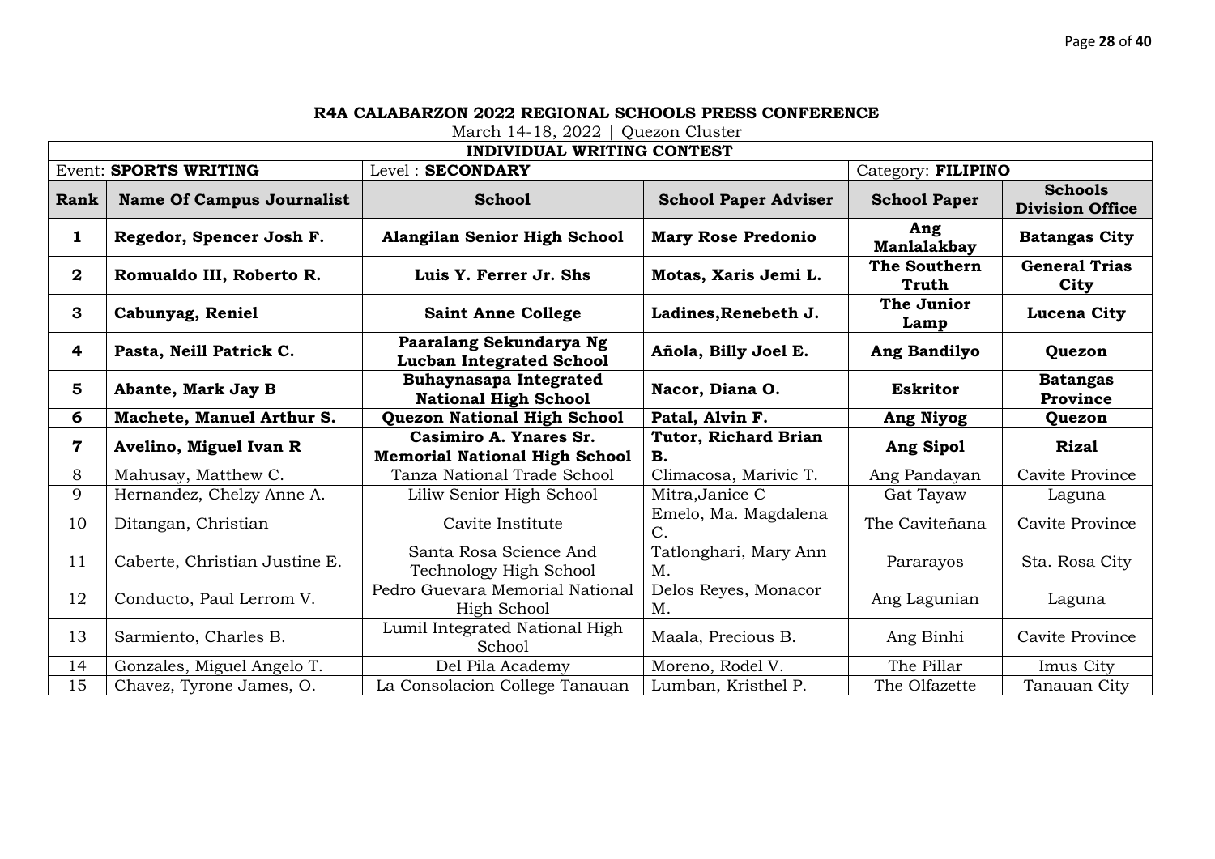**R4A CALABARZON 2022 REGIONAL SCHOOLS PRESS CONFERENCE**

March 14-18, 2022 | Quezon Cluster

| INDIVIDUAL WRITING CONTEST | | | | | |
|---|---|---|---|---|---|
| Event: **SPORTS WRITING** | | Level : **SECONDARY** | | Category: **FILIPINO** | |
| **Rank** | **Name Of Campus Journalist** | **School** | **School Paper Adviser** | **School Paper** | **Schools Division Office** |
| **1** | **Regedor, Spencer Josh F.** | **Alangilan Senior High School** | **Mary Rose Predonio** | **Ang Manlalakbay** | **Batangas City** |
| **2** | **Romualdo III, Roberto R.** | **Luis Y. Ferrer Jr. Shs** | **Motas, Xaris Jemi L.** | **The Southern Truth** | **General Trias City** |
| **3** | **Cabunyag, Reniel** | **Saint Anne College** | **Ladines,Renebeth J.** | **The Junior Lamp** | **Lucena City** |
| **4** | **Pasta, Neill Patrick C.** | **Paaralang Sekundarya Ng Lucban Integrated School** | **Añola, Billy Joel E.** | **Ang Bandilyo** | **Quezon** |
| **5** | **Abante, Mark Jay B** | **Buhaynasapa Integrated National High School** | **Nacor, Diana O.** | **Eskritor** | **Batangas Province** |
| **6** | **Machete, Manuel Arthur S.** | **Quezon National High School** | **Patal, Alvin F.** | **Ang Niyog** | **Quezon** |
| **7** | **Avelino, Miguel Ivan R** | **Casimiro A. Ynares Sr. Memorial National High School** | **Tutor, Richard Brian B.** | **Ang Sipol** | **Rizal** |
| 8 | Mahusay, Matthew C. | Tanza National Trade School | Climacosa, Marivic T. | Ang Pandayan | Cavite Province |
| 9 | Hernandez, Chelzy Anne A. | Liliw Senior High School | Mitra,Janice C | Gat Tayaw | Laguna |
| 10 | Ditangan, Christian | Cavite Institute | Emelo, Ma. Magdalena C. | The Caviteñana | Cavite Province |
| 11 | Caberte, Christian Justine E. | Santa Rosa Science And Technology High School | Tatlonghari, Mary Ann M. | Pararayos | Sta. Rosa City |
| 12 | Conducto, Paul Lerrom V. | Pedro Guevara Memorial National High School | Delos Reyes, Monacor M. | Ang Lagunian | Laguna |
| 13 | Sarmiento, Charles B. | Lumil Integrated National High School | Maala, Precious B. | Ang Binhi | Cavite Province |
| 14 | Gonzales, Miguel Angelo T. | Del Pila Academy | Moreno, Rodel V. | The Pillar | Imus City |
| 15 | Chavez, Tyrone James, O. | La Consolacion College Tanauan | Lumban, Kristhel P. | The Olfazette | Tanauan City |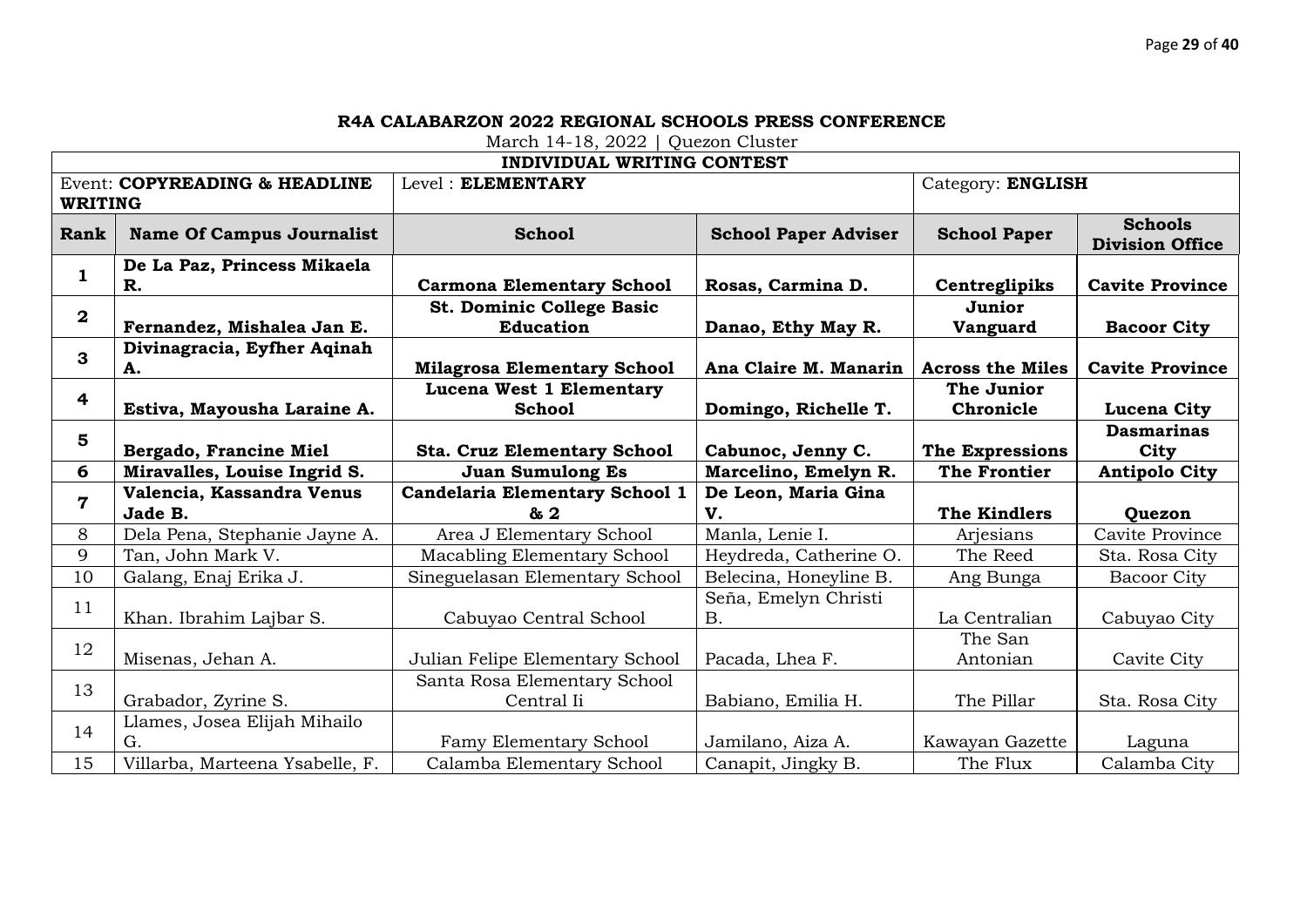**R4A CALABARZON 2022 REGIONAL SCHOOLS PRESS CONFERENCE**

March 14-18, 2022 | Quezon Cluster

| INDIVIDUAL WRITING CONTEST | | | | | |
|---|---|---|---|---|---|
| Event: **COPYREADING & HEADLINE WRITING** | | Level : **ELEMENTARY** | | Category: **ENGLISH** | |
| **Rank** | **Name Of Campus Journalist** | **School** | **School Paper Adviser** | **School Paper** | **Schools Division Office** |
| **1** | **De La Paz, Princess Mikaela R.** | **Carmona Elementary School** | **Rosas, Carmina D.** | **Centreglipiks** | **Cavite Province** |
| **2** | **Fernandez, Mishalea Jan E.** | **St. Dominic College Basic Education** | **Danao, Ethy May R.** | **Junior Vanguard** | **Bacoor City** |
| **3** | **Divinagracia, Eyfher Aqinah A.** | **Milagrosa Elementary School** | **Ana Claire M. Manarin** | **Across the Miles** | **Cavite Province** |
| **4** | **Estiva, Mayousha Laraine A.** | **Lucena West 1 Elementary School** | **Domingo, Richelle T.** | **The Junior Chronicle** | **Lucena City** |
| **5** | **Bergado, Francine Miel** | **Sta. Cruz Elementary School** | **Cabunoc, Jenny C.** | **The Expressions** | **Dasmarinas City** |
| **6** | **Miravalles, Louise Ingrid S.** | **Juan Sumulong Es** | **Marcelino, Emelyn R.** | **The Frontier** | **Antipolo City** |
| **7** | **Valencia, Kassandra Venus Jade B.** | **Candelaria Elementary School 1 & 2** | **De Leon, Maria Gina V.** | **The Kindlers** | **Quezon** |
| 8 | Dela Pena, Stephanie Jayne A. | Area J Elementary School | Manla, Lenie I. | Arjesians | Cavite Province |
| 9 | Tan, John Mark V. | Macabling Elementary School | Heydreda, Catherine O. | The Reed | Sta. Rosa City |
| 10 | Galang, Enaj Erika J. | Sineguelasan Elementary School | Belecina, Honeyline B. | Ang Bunga | Bacoor City |
| 11 | Khan. Ibrahim Lajbar S. | Cabuyao Central School | Seña, Emelyn Christi B. | La Centralian | Cabuyao City |
| 12 | Misenas, Jehan A. | Julian Felipe Elementary School | Pacada, Lhea F. | The San Antonian | Cavite City |
| 13 | Grabador, Zyrine S. | Santa Rosa Elementary School Central Ii | Babiano, Emilia H. | The Pillar | Sta. Rosa City |
| 14 | Llames, Josea Elijah Mihailo G. | Famy Elementary School | Jamilano, Aiza A. | Kawayan Gazette | Laguna |
| 15 | Villarba, Marteena Ysabelle, F. | Calamba Elementary School | Canapit, Jingky B. | The Flux | Calamba City |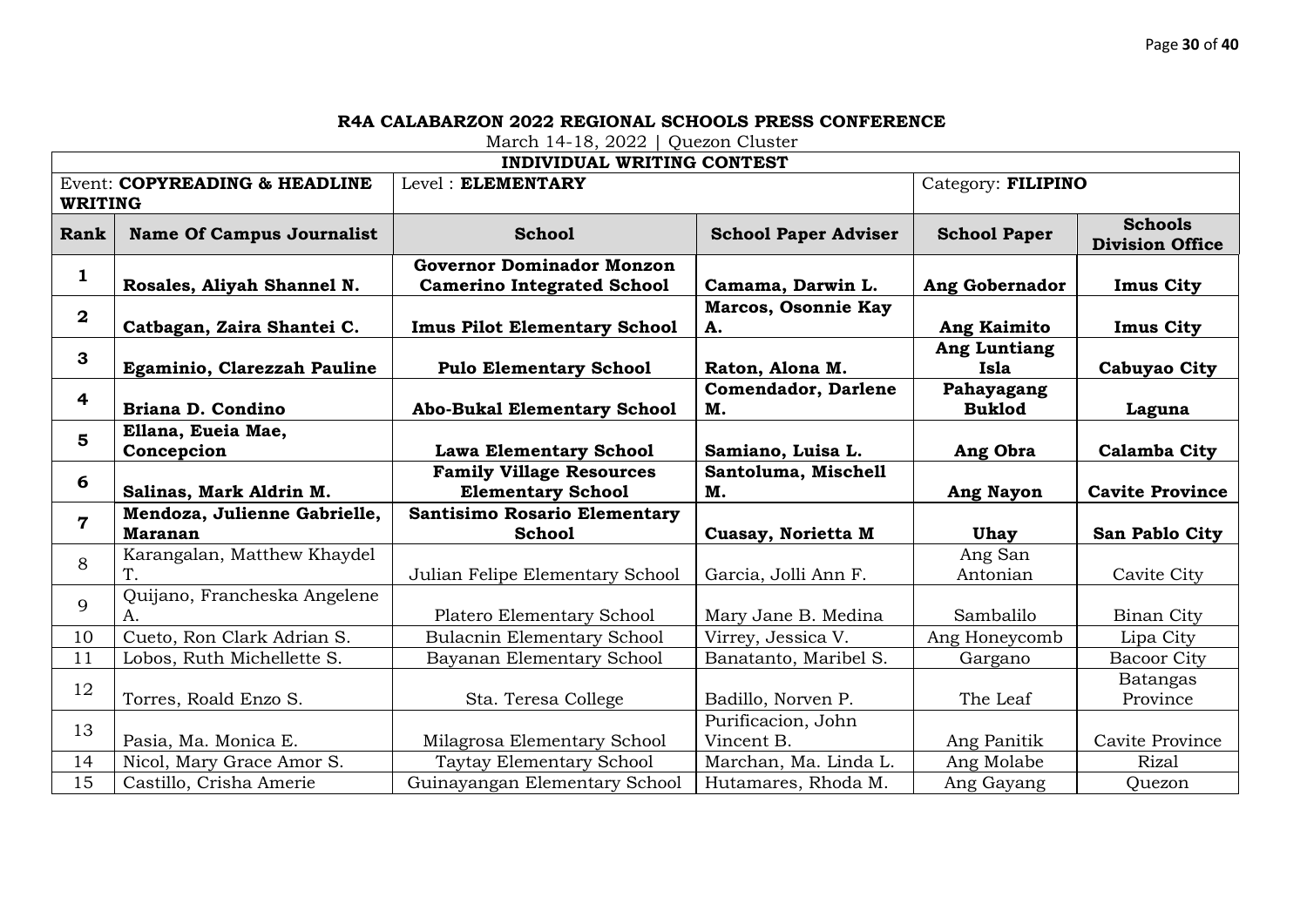**R4A CALABARZON 2022 REGIONAL SCHOOLS PRESS CONFERENCE**

March 14-18, 2022 | Quezon Cluster

**INDIVIDUAL WRITING CONTEST**

| Event: **COPYREADING & HEADLINE WRITING** | | Level : **ELEMENTARY** | | Category: **FILIPINO** | |
|---|---|---|---|---|---|
| **Rank** | **Name Of Campus Journalist** | **School** | **School Paper Adviser** | **School Paper** | **Schools Division Office** |
| **1** | **Rosales, Aliyah Shannel N.** | **Governor Dominador Monzon Camerino Integrated School** | **Camama, Darwin L.** | **Ang Gobernador** | **Imus City** |
| **2** | **Catbagan, Zaira Shantei C.** | **Imus Pilot Elementary School** | **Marcos, Osonnie Kay A.** | **Ang Kaimito** | **Imus City** |
| **3** | **Egaminio, Clarezzah Pauline** | **Pulo Elementary School** | **Raton, Alona M.** | **Ang Luntiang Isla** | **Cabuyao City** |
| **4** | **Briana D. Condino** | **Abo-Bukal Elementary School** | **Comendador, Darlene M.** | **Pahayagang Buklod** | **Laguna** |
| **5** | **Ellana, Eueia Mae, Concepcion** | **Lawa Elementary School** | **Samiano, Luisa L.** | **Ang Obra** | **Calamba City** |
| **6** | **Salinas, Mark Aldrin M.** | **Family Village Resources Elementary School** | **Santoluma, Mischell M.** | **Ang Nayon** | **Cavite Province** |
| **7** | **Mendoza, Julienne Gabrielle, Maranan** | **Santisimo Rosario Elementary School** | **Cuasay, Norietta M** | **Uhay** | **San Pablo City** |
| 8 | Karangalan, Matthew Khaydel T. | Julian Felipe Elementary School | Garcia, Jolli Ann F. | Ang San Antonian | Cavite City |
| 9 | Quijano, Francheska Angelene A. | Platero Elementary School | Mary Jane B. Medina | Sambalilo | Binan City |
| 10 | Cueto, Ron Clark Adrian S. | Bulacnin Elementary School | Virrey, Jessica V. | Ang Honeycomb | Lipa City |
| 11 | Lobos, Ruth Michellette S. | Bayanan Elementary School | Banatanto, Maribel S. | Gargano | Bacoor City |
| 12 | Torres, Roald Enzo S. | Sta. Teresa College | Badillo, Norven P. | The Leaf | Batangas Province |
| 13 | Pasia, Ma. Monica E. | Milagrosa Elementary School | Purificacion, John Vincent B. | Ang Panitik | Cavite Province |
| 14 | Nicol, Mary Grace Amor S. | Taytay Elementary School | Marchan, Ma. Linda L. | Ang Molabe | Rizal |
| 15 | Castillo, Crisha Amerie | Guinayangan Elementary School | Hutamares, Rhoda M. | Ang Gayang | Quezon |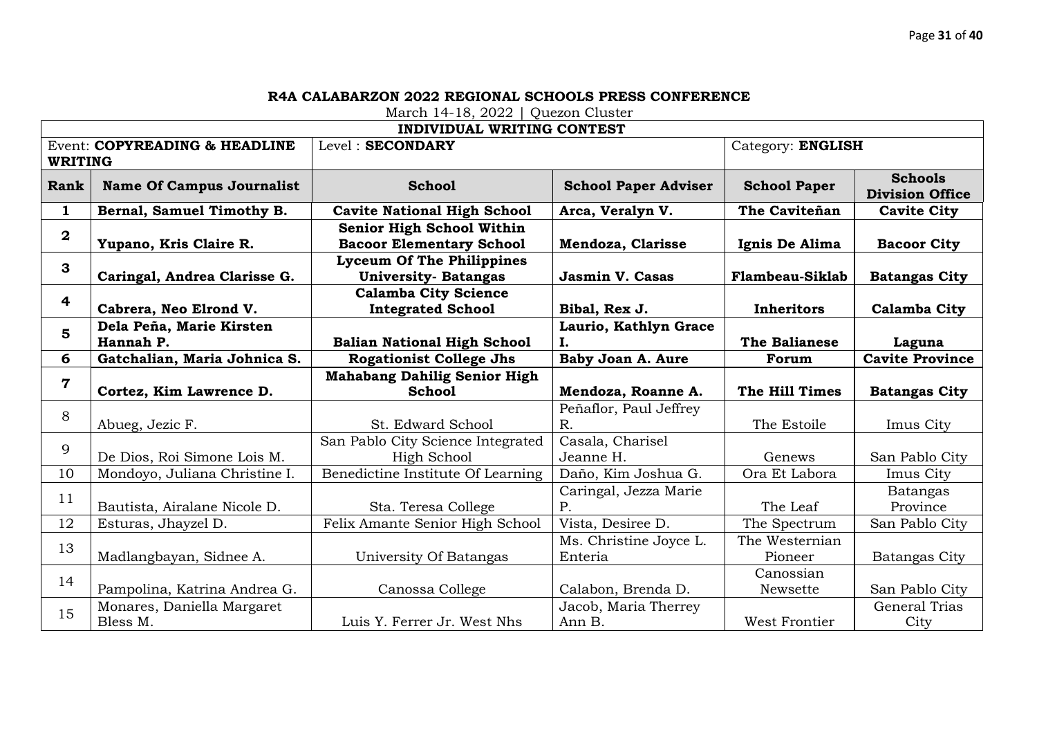**R4A CALABARZON 2022 REGIONAL SCHOOLS PRESS CONFERENCE**

March 14-18, 2022 | Quezon Cluster

| **INDIVIDUAL WRITING CONTEST** | | | | | |
|---|---|---|---|---|---|
| Event: **COPYREADING & HEADLINE WRITING** | | Level : **SECONDARY** | | Category: **ENGLISH** | |
| **Rank** | **Name Of Campus Journalist** | **School** | **School Paper Adviser** | **School Paper** | **Schools Division Office** |
| **1** | **Bernal, Samuel Timothy B.** | **Cavite National High School** | **Arca, Veralyn V.** | **The Caviteñan** | **Cavite City** |
| **2** | **Yupano, Kris Claire R.** | **Senior High School Within Bacoor Elementary School** | **Mendoza, Clarisse** | **Ignis De Alima** | **Bacoor City** |
| **3** | **Caringal, Andrea Clarisse G.** | **Lyceum Of The Philippines University- Batangas** | **Jasmin V. Casas** | **Flambeau-Siklab** | **Batangas City** |
| **4** | **Cabrera, Neo Elrond V.** | **Calamba City Science Integrated School** | **Bibal, Rex J.** | **Inheritors** | **Calamba City** |
| **5** | **Dela Peña, Marie Kirsten Hannah P.** | **Balian National High School** | **Laurio, Kathlyn Grace I.** | **The Balianese** | **Laguna** |
| **6** | **Gatchalian, Maria Johnica S.** | **Rogationist College Jhs** | **Baby Joan A. Aure** | **Forum** | **Cavite Province** |
| **7** | **Cortez, Kim Lawrence D.** | **Mahabang Dahilig Senior High School** | **Mendoza, Roanne A.** | **The Hill Times** | **Batangas City** |
| 8 | Abueg, Jezic F. | St. Edward School | Peñaflor, Paul Jeffrey R. | The Estoile | Imus City |
| 9 | De Dios, Roi Simone Lois M. | San Pablo City Science Integrated High School | Casala, Charisel Jeanne H. | Genews | San Pablo City |
| 10 | Mondoyo, Juliana Christine I. | Benedictine Institute Of Learning | Daño, Kim Joshua G. | Ora Et Labora | Imus City |
| 11 | Bautista, Airalane Nicole D. | Sta. Teresa College | Caringal, Jezza Marie P. | The Leaf | Batangas Province |
| 12 | Esturas, Jhayzel D. | Felix Amante Senior High School | Vista, Desiree D. | The Spectrum | San Pablo City |
| 13 | Madlangbayan, Sidnee A. | University Of Batangas | Ms. Christine Joyce L. Enteria | The Westernian Pioneer | Batangas City |
| 14 | Pampolina, Katrina Andrea G. | Canossa College | Calabon, Brenda D. | Canossian Newsette | San Pablo City |
| 15 | Monares, Daniella Margaret Bless M. | Luis Y. Ferrer Jr. West Nhs | Jacob, Maria Therrey Ann B. | West Frontier | General Trias City |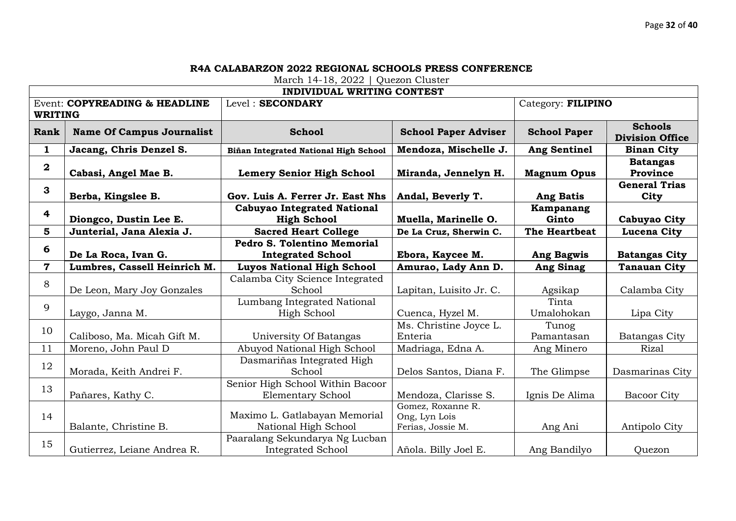**R4A CALABARZON 2022 REGIONAL SCHOOLS PRESS CONFERENCE**

March 14-18, 2022 | Quezon Cluster

**INDIVIDUAL WRITING CONTEST**

Event: **COPYREADING & HEADLINE WRITING** | Level : **SECONDARY** | Category: **FILIPINO**

| Rank | Name Of Campus Journalist | School | School Paper Adviser | School Paper | Schools Division Office |
|---|---|---|---|---|---|
| **1** | **Jacang, Chris Denzel S.** | **Biñan Integrated National High School** | **Mendoza, Mischelle J.** | **Ang Sentinel** | **Binan City** |
| **2** | **Cabasi, Angel Mae B.** | **Lemery Senior High School** | **Miranda, Jennelyn H.** | **Magnum Opus** | **Batangas Province** |
| **3** | **Berba, Kingslee B.** | **Gov. Luis A. Ferrer Jr. East Nhs** | **Andal, Beverly T.** | **Ang Batis** | **General Trias City** |
| **4** | **Diongco, Dustin Lee E.** | **Cabuyao Integrated National High School** | **Muella, Marinelle O.** | **Kampanang Ginto** | **Cabuyao City** |
| **5** | **Junterial, Jana Alexia J.** | **Sacred Heart College** | **De La Cruz, Sherwin C.** | **The Heartbeat** | **Lucena City** |
| **6** | **De La Roca, Ivan G.** | **Pedro S. Tolentino Memorial Integrated School** | **Ebora, Kaycee M.** | **Ang Bagwis** | **Batangas City** |
| **7** | **Lumbres, Cassell Heinrich M.** | **Luyos National High School** | **Amurao, Lady Ann D.** | **Ang Sinag** | **Tanauan City** |
| 8 | De Leon, Mary Joy Gonzales | Calamba City Science Integrated School | Lapitan, Luisito Jr. C. | Agsikap | Calamba City |
| 9 | Laygo, Janna M. | Lumbang Integrated National High School | Cuenca, Hyzel M. | Tinta Umalohokan | Lipa City |
| 10 | Caliboso, Ma. Micah Gift M. | University Of Batangas | Ms. Christine Joyce L. Enteria | Tunog Pamantasan | Batangas City |
| 11 | Moreno, John Paul D | Abuyod National High School | Madriaga, Edna A. | Ang Minero | Rizal |
| 12 | Morada, Keith Andrei F. | Dasmariñas Integrated High School | Delos Santos, Diana F. | The Glimpse | Dasmarinas City |
| 13 | Pañares, Kathy C. | Senior High School Within Bacoor Elementary School | Mendoza, Clarisse S. | Ignis De Alima | Bacoor City |
| 14 | Balante, Christine B. | Maximo L. Gatlabayan Memorial National High School | Gomez, Roxanne R. Ong, Lyn Lois Ferias, Jossie M. | Ang Ani | Antipolo City |
| 15 | Gutierrez, Leiane Andrea R. | Paaralang Sekundarya Ng Lucban Integrated School | Añola. Billy Joel E. | Ang Bandilyo | Quezon |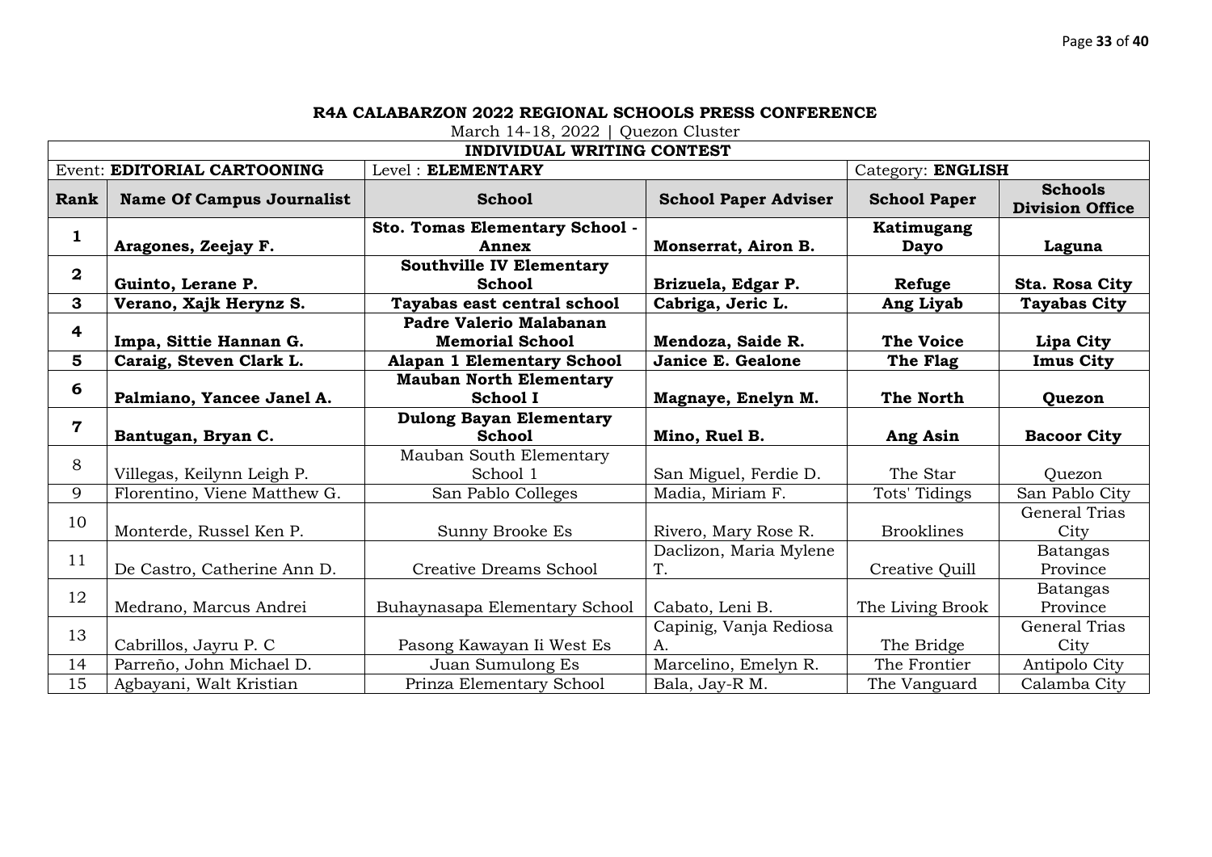**R4A CALABARZON 2022 REGIONAL SCHOOLS PRESS CONFERENCE**

March 14-18, 2022 | Quezon Cluster

| INDIVIDUAL WRITING CONTEST | | | | | |
|---|---|---|---|---|---|
| Event: **EDITORIAL CARTOONING** | | Level : **ELEMENTARY** | | Category: **ENGLISH** | |
| **Rank** | **Name Of Campus Journalist** | **School** | **School Paper Adviser** | **School Paper** | **Schools Division Office** |
| **1** | **Aragones, Zeejay F.** | **Sto. Tomas Elementary School - Annex** | **Monserrat, Airon B.** | **Katimugang Dayo** | **Laguna** |
| **2** | **Guinto, Lerane P.** | **Southville IV Elementary School** | **Brizuela, Edgar P.** | **Refuge** | **Sta. Rosa City** |
| **3** | **Verano, Xajk Herynz S.** | **Tayabas east central school** | **Cabriga, Jeric L.** | **Ang Liyab** | **Tayabas City** |
| **4** | **Impa, Sittie Hannan G.** | **Padre Valerio Malabanan Memorial School** | **Mendoza, Saide R.** | **The Voice** | **Lipa City** |
| **5** | **Caraig, Steven Clark L.** | **Alapan 1 Elementary School** | **Janice E. Gealone** | **The Flag** | **Imus City** |
| **6** | **Palmiano, Yancee Janel A.** | **Mauban North Elementary School I** | **Magnaye, Enelyn M.** | **The North** | **Quezon** |
| **7** | **Bantugan, Bryan C.** | **Dulong Bayan Elementary School** | **Mino, Ruel B.** | **Ang Asin** | **Bacoor City** |
| 8 | Villegas, Keilynn Leigh P. | Mauban South Elementary School 1 | San Miguel, Ferdie D. | The Star | Quezon |
| 9 | Florentino, Viene Matthew G. | San Pablo Colleges | Madia, Miriam F. | Tots' Tidings | San Pablo City |
| 10 | Monterde, Russel Ken P. | Sunny Brooke Es | Rivero, Mary Rose R. | Brooklines | General Trias City |
| 11 | De Castro, Catherine Ann D. | Creative Dreams School | Daclizon, Maria Mylene T. | Creative Quill | Batangas Province |
| 12 | Medrano, Marcus Andrei | Buhaynasapa Elementary School | Cabato, Leni B. | The Living Brook | Batangas Province |
| 13 | Cabrillos, Jayru P. C | Pasong Kawayan Ii West Es | Capinig, Vanja Rediosa A. | The Bridge | General Trias City |
| 14 | Parreño, John Michael D. | Juan Sumulong Es | Marcelino, Emelyn R. | The Frontier | Antipolo City |
| 15 | Agbayani, Walt Kristian | Prinza Elementary School | Bala, Jay-R M. | The Vanguard | Calamba City |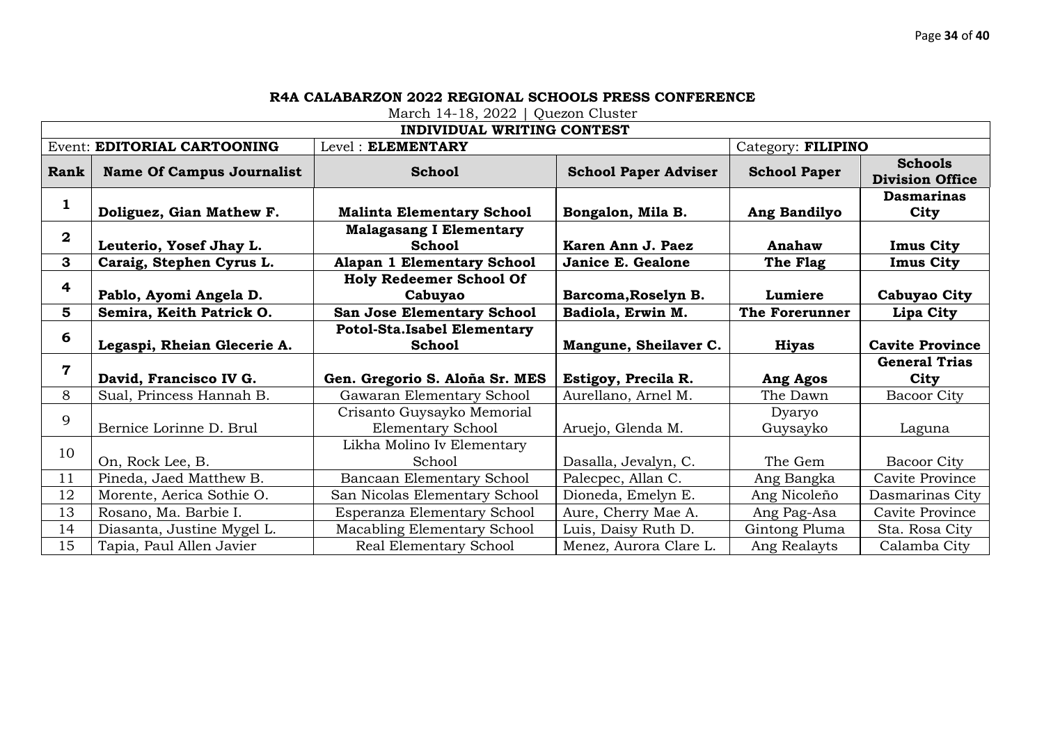**R4A CALABARZON 2022 REGIONAL SCHOOLS PRESS CONFERENCE**

March 14-18, 2022 | Quezon Cluster

| INDIVIDUAL WRITING CONTEST | | | | | |
|---|---|---|---|---|---|
| Event: **EDITORIAL CARTOONING** | | Level : **ELEMENTARY** | | Category: **FILIPINO** | |
| **Rank** | **Name Of Campus Journalist** | **School** | **School Paper Adviser** | **School Paper** | **Schools Division Office** |
| **1** | **Doliguez, Gian Mathew F.** | **Malinta Elementary School** | **Bongalon, Mila B.** | **Ang Bandilyo** | **Dasmarinas City** |
| **2** | **Leuterio, Yosef Jhay L.** | **Malagasang I Elementary School** | **Karen Ann J. Paez** | **Anahaw** | **Imus City** |
| **3** | **Caraig, Stephen Cyrus L.** | **Alapan 1 Elementary School** | **Janice E. Gealone** | **The Flag** | **Imus City** |
| **4** | **Pablo, Ayomi Angela D.** | **Holy Redeemer School Of Cabuyao** | **Barcoma,Roselyn B.** | **Lumiere** | **Cabuyao City** |
| **5** | **Semira, Keith Patrick O.** | **San Jose Elementary School** | **Badiola, Erwin M.** | **The Forerunner** | **Lipa City** |
| **6** | **Legaspi, Rheian Glecerie A.** | **Potol-Sta.Isabel Elementary School** | **Mangune, Sheilaver C.** | **Hiyas** | **Cavite Province** |
| **7** | **David, Francisco IV G.** | **Gen. Gregorio S. Aloña Sr. MES** | **Estigoy, Precila R.** | **Ang Agos** | **General Trias City** |
| 8 | Sual, Princess Hannah B. | Gawaran Elementary School | Aurellano, Arnel M. | The Dawn | Bacoor City |
| 9 | Bernice Lorinne D. Brul | Crisanto Guysayko Memorial Elementary School | Aruejo, Glenda M. | Dyaryo Guysayko | Laguna |
| 10 | On, Rock Lee, B. | Likha Molino Iv Elementary School | Dasalla, Jevalyn, C. | The Gem | Bacoor City |
| 11 | Pineda, Jaed Matthew B. | Bancaan Elementary School | Palecpec, Allan C. | Ang Bangka | Cavite Province |
| 12 | Morente, Aerica Sothie O. | San Nicolas Elementary School | Dioneda, Emelyn E. | Ang Nicoleño | Dasmarinas City |
| 13 | Rosano, Ma. Barbie I. | Esperanza Elementary School | Aure, Cherry Mae A. | Ang Pag-Asa | Cavite Province |
| 14 | Diasanta, Justine Mygel L. | Macabling Elementary School | Luis, Daisy Ruth D. | Gintong Pluma | Sta. Rosa City |
| 15 | Tapia, Paul Allen Javier | Real Elementary School | Menez, Aurora Clare L. | Ang Realayts | Calamba City |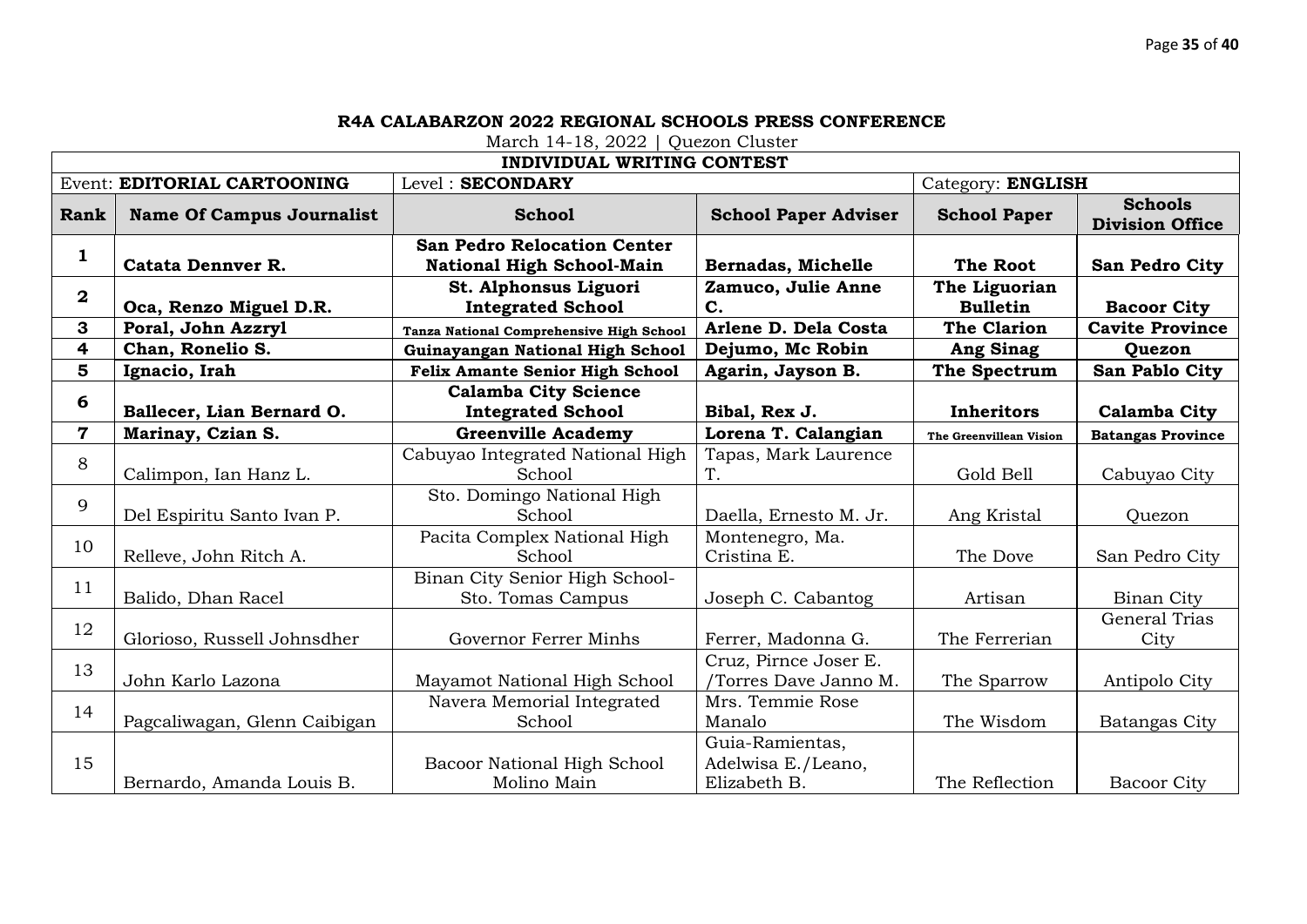**R4A CALABARZON 2022 REGIONAL SCHOOLS PRESS CONFERENCE**

March 14-18, 2022 | Quezon Cluster

**INDIVIDUAL WRITING CONTEST**

| Event: **EDITORIAL CARTOONING** | | Level : **SECONDARY** | | Category: **ENGLISH** | |
|---|---|---|---|---|---|
| **Rank** | **Name Of Campus Journalist** | **School** | **School Paper Adviser** | **School Paper** | **Schools Division Office** |
| **1** | **Catata Dennver R.** | **San Pedro Relocation Center National High School-Main** | **Bernadas, Michelle** | **The Root** | **San Pedro City** |
| **2** | **Oca, Renzo Miguel D.R.** | **St. Alphonsus Liguori Integrated School** | **Zamuco, Julie Anne C.** | **The Liguorian Bulletin** | **Bacoor City** |
| **3** | **Poral, John Azzryl** | **Tanza National Comprehensive High School** | **Arlene D. Dela Costa** | **The Clarion** | **Cavite Province** |
| **4** | **Chan, Ronelio S.** | **Guinayangan National High School** | **Dejumo, Mc Robin** | **Ang Sinag** | **Quezon** |
| **5** | **Ignacio, Irah** | **Felix Amante Senior High School** | **Agarin, Jayson B.** | **The Spectrum** | **San Pablo City** |
| **6** | **Ballecer, Lian Bernard O.** | **Calamba City Science Integrated School** | **Bibal, Rex J.** | **Inheritors** | **Calamba City** |
| **7** | **Marinay, Czian S.** | **Greenville Academy** | **Lorena T. Calangian** | **The Greenvillean Vision** | **Batangas Province** |
| 8 | Calimpon, Ian Hanz L. | Cabuyao Integrated National High School | Tapas, Mark Laurence T. | Gold Bell | Cabuyao City |
| 9 | Del Espiritu Santo Ivan P. | Sto. Domingo National High School | Daella, Ernesto M. Jr. | Ang Kristal | Quezon |
| 10 | Relleve, John Ritch A. | Pacita Complex National High School | Montenegro, Ma. Cristina E. | The Dove | San Pedro City |
| 11 | Balido, Dhan Racel | Binan City Senior High School-Sto. Tomas Campus | Joseph C. Cabantog | Artisan | Binan City |
| 12 | Glorioso, Russell Johnsdher | Governor Ferrer Minhs | Ferrer, Madonna G. | The Ferrerian | General Trias City |
| 13 | John Karlo Lazona | Mayamot National High School | Cruz, Pirnce Joser E. /Torres Dave Janno M. | The Sparrow | Antipolo City |
| 14 | Pagcaliwagan, Glenn Caibigan | Navera Memorial Integrated School | Mrs. Temmie Rose Manalo | The Wisdom | Batangas City |
| 15 | Bernardo, Amanda Louis B. | Bacoor National High School Molino Main | Guia-Ramientas, Adelwisa E./Leano, Elizabeth B. | The Reflection | Bacoor City |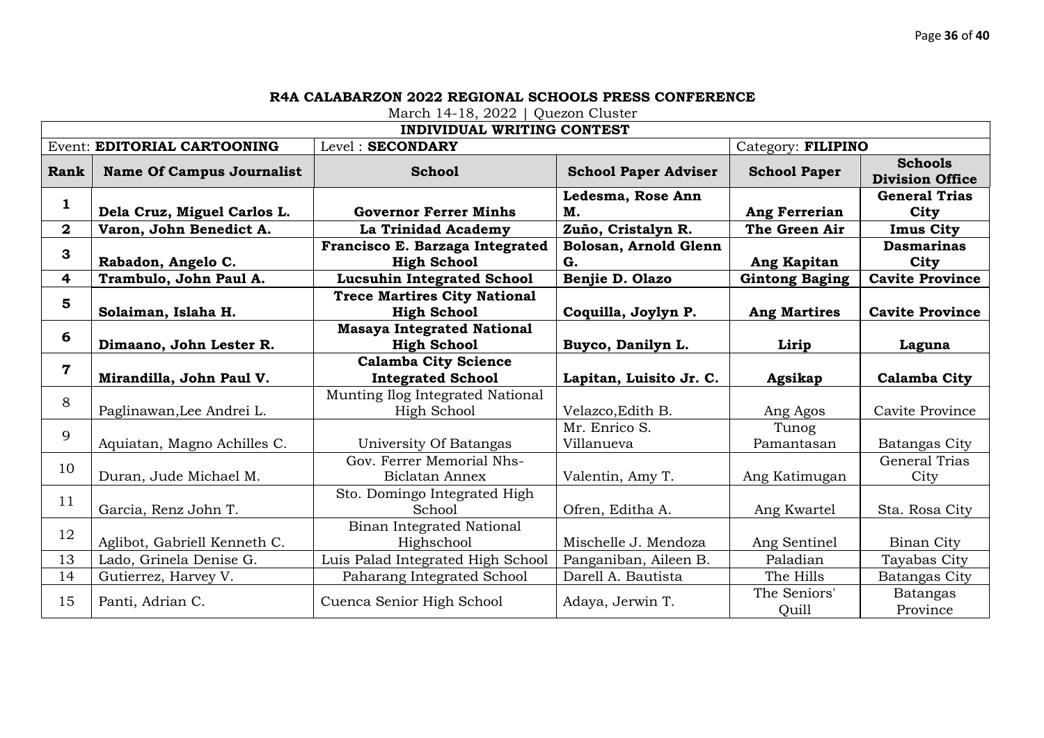**R4A CALABARZON 2022 REGIONAL SCHOOLS PRESS CONFERENCE**

March 14-18, 2022 | Quezon Cluster

**INDIVIDUAL WRITING CONTEST**

| Event: **EDITORIAL CARTOONING** | | Level : **SECONDARY** | | Category: **FILIPINO** | |
|---|---|---|---|---|---|
| **Rank** | **Name Of Campus Journalist** | **School** | **School Paper Adviser** | **School Paper** | **Schools Division Office** |
| **1** | **Dela Cruz, Miguel Carlos L.** | **Governor Ferrer Minhs** | **Ledesma, Rose Ann M.** | **Ang Ferrerian** | **General Trias City** |
| **2** | **Varon, John Benedict A.** | **La Trinidad Academy** | **Zuño, Cristalyn R.** | **The Green Air** | **Imus City** |
| **3** | **Rabadon, Angelo C.** | **Francisco E. Barzaga Integrated High School** | **Bolosan, Arnold Glenn G.** | **Ang Kapitan** | **Dasmarinas City** |
| **4** | **Trambulo, John Paul A.** | **Lucsuhin Integrated School** | **Benjie D. Olazo** | **Gintong Baging** | **Cavite Province** |
| **5** | **Solaiman, Islaha H.** | **Trece Martires City National High School** | **Coquilla, Joylyn P.** | **Ang Martires** | **Cavite Province** |
| **6** | **Dimaano, John Lester R.** | **Masaya Integrated National High School** | **Buyco, Danilyn L.** | **Lirip** | **Laguna** |
| **7** | **Mirandilla, John Paul V.** | **Calamba City Science Integrated School** | **Lapitan, Luisito Jr. C.** | **Agsikap** | **Calamba City** |
| 8 | Paglinawan,Lee Andrei L. | Munting Ilog Integrated National High School | Velazco,Edith B. | Ang Agos | Cavite Province |
| 9 | Aquiatan, Magno Achilles C. | University Of Batangas | Mr. Enrico S. Villanueva | Tunog Pamantasan | Batangas City |
| 10 | Duran, Jude Michael M. | Gov. Ferrer Memorial Nhs-Biclatan Annex | Valentin, Amy T. | Ang Katimugan | General Trias City |
| 11 | Garcia, Renz John T. | Sto. Domingo Integrated High School | Ofren, Editha A. | Ang Kwartel | Sta. Rosa City |
| 12 | Aglibot, Gabriell Kenneth C. | Binan Integrated National Highschool | Mischelle J. Mendoza | Ang Sentinel | Binan City |
| 13 | Lado, Grinela Denise G. | Luis Palad Integrated High School | Panganiban, Aileen B. | Paladian | Tayabas City |
| 14 | Gutierrez, Harvey V. | Paharang Integrated School | Darell A. Bautista | The Hills | Batangas City |
| 15 | Panti, Adrian C. | Cuenca Senior High School | Adaya, Jerwin T. | The Seniors' Quill | Batangas Province |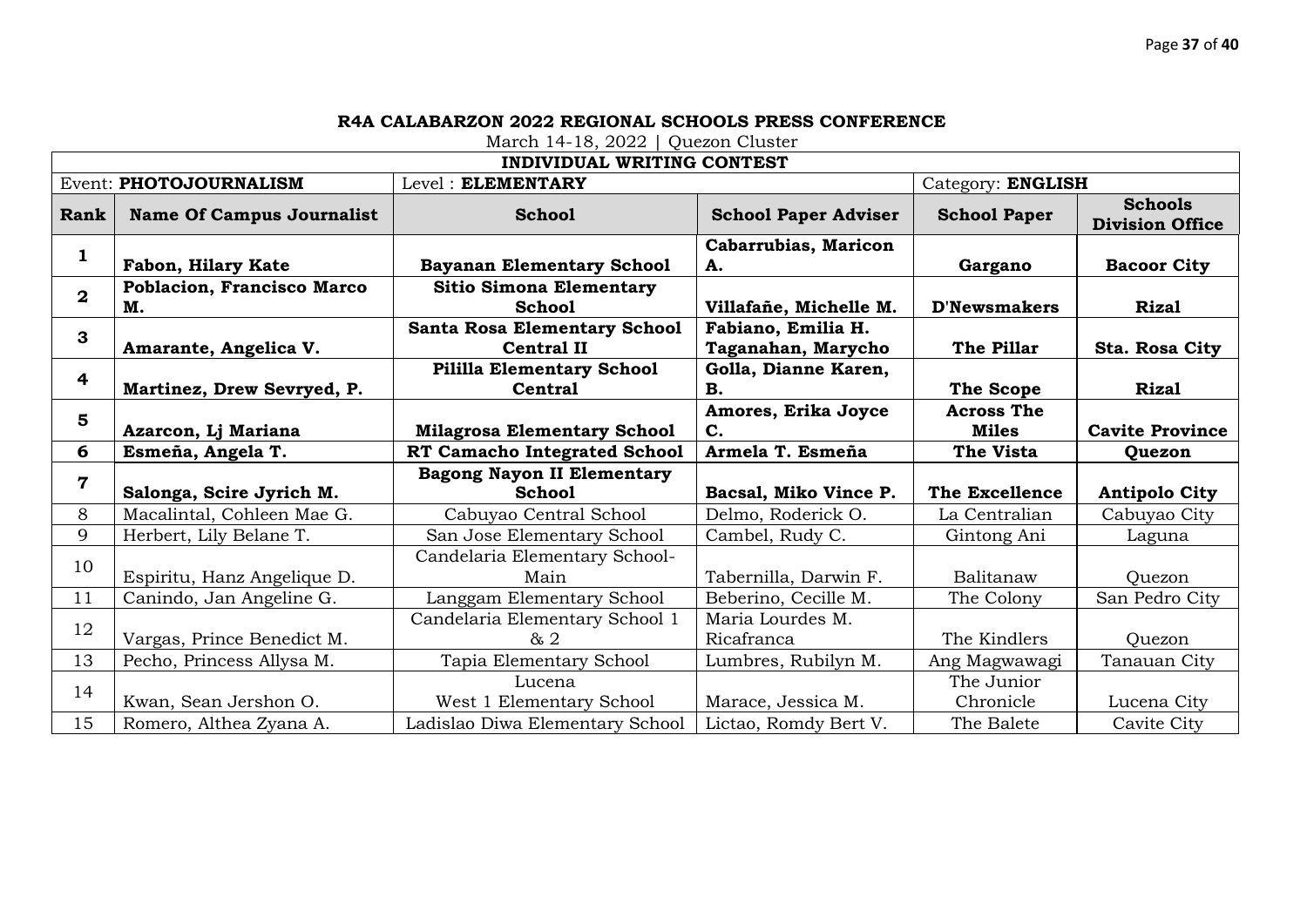**R4A CALABARZON 2022 REGIONAL SCHOOLS PRESS CONFERENCE**

March 14-18, 2022 | Quezon Cluster

| INDIVIDUAL WRITING CONTEST | | | | | |
|---|---|---|---|---|---|
| Event: **PHOTOJOURNALISM** | | Level : **ELEMENTARY** | | Category: **ENGLISH** | |
| **Rank** | **Name Of Campus Journalist** | **School** | **School Paper Adviser** | **School Paper** | **Schools Division Office** |
| **1** | **Fabon, Hilary Kate** | **Bayanan Elementary School** | **Cabarrubias, Maricon A.** | **Gargano** | **Bacoor City** |
| **2** | **Poblacion, Francisco Marco M.** | **Sitio Simona Elementary School** | **Villafañe, Michelle M.** | **D'Newsmakers** | **Rizal** |
| **3** | **Amarante, Angelica V.** | **Santa Rosa Elementary School Central II** | **Fabiano, Emilia H. Taganahan, Marycho** | **The Pillar** | **Sta. Rosa City** |
| **4** | **Martinez, Drew Sevryed, P.** | **Pililla Elementary School Central** | **Golla, Dianne Karen, B.** | **The Scope** | **Rizal** |
| **5** | **Azarcon, Lj Mariana** | **Milagrosa Elementary School** | **Amores, Erika Joyce C.** | **Across The Miles** | **Cavite Province** |
| **6** | **Esmeña, Angela T.** | **RT Camacho Integrated School** | **Armela T. Esmeña** | **The Vista** | **Quezon** |
| **7** | **Salonga, Scire Jyrich M.** | **Bagong Nayon II Elementary School** | **Bacsal, Miko Vince P.** | **The Excellence** | **Antipolo City** |
| 8 | Macalintal, Cohleen Mae G. | Cabuyao Central School | Delmo, Roderick O. | La Centralian | Cabuyao City |
| 9 | Herbert, Lily Belane T. | San Jose Elementary School | Cambel, Rudy C. | Gintong Ani | Laguna |
| 10 | Espiritu, Hanz Angelique D. | Candelaria Elementary School-Main | Tabernilla, Darwin F. | Balitanaw | Quezon |
| 11 | Canindo, Jan Angeline G. | Langgam Elementary School | Beberino, Cecille M. | The Colony | San Pedro City |
| 12 | Vargas, Prince Benedict M. | Candelaria Elementary School 1 & 2 | Maria Lourdes M. Ricafranca | The Kindlers | Quezon |
| 13 | Pecho, Princess Allysa M. | Tapia Elementary School | Lumbres, Rubilyn M. | Ang Magwawagi | Tanauan City |
| 14 | Kwan, Sean Jershon O. | Lucena West 1 Elementary School | Marace, Jessica M. | The Junior Chronicle | Lucena City |
| 15 | Romero, Althea Zyana A. | Ladislao Diwa Elementary School | Lictao, Romdy Bert V. | The Balete | Cavite City |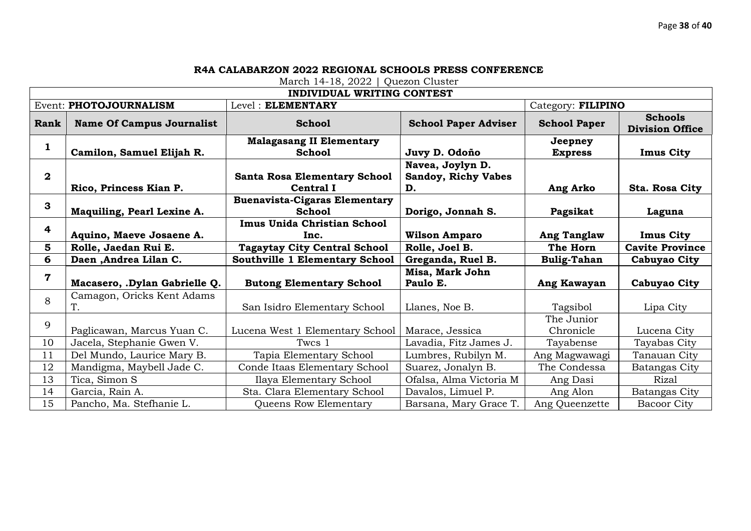**R4A CALABARZON 2022 REGIONAL SCHOOLS PRESS CONFERENCE**

March 14-18, 2022 | Quezon Cluster

**INDIVIDUAL WRITING CONTEST**

| Event: **PHOTOJOURNALISM** | | Level : **ELEMENTARY** | | Category: **FILIPINO** | |
|---|---|---|---|---|---|
| **Rank** | **Name Of Campus Journalist** | **School** | **School Paper Adviser** | **School Paper** | **Schools Division Office** |
| **1** | **Camilon, Samuel Elijah R.** | **Malagasang II Elementary School** | **Juvy D. Odoño** | **Jeepney Express** | **Imus City** |
| **2** | **Rico, Princess Kian P.** | **Santa Rosa Elementary School Central I** | **Navea, Joylyn D. Sandoy, Richy Vabes D.** | **Ang Arko** | **Sta. Rosa City** |
| **3** | **Maquiling, Pearl Lexine A.** | **Buenavista-Cigaras Elementary School** | **Dorigo, Jonnah S.** | **Pagsikat** | **Laguna** |
| **4** | **Aquino, Maeve Josaene A.** | **Imus Unida Christian School Inc.** | **Wilson Amparo** | **Ang Tanglaw** | **Imus City** |
| **5** | **Rolle, Jaedan Rui E.** | **Tagaytay City Central School** | **Rolle, Joel B.** | **The Horn** | **Cavite Province** |
| **6** | **Daen ,Andrea Lilan C.** | **Southville 1 Elementary School** | **Greganda, Ruel B.** | **Bulig-Tahan** | **Cabuyao City** |
| **7** | **Macasero, .Dylan Gabrielle Q.** | **Butong Elementary School** | **Misa, Mark John Paulo E.** | **Ang Kawayan** | **Cabuyao City** |
| 8 | Camagon, Oricks Kent Adams T. | San Isidro Elementary School | Llanes, Noe B. | Tagsibol | Lipa City |
| 9 | Paglicawan, Marcus Yuan C. | Lucena West 1 Elementary School | Marace, Jessica | The Junior Chronicle | Lucena City |
| 10 | Jacela, Stephanie Gwen V. | Twcs 1 | Lavadia, Fitz James J. | Tayabense | Tayabas City |
| 11 | Del Mundo, Laurice Mary B. | Tapia Elementary School | Lumbres, Rubilyn M. | Ang Magwawagi | Tanauan City |
| 12 | Mandigma, Maybell Jade C. | Conde Itaas Elementary School | Suarez, Jonalyn B. | The Condessa | Batangas City |
| 13 | Tica, Simon S | Ilaya Elementary School | Ofalsa, Alma Victoria M | Ang Dasi | Rizal |
| 14 | Garcia, Rain A. | Sta. Clara Elementary School | Davalos, Limuel P. | Ang Alon | Batangas City |
| 15 | Pancho, Ma. Stefhanie L. | Queens Row Elementary | Barsana, Mary Grace T. | Ang Queenzette | Bacoor City |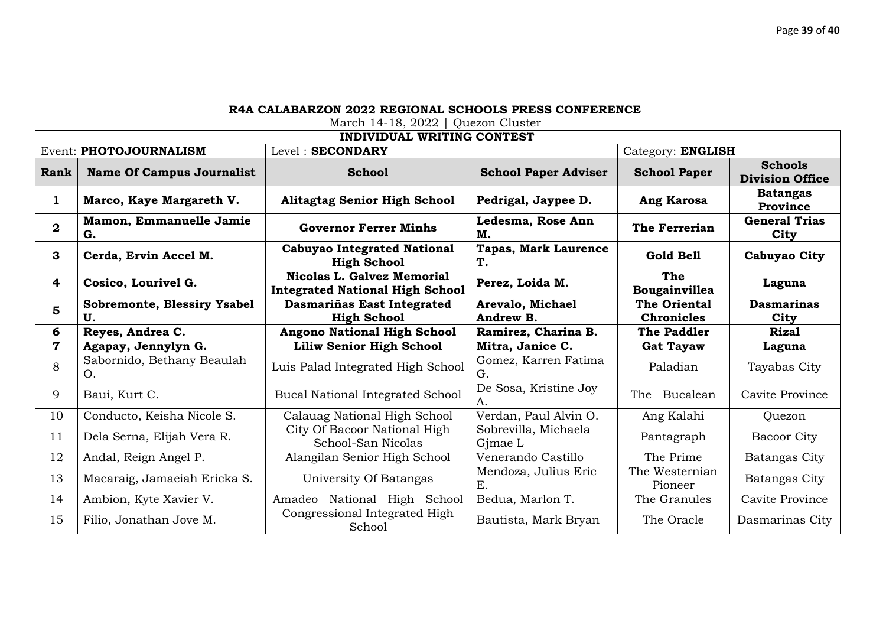**R4A CALABARZON 2022 REGIONAL SCHOOLS PRESS CONFERENCE**

March 14-18, 2022 | Quezon Cluster

| INDIVIDUAL WRITING CONTEST | | | | | |
|---|---|---|---|---|---|
| Event: **PHOTOJOURNALISM** | | Level : **SECONDARY** | | Category: **ENGLISH** | |
| **Rank** | **Name Of Campus Journalist** | **School** | **School Paper Adviser** | **School Paper** | **Schools Division Office** |
| **1** | **Marco, Kaye Margareth V.** | **Alitagtag Senior High School** | **Pedrigal, Jaypee D.** | **Ang Karosa** | **Batangas Province** |
| **2** | **Mamon, Emmanuelle Jamie G.** | **Governor Ferrer Minhs** | **Ledesma, Rose Ann M.** | **The Ferrerian** | **General Trias City** |
| **3** | **Cerda, Ervin Accel M.** | **Cabuyao Integrated National High School** | **Tapas, Mark Laurence T.** | **Gold Bell** | **Cabuyao City** |
| **4** | **Cosico, Lourivel G.** | **Nicolas L. Galvez Memorial Integrated National High School** | **Perez, Loida M.** | **The Bougainvillea** | **Laguna** |
| **5** | **Sobremonte, Blessiry Ysabel U.** | **Dasmariñas East Integrated High School** | **Arevalo, Michael Andrew B.** | **The Oriental Chronicles** | **Dasmarinas City** |
| **6** | **Reyes, Andrea C.** | **Angono National High School** | **Ramirez, Charina B.** | **The Paddler** | **Rizal** |
| **7** | **Agapay, Jennylyn G.** | **Liliw Senior High School** | **Mitra, Janice C.** | **Gat Tayaw** | **Laguna** |
| 8 | Sabornido, Bethany Beaulah O. | Luis Palad Integrated High School | Gomez, Karren Fatima G. | Paladian | Tayabas City |
| 9 | Baui, Kurt C. | Bucal National Integrated School | De Sosa, Kristine Joy A. | The Bucalean | Cavite Province |
| 10 | Conducto, Keisha Nicole S. | Calauag National High School | Verdan, Paul Alvin O. | Ang Kalahi | Quezon |
| 11 | Dela Serna, Elijah Vera R. | City Of Bacoor National High School-San Nicolas | Sobrevilla, Michaela Gjmae L | Pantagraph | Bacoor City |
| 12 | Andal, Reign Angel P. | Alangilan Senior High School | Venerando Castillo | The Prime | Batangas City |
| 13 | Macaraig, Jamaeiah Ericka S. | University Of Batangas | Mendoza, Julius Eric E. | The Westernian Pioneer | Batangas City |
| 14 | Ambion, Kyte Xavier V. | Amadeo National High School | Bedua, Marlon T. | The Granules | Cavite Province |
| 15 | Filio, Jonathan Jove M. | Congressional Integrated High School | Bautista, Mark Bryan | The Oracle | Dasmarinas City |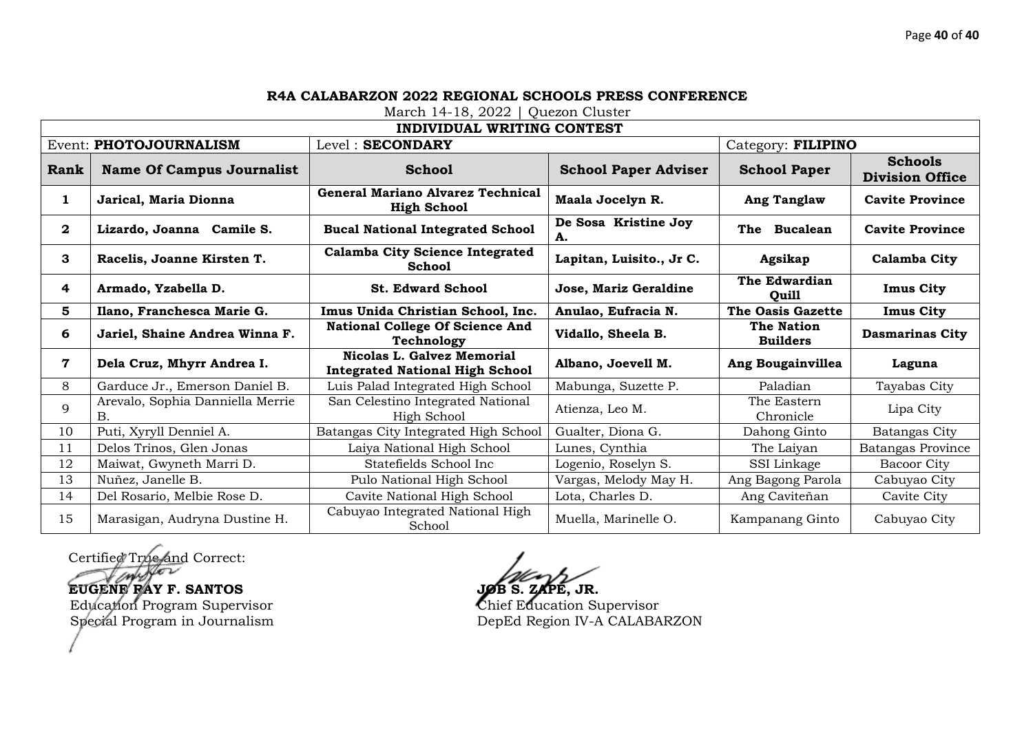**R4A CALABARZON 2022 REGIONAL SCHOOLS PRESS CONFERENCE**

March 14-18, 2022 | Quezon Cluster

**INDIVIDUAL WRITING CONTEST**

| Event: **PHOTOJOURNALISM** | | Level : **SECONDARY** | | Category: **FILIPINO** | |
|---|---|---|---|---|---|
| **Rank** | **Name Of Campus Journalist** | **School** | **School Paper Adviser** | **School Paper** | **Schools Division Office** |
| **1** | **Jarical, Maria Dionna** | **General Mariano Alvarez Technical High School** | **Maala Jocelyn R.** | **Ang Tanglaw** | **Cavite Province** |
| **2** | **Lizardo, Joanna Camile S.** | **Bucal National Integrated School** | **De Sosa Kristine Joy A.** | **The Bucalean** | **Cavite Province** |
| **3** | **Racelis, Joanne Kirsten T.** | **Calamba City Science Integrated School** | **Lapitan, Luisito., Jr C.** | **Agsikap** | **Calamba City** |
| **4** | **Armado, Yzabella D.** | **St. Edward School** | **Jose, Mariz Geraldine** | **The Edwardian Quill** | **Imus City** |
| **5** | **Ilano, Franchesca Marie G.** | **Imus Unida Christian School, Inc.** | **Anulao, Eufracia N.** | **The Oasis Gazette** | **Imus City** |
| **6** | **Jariel, Shaine Andrea Winna F.** | **National College Of Science And Technology** | **Vidallo, Sheela B.** | **The Nation Builders** | **Dasmarinas City** |
| **7** | **Dela Cruz, Mhyrr Andrea I.** | **Nicolas L. Galvez Memorial Integrated National High School** | **Albano, Joevell M.** | **Ang Bougainvillea** | **Laguna** |
| 8 | Garduce Jr., Emerson Daniel B. | Luis Palad Integrated High School | Mabunga, Suzette P. | Paladian | Tayabas City |
| 9 | Arevalo, Sophia Danniella Merrie B. | San Celestino Integrated National High School | Atienza, Leo M. | The Eastern Chronicle | Lipa City |
| 10 | Puti, Xyryll Denniel A. | Batangas City Integrated High School | Gualter, Diona G. | Dahong Ginto | Batangas City |
| 11 | Delos Trinos, Glen Jonas | Laiya National High School | Lunes, Cynthia | The Laiyan | Batangas Province |
| 12 | Maiwat, Gwyneth Marri D. | Statefields School Inc | Logenio, Roselyn S. | SSI Linkage | Bacoor City |
| 13 | Nuñez, Janelle B. | Pulo National High School | Vargas, Melody May H. | Ang Bagong Parola | Cabuyao City |
| 14 | Del Rosario, Melbie Rose D. | Cavite National High School | Lota, Charles D. | Ang Caviteñan | Cavite City |
| 15 | Marasigan, Audryna Dustine H. | Cabuyao Integrated National High School | Muella, Marinelle O. | Kampanang Ginto | Cabuyao City |

Certified True and Correct:

**EUGENE RAY F. SANTOS**
Education Program Supervisor
Special Program in Journalism

**JOB S. ZAPE, JR.**
Chief Education Supervisor
DepEd Region IV-A CALABARZON